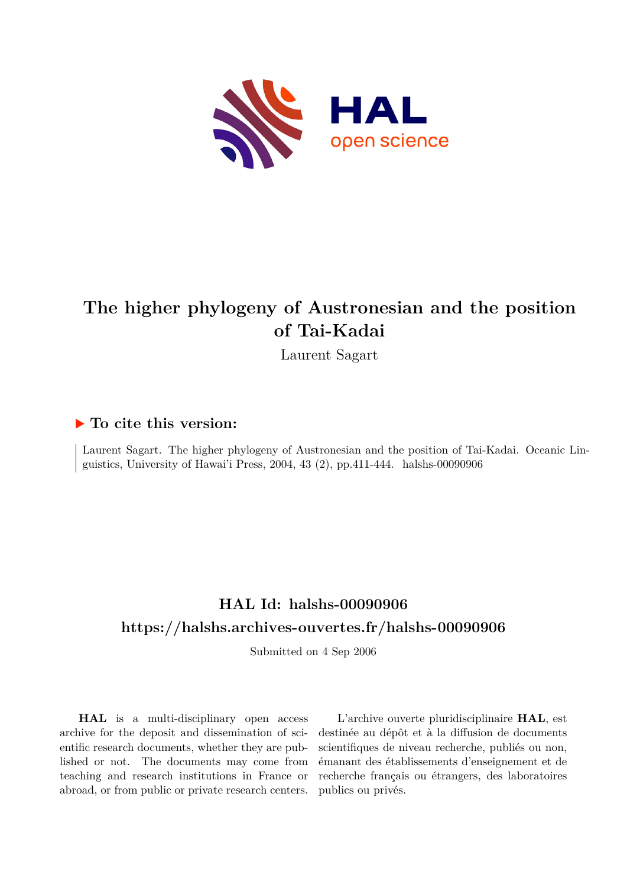# The higher phylogeny of Austronesian and the position of Tai-Kadai

Laurent Sagart

## ▶ To cite this version:

Laurent Sagart. The higher phylogeny of Austronesian and the position of Tai-Kadai. Oceanic Linguistics, University of Hawai'i Press, 2004, 43 (2), pp.411-444. halshs-00090906

## HAL Id: halshs-00090906

## https://halshs.archives-ouvertes.fr/halshs-00090906

Submitted on 4 Sep 2006

**HAL** is a multi-disciplinary open access archive for the deposit and dissemination of scientific research documents, whether they are published or not. The documents may come from teaching and research institutions in France or abroad, or from public or private research centers.

L'archive ouverte pluridisciplinaire **HAL**, est destinée au dépôt et à la diffusion de documents scientifiques de niveau recherche, publiés ou non, émanant des établissements d'enseignement et de recherche français ou étrangers, des laboratoires publics ou privés.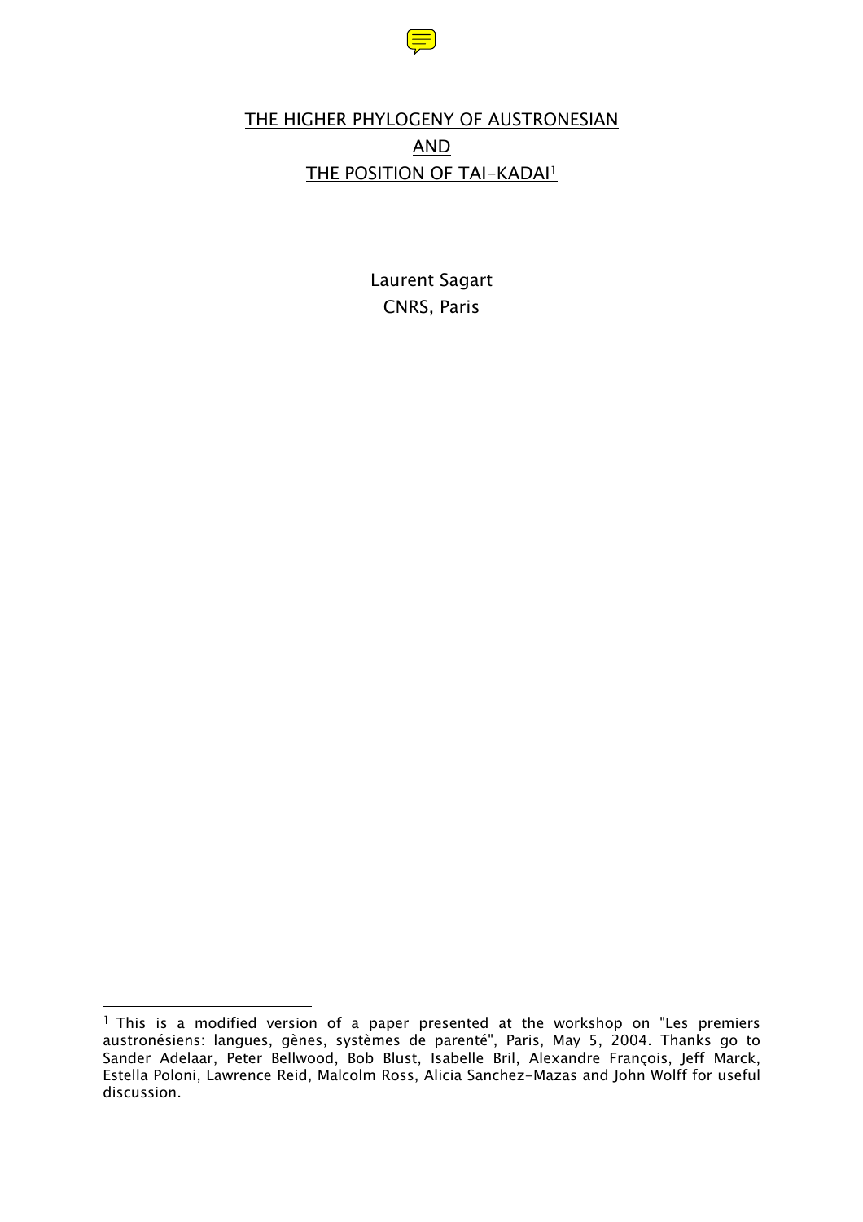# THE HIGHER PHYLOGENY OF AUSTRONESIAN AND THE POSITION OF TAI-KADAI[1]

Laurent Sagart
CNRS, Paris

[1] This is a modified version of a paper presented at the workshop on "Les premiers austronésiens: langues, gènes, systèmes de parenté", Paris, May 5, 2004. Thanks go to Sander Adelaar, Peter Bellwood, Bob Blust, Isabelle Bril, Alexandre François, Jeff Marck, Estella Poloni, Lawrence Reid, Malcolm Ross, Alicia Sanchez-Mazas and John Wolff for useful discussion.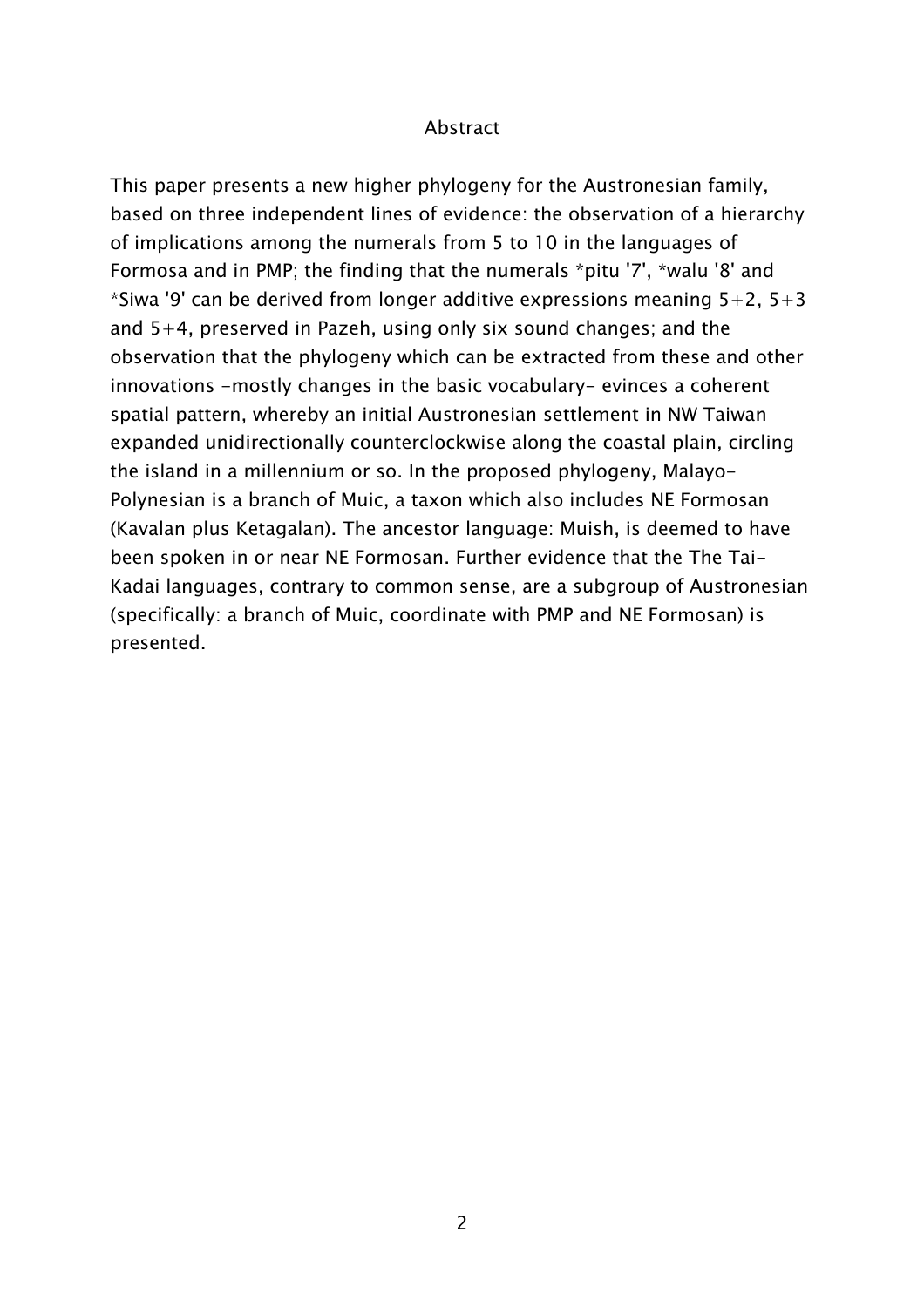# Abstract

This paper presents a new higher phylogeny for the Austronesian family, based on three independent lines of evidence: the observation of a hierarchy of implications among the numerals from 5 to 10 in the languages of Formosa and in PMP; the finding that the numerals *pitu '7', *walu '8' and *Siwa '9' can be derived from longer additive expressions meaning 5+2, 5+3 and 5+4, preserved in Pazeh, using only six sound changes; and the observation that the phylogeny which can be extracted from these and other innovations -mostly changes in the basic vocabulary- evinces a coherent spatial pattern, whereby an initial Austronesian settlement in NW Taiwan expanded unidirectionally counterclockwise along the coastal plain, circling the island in a millennium or so. In the proposed phylogeny, Malayo-Polynesian is a branch of Muic, a taxon which also includes NE Formosan (Kavalan plus Ketagalan). The ancestor language: Muish, is deemed to have been spoken in or near NE Formosan. Further evidence that the The Tai-Kadai languages, contrary to common sense, are a subgroup of Austronesian (specifically: a branch of Muic, coordinate with PMP and NE Formosan) is presented.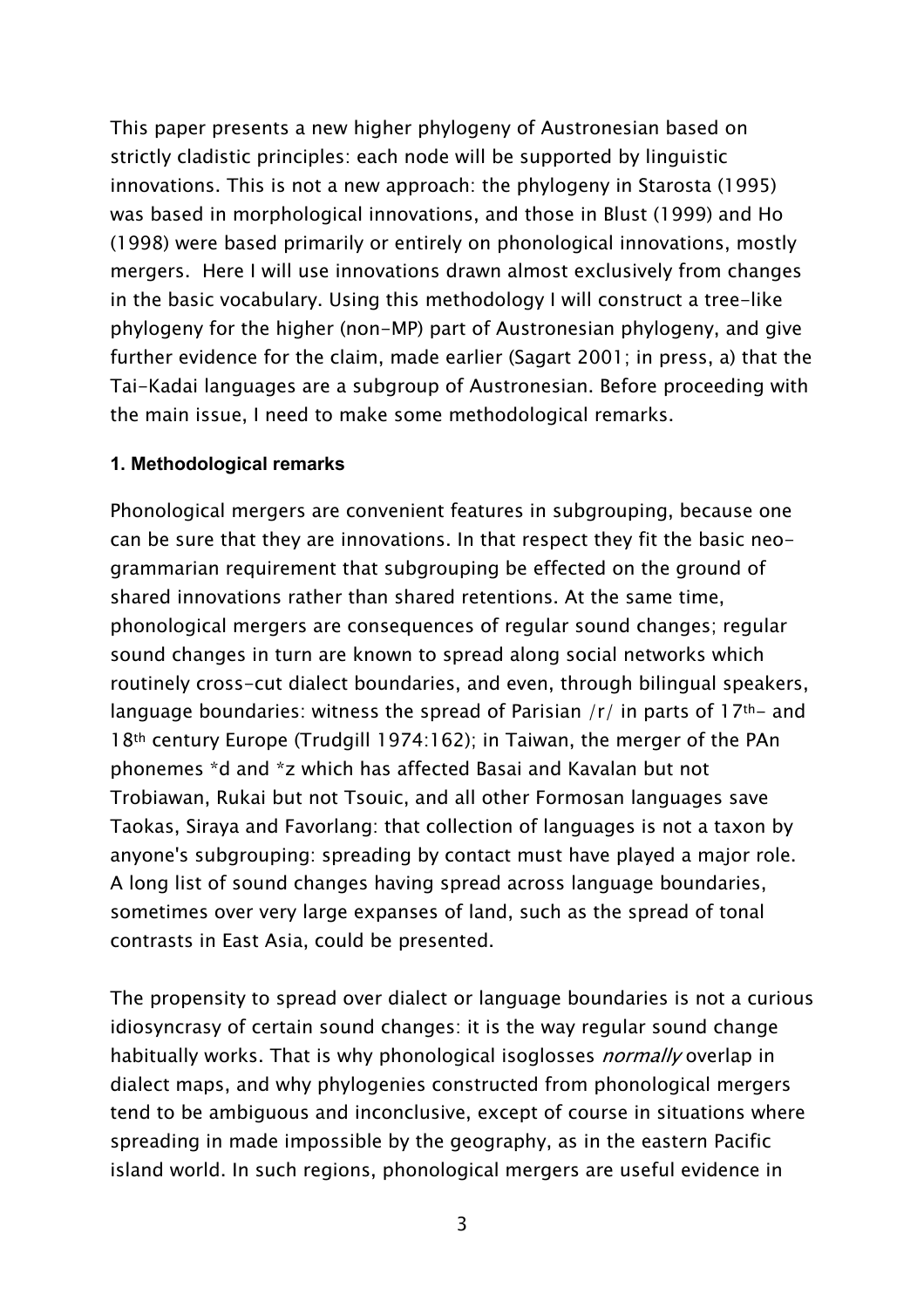This paper presents a new higher phylogeny of Austronesian based on strictly cladistic principles: each node will be supported by linguistic innovations. This is not a new approach: the phylogeny in Starosta (1995) was based in morphological innovations, and those in Blust (1999) and Ho (1998) were based primarily or entirely on phonological innovations, mostly mergers. Here I will use innovations drawn almost exclusively from changes in the basic vocabulary. Using this methodology I will construct a tree-like phylogeny for the higher (non-MP) part of Austronesian phylogeny, and give further evidence for the claim, made earlier (Sagart 2001; in press, a) that the Tai-Kadai languages are a subgroup of Austronesian. Before proceeding with the main issue, I need to make some methodological remarks.

#### 1. Methodological remarks

Phonological mergers are convenient features in subgrouping, because one can be sure that they are innovations. In that respect they fit the basic neo-grammarian requirement that subgrouping be effected on the ground of shared innovations rather than shared retentions. At the same time, phonological mergers are consequences of regular sound changes; regular sound changes in turn are known to spread along social networks which routinely cross-cut dialect boundaries, and even, through bilingual speakers, language boundaries: witness the spread of Parisian /r/ in parts of 17th- and 18th century Europe (Trudgill 1974:162); in Taiwan, the merger of the PAn phonemes *d and *z which has affected Basai and Kavalan but not Trobiawan, Rukai but not Tsouic, and all other Formosan languages save Taokas, Siraya and Favorlang: that collection of languages is not a taxon by anyone's subgrouping: spreading by contact must have played a major role. A long list of sound changes having spread across language boundaries, sometimes over very large expanses of land, such as the spread of tonal contrasts in East Asia, could be presented.

The propensity to spread over dialect or language boundaries is not a curious idiosyncrasy of certain sound changes: it is the way regular sound change habitually works. That is why phonological isoglosses *normally* overlap in dialect maps, and why phylogenies constructed from phonological mergers tend to be ambiguous and inconclusive, except of course in situations where spreading in made impossible by the geography, as in the eastern Pacific island world. In such regions, phonological mergers are useful evidence in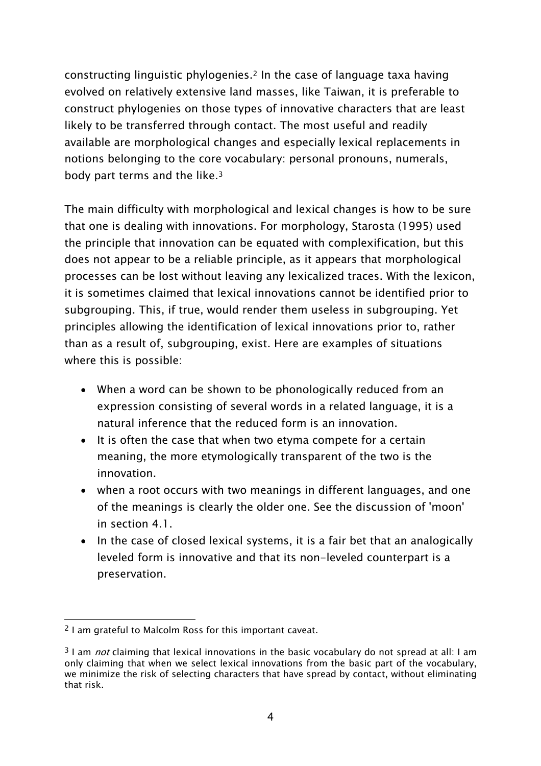constructing linguistic phylogenies.[2] In the case of language taxa having evolved on relatively extensive land masses, like Taiwan, it is preferable to construct phylogenies on those types of innovative characters that are least likely to be transferred through contact. The most useful and readily available are morphological changes and especially lexical replacements in notions belonging to the core vocabulary: personal pronouns, numerals, body part terms and the like.[3]

The main difficulty with morphological and lexical changes is how to be sure that one is dealing with innovations. For morphology, Starosta (1995) used the principle that innovation can be equated with complexification, but this does not appear to be a reliable principle, as it appears that morphological processes can be lost without leaving any lexicalized traces. With the lexicon, it is sometimes claimed that lexical innovations cannot be identified prior to subgrouping. This, if true, would render them useless in subgrouping. Yet principles allowing the identification of lexical innovations prior to, rather than as a result of, subgrouping, exist. Here are examples of situations where this is possible:

- When a word can be shown to be phonologically reduced from an expression consisting of several words in a related language, it is a natural inference that the reduced form is an innovation.
- It is often the case that when two etyma compete for a certain meaning, the more etymologically transparent of the two is the innovation.
- when a root occurs with two meanings in different languages, and one of the meanings is clearly the older one. See the discussion of 'moon' in section 4.1.
- In the case of closed lexical systems, it is a fair bet that an analogically leveled form is innovative and that its non-leveled counterpart is a preservation.

---

[2] I am grateful to Malcolm Ross for this important caveat.

[3] I am *not* claiming that lexical innovations in the basic vocabulary do not spread at all: I am only claiming that when we select lexical innovations from the basic part of the vocabulary, we minimize the risk of selecting characters that have spread by contact, without eliminating that risk.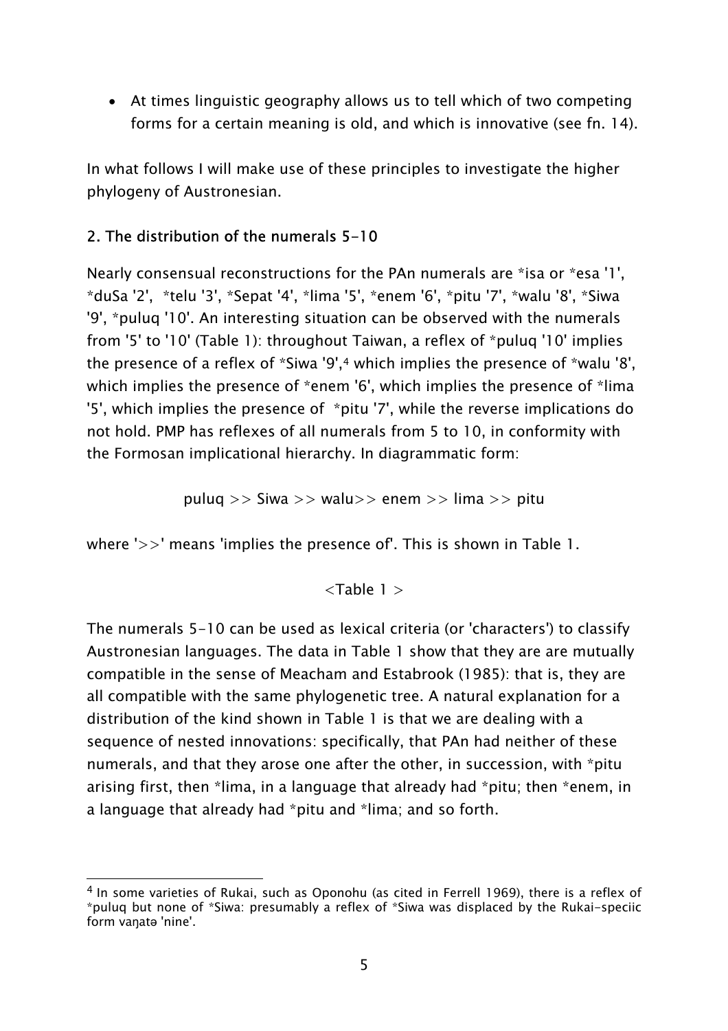- At times linguistic geography allows us to tell which of two competing forms for a certain meaning is old, and which is innovative (see fn. 14).

In what follows I will make use of these principles to investigate the higher phylogeny of Austronesian.

## 2. The distribution of the numerals 5-10

Nearly consensual reconstructions for the PAn numerals are *isa or *esa '1', *duSa '2', *telu '3', *Sepat '4', *lima '5', *enem '6', *pitu '7', *walu '8', *Siwa '9', *puluq '10'. An interesting situation can be observed with the numerals from '5' to '10' (Table 1): throughout Taiwan, a reflex of *puluq '10' implies the presence of a reflex of *Siwa '9',[4] which implies the presence of *walu '8', which implies the presence of *enem '6', which implies the presence of *lima '5', which implies the presence of *pitu '7', while the reverse implications do not hold. PMP has reflexes of all numerals from 5 to 10, in conformity with the Formosan implicational hierarchy. In diagrammatic form:

puluq >> Siwa >> walu>> enem >> lima >> pitu

where '>>' means 'implies the presence of'. This is shown in Table 1.

<Table 1 >

The numerals 5-10 can be used as lexical criteria (or 'characters') to classify Austronesian languages. The data in Table 1 show that they are are mutually compatible in the sense of Meacham and Estabrook (1985): that is, they are all compatible with the same phylogenetic tree. A natural explanation for a distribution of the kind shown in Table 1 is that we are dealing with a sequence of nested innovations: specifically, that PAn had neither of these numerals, and that they arose one after the other, in succession, with *pitu arising first, then *lima, in a language that already had *pitu; then *enem, in a language that already had *pitu and *lima; and so forth.

[4] In some varieties of Rukai, such as Oponohu (as cited in Ferrell 1969), there is a reflex of *puluq but none of *Siwa: presumably a reflex of *Siwa was displaced by the Rukai-speciic form vaŋatə 'nine'.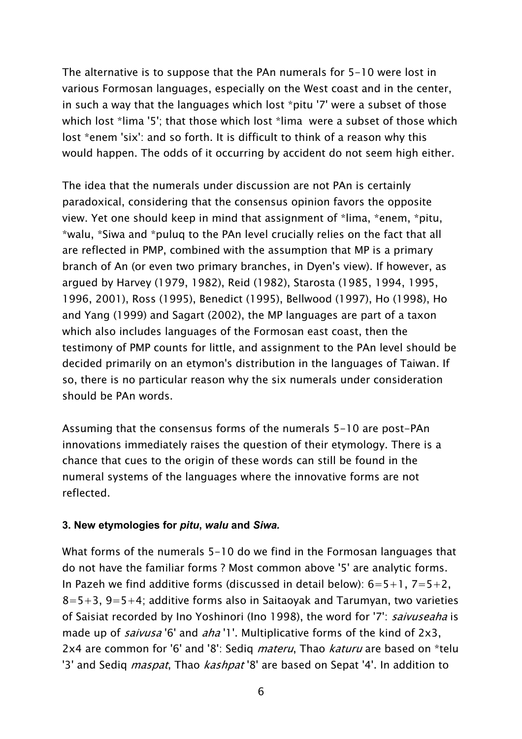The alternative is to suppose that the PAn numerals for 5-10 were lost in various Formosan languages, especially on the West coast and in the center, in such a way that the languages which lost *pitu '7' were a subset of those which lost *lima '5'; that those which lost *lima were a subset of those which lost *enem 'six': and so forth. It is difficult to think of a reason why this would happen. The odds of it occurring by accident do not seem high either.

The idea that the numerals under discussion are not PAn is certainly paradoxical, considering that the consensus opinion favors the opposite view. Yet one should keep in mind that assignment of *lima, *enem, *pitu, *walu, *Siwa and *puluq to the PAn level crucially relies on the fact that all are reflected in PMP, combined with the assumption that MP is a primary branch of An (or even two primary branches, in Dyen's view). If however, as argued by Harvey (1979, 1982), Reid (1982), Starosta (1985, 1994, 1995, 1996, 2001), Ross (1995), Benedict (1995), Bellwood (1997), Ho (1998), Ho and Yang (1999) and Sagart (2002), the MP languages are part of a taxon which also includes languages of the Formosan east coast, then the testimony of PMP counts for little, and assignment to the PAn level should be decided primarily on an etymon's distribution in the languages of Taiwan. If so, there is no particular reason why the six numerals under consideration should be PAn words.

Assuming that the consensus forms of the numerals 5-10 are post-PAn innovations immediately raises the question of their etymology. There is a chance that cues to the origin of these words can still be found in the numeral systems of the languages where the innovative forms are not reflected.

### 3. New etymologies for *pitu*, *walu* and *Siwa.*

What forms of the numerals 5-10 do we find in the Formosan languages that do not have the familiar forms ? Most common above '5' are analytic forms. In Pazeh we find additive forms (discussed in detail below): 6=5+1, 7=5+2, 8=5+3, 9=5+4; additive forms also in Saitaoyak and Tarumyan, two varieties of Saisiat recorded by Ino Yoshinori (Ino 1998), the word for '7': *saivuseaha* is made up of *saivusa* '6' and *aha* '1'. Multiplicative forms of the kind of 2x3, 2x4 are common for '6' and '8': Sediq *materu*, Thao *katuru* are based on *telu '3' and Sediq *maspat*, Thao *kashpat* '8' are based on Sepat '4'. In addition to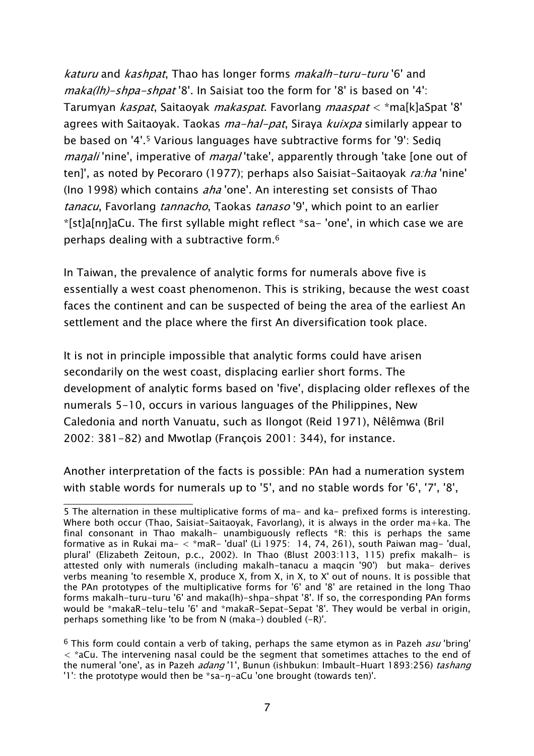*katuru* and *kashpat*, Thao has longer forms *makalh-turu-turu* '6' and *maka(lh)-shpa-shpat* '8'. In Saisiat too the form for '8' is based on '4': Tarumyan *kaspat*, Saitaoyak *makaspat*. Favorlang *maaspat* < *ma[k]aSpat '8' agrees with Saitaoyak. Taokas *ma-hal-pat*, Siraya *kuixpa* similarly appear to be based on '4'.[5] Various languages have subtractive forms for '9': Sediq *maŋali* 'nine', imperative of *maŋal* 'take', apparently through 'take [one out of ten]', as noted by Pecoraro (1977); perhaps also Saisiat-Saitaoyak *ra:ha* 'nine' (Ino 1998) which contains *aha* 'one'. An interesting set consists of Thao *tanacu*, Favorlang *tannacho*, Taokas *tanaso* '9', which point to an earlier *[st]a[nŋ]aCu. The first syllable might reflect *sa- 'one', in which case we are perhaps dealing with a subtractive form.[6]

In Taiwan, the prevalence of analytic forms for numerals above five is essentially a west coast phenomenon. This is striking, because the west coast faces the continent and can be suspected of being the area of the earliest An settlement and the place where the first An diversification took place.

It is not in principle impossible that analytic forms could have arisen secondarily on the west coast, displacing earlier short forms. The development of analytic forms based on 'five', displacing older reflexes of the numerals 5-10, occurs in various languages of the Philippines, New Caledonia and north Vanuatu, such as Ilongot (Reid 1971), Nêlêmwa (Bril 2002: 381-82) and Mwotlap (François 2001: 344), for instance.

Another interpretation of the facts is possible: PAn had a numeration system with stable words for numerals up to '5', and no stable words for '6', '7', '8',

---

5 The alternation in these multiplicative forms of ma- and ka- prefixed forms is interesting. Where both occur (Thao, Saisiat-Saitaoyak, Favorlang), it is always in the order ma+ka. The final consonant in Thao makalh- unambiguously reflects *R: this is perhaps the same formative as in Rukai ma- < *maR- 'dual' (Li 1975: 14, 74, 261), south Paiwan mag- 'dual, plural' (Elizabeth Zeitoun, p.c., 2002). In Thao (Blust 2003:113, 115) prefix makalh- is attested only with numerals (including makalh-tanacu a maqcin '90') but maka- derives verbs meaning 'to resemble X, produce X, from X, in X, to X' out of nouns. It is possible that the PAn prototypes of the multiplicative forms for '6' and '8' are retained in the long Thao forms makalh-turu-turu '6' and maka(lh)-shpa-shpat '8'. If so, the corresponding PAn forms would be *makaR-telu-telu '6' and *makaR-Sepat-Sepat '8'. They would be verbal in origin, perhaps something like 'to be from N (maka-) doubled (-R)'.

6 This form could contain a verb of taking, perhaps the same etymon as in Pazeh *asu* 'bring' < *aCu. The intervening nasal could be the segment that sometimes attaches to the end of the numeral 'one', as in Pazeh *adang* '1', Bunun (ishbukun: Imbault-Huart 1893:256) *tashang* '1': the prototype would then be *sa-ŋ-aCu 'one brought (towards ten)'.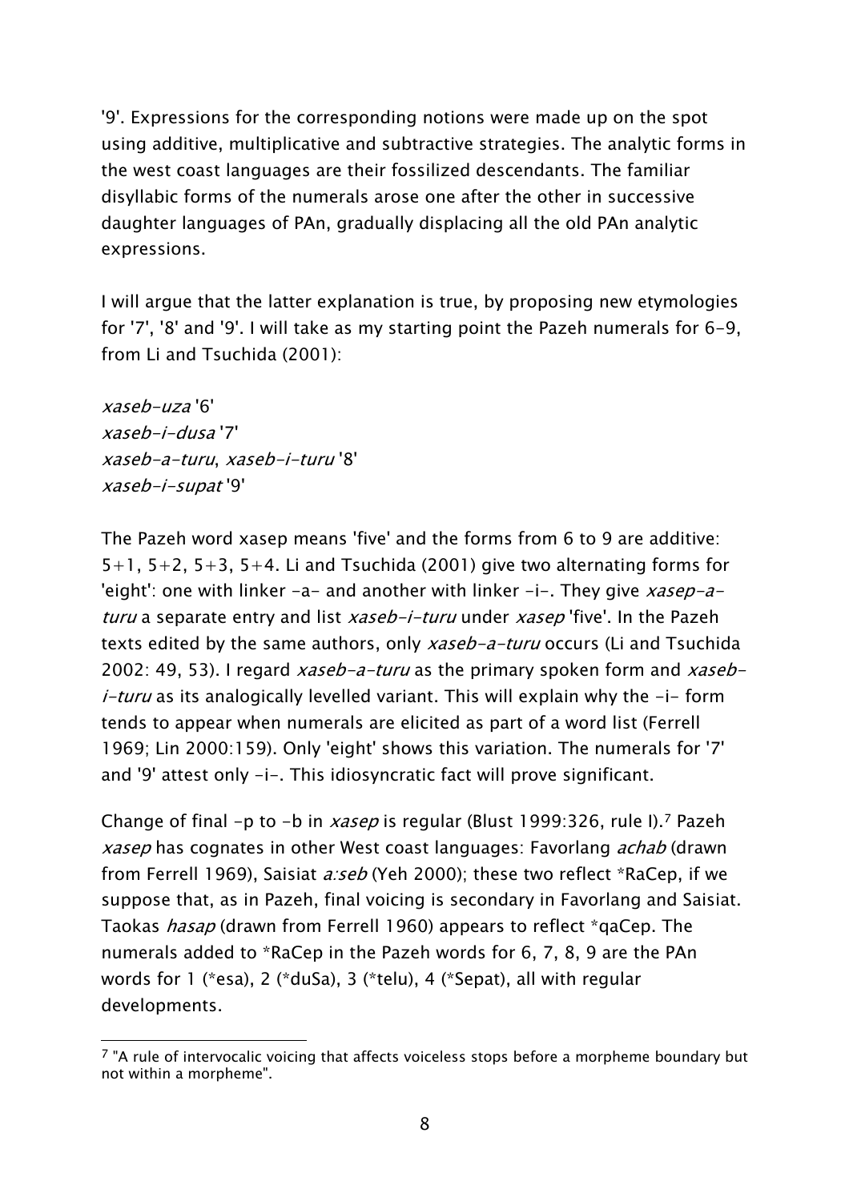'9'. Expressions for the corresponding notions were made up on the spot using additive, multiplicative and subtractive strategies. The analytic forms in the west coast languages are their fossilized descendants. The familiar disyllabic forms of the numerals arose one after the other in successive daughter languages of PAn, gradually displacing all the old PAn analytic expressions.

I will argue that the latter explanation is true, by proposing new etymologies for '7', '8' and '9'. I will take as my starting point the Pazeh numerals for 6-9, from Li and Tsuchida (2001):

*xaseb-uza* '6'
*xaseb-i-dusa* '7'
*xaseb-a-turu*, *xaseb-i-turu* '8'
*xaseb-i-supat* '9'

The Pazeh word xasep means 'five' and the forms from 6 to 9 are additive: 5+1, 5+2, 5+3, 5+4. Li and Tsuchida (2001) give two alternating forms for 'eight': one with linker -a- and another with linker -i-. They give *xasep-a-turu* a separate entry and list *xaseb-i-turu* under *xasep* 'five'. In the Pazeh texts edited by the same authors, only *xaseb-a-turu* occurs (Li and Tsuchida 2002: 49, 53). I regard *xaseb-a-turu* as the primary spoken form and *xaseb-i-turu* as its analogically levelled variant. This will explain why the -i- form tends to appear when numerals are elicited as part of a word list (Ferrell 1969; Lin 2000:159). Only 'eight' shows this variation. The numerals for '7' and '9' attest only -i-. This idiosyncratic fact will prove significant.

Change of final -p to -b in *xasep* is regular (Blust 1999:326, rule I).[7] Pazeh *xasep* has cognates in other West coast languages: Favorlang *achab* (drawn from Ferrell 1969), Saisiat *a:seb* (Yeh 2000); these two reflect *RaCep, if we suppose that, as in Pazeh, final voicing is secondary in Favorlang and Saisiat. Taokas *hasap* (drawn from Ferrell 1960) appears to reflect *qaCep. The numerals added to *RaCep in the Pazeh words for 6, 7, 8, 9 are the PAn words for 1 (*esa), 2 (*duSa), 3 (*telu), 4 (*Sepat), all with regular developments.

[7] "A rule of intervocalic voicing that affects voiceless stops before a morpheme boundary but not within a morpheme".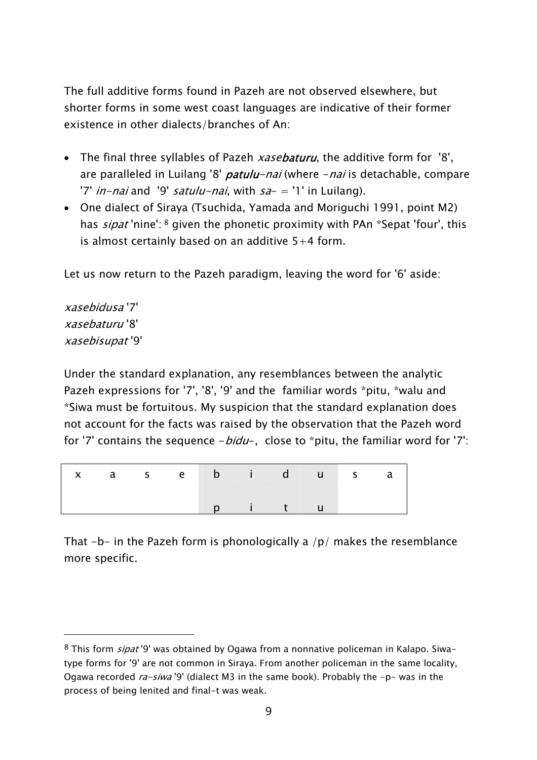The full additive forms found in Pazeh are not observed elsewhere, but shorter forms in some west coast languages are indicative of their former existence in other dialects/branches of An:

- The final three syllables of Pazeh *xase**baturu***, the additive form for '8', are paralleled in Luilang '8' ***patulu**-nai* (where *-nai* is detachable, compare '7' *in-nai* and '9' *satulu-nai*, with *sa-* = '1' in Luilang).
- One dialect of Siraya (Tsuchida, Yamada and Moriguchi 1991, point M2) has *sipat* 'nine':[8] given the phonetic proximity with PAn *Sepat 'four', this is almost certainly based on an additive 5+4 form.

Let us now return to the Pazeh paradigm, leaving the word for '6' aside:

*xasebidusa* '7'
*xasebaturu* '8'
*xasebisupat* '9'

Under the standard explanation, any resemblances between the analytic Pazeh expressions for '7', '8', '9' and the familiar words *pitu, *walu and *Siwa must be fortuitous. My suspicion that the standard explanation does not account for the facts was raised by the observation that the Pazeh word for '7' contains the sequence *-bidu-*, close to *pitu, the familiar word for '7':

| x | a | s | e | b | i | d | u | s | a |
|---|---|---|---|---|---|---|---|---|---|
| | | | | p | i | t | u | | |

That -b- in the Pazeh form is phonologically a /p/ makes the resemblance more specific.

---

[8] This form *sipat* '9' was obtained by Ogawa from a nonnative policeman in Kalapo. Siwa-type forms for '9' are not common in Siraya. From another policeman in the same locality, Ogawa recorded *ra-siwa* '9' (dialect M3 in the same book). Probably the -p- was in the process of being lenited and final-t was weak.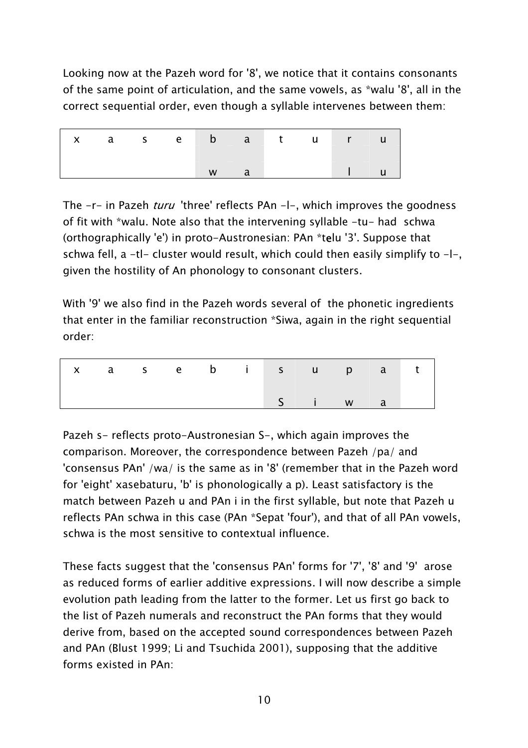Looking now at the Pazeh word for '8', we notice that it contains consonants of the same point of articulation, and the same vowels, as *walu '8', all in the correct sequential order, even though a syllable intervenes between them:

| x | a | s | e | b | a | t | u | r | u |
|---|---|---|---|---|---|---|---|---|---|
| | | | | w | a | | | l | u |

The -r- in Pazeh *turu* 'three' reflects PAn -l-, which improves the goodness of fit with *walu. Note also that the intervening syllable -tu- had schwa (orthographically 'e') in proto-Austronesian: PAn *telu '3'. Suppose that schwa fell, a -tl- cluster would result, which could then easily simplify to -l-, given the hostility of An phonology to consonant clusters.

With '9' we also find in the Pazeh words several of the phonetic ingredients that enter in the familiar reconstruction *Siwa, again in the right sequential order:

| x | a | s | e | b | i | s | u | p | a | t |
|---|---|---|---|---|---|---|---|---|---|---|
| | | | | | | S | i | w | a | |

Pazeh s- reflects proto-Austronesian S-, which again improves the comparison. Moreover, the correspondence between Pazeh /pa/ and 'consensus PAn' /wa/ is the same as in '8' (remember that in the Pazeh word for 'eight' xasebaturu, 'b' is phonologically a p). Least satisfactory is the match between Pazeh u and PAn i in the first syllable, but note that Pazeh u reflects PAn schwa in this case (PAn *Sepat 'four'), and that of all PAn vowels, schwa is the most sensitive to contextual influence.

These facts suggest that the 'consensus PAn' forms for '7', '8' and '9' arose as reduced forms of earlier additive expressions. I will now describe a simple evolution path leading from the latter to the former. Let us first go back to the list of Pazeh numerals and reconstruct the PAn forms that they would derive from, based on the accepted sound correspondences between Pazeh and PAn (Blust 1999; Li and Tsuchida 2001), supposing that the additive forms existed in PAn: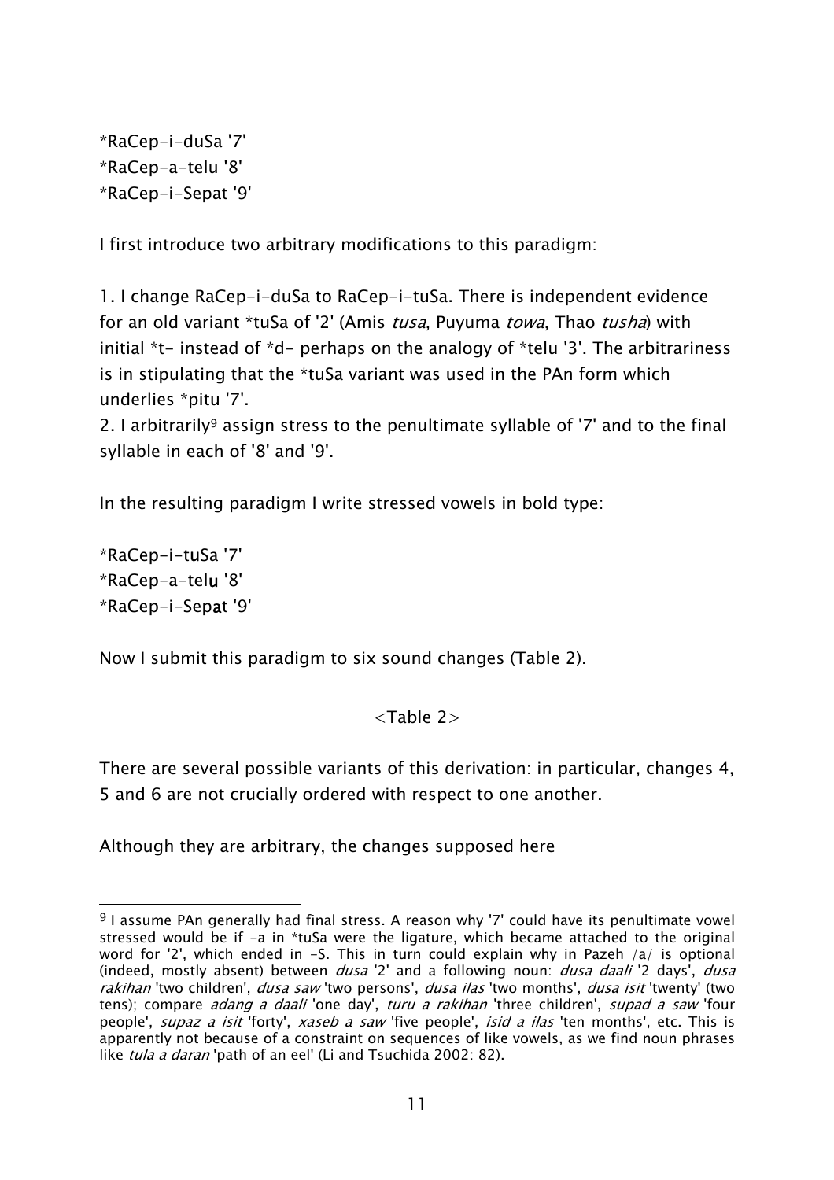*RaCep-i-duSa '7'
*RaCep-a-telu '8'
*RaCep-i-Sepat '9'

I first introduce two arbitrary modifications to this paradigm:

1. I change RaCep-i-duSa to RaCep-i-tuSa. There is independent evidence for an old variant *tuSa of '2' (Amis *tusa*, Puyuma *towa*, Thao *tusha*) with initial *t- instead of *d- perhaps on the analogy of *telu '3'. The arbitrariness is in stipulating that the *tuSa variant was used in the PAn form which underlies *pitu '7'.
2. I arbitrarily[9] assign stress to the penultimate syllable of '7' and to the final syllable in each of '8' and '9'.

In the resulting paradigm I write stressed vowels in bold type:

*RaCep-i-t**u**Sa '7'
*RaCep-a-tel**u** '8'
*RaCep-i-Sep**a**t '9'

Now I submit this paradigm to six sound changes (Table 2).

<Table 2>

There are several possible variants of this derivation: in particular, changes 4, 5 and 6 are not crucially ordered with respect to one another.

Although they are arbitrary, the changes supposed here

---

[9] I assume PAn generally had final stress. A reason why '7' could have its penultimate vowel stressed would be if -a in *tuSa were the ligature, which became attached to the original word for '2', which ended in -S. This in turn could explain why in Pazeh /a/ is optional (indeed, mostly absent) between *dusa* '2' and a following noun: *dusa daali* '2 days', *dusa rakihan* 'two children', *dusa saw* 'two persons', *dusa ilas* 'two months', *dusa isit* 'twenty' (two tens); compare *adang a daali* 'one day', *turu a rakihan* 'three children', *supad a saw* 'four people', *supaz a isit* 'forty', *xaseb a saw* 'five people', *isid a ilas* 'ten months', etc. This is apparently not because of a constraint on sequences of like vowels, as we find noun phrases like *tula a daran* 'path of an eel' (Li and Tsuchida 2002: 82).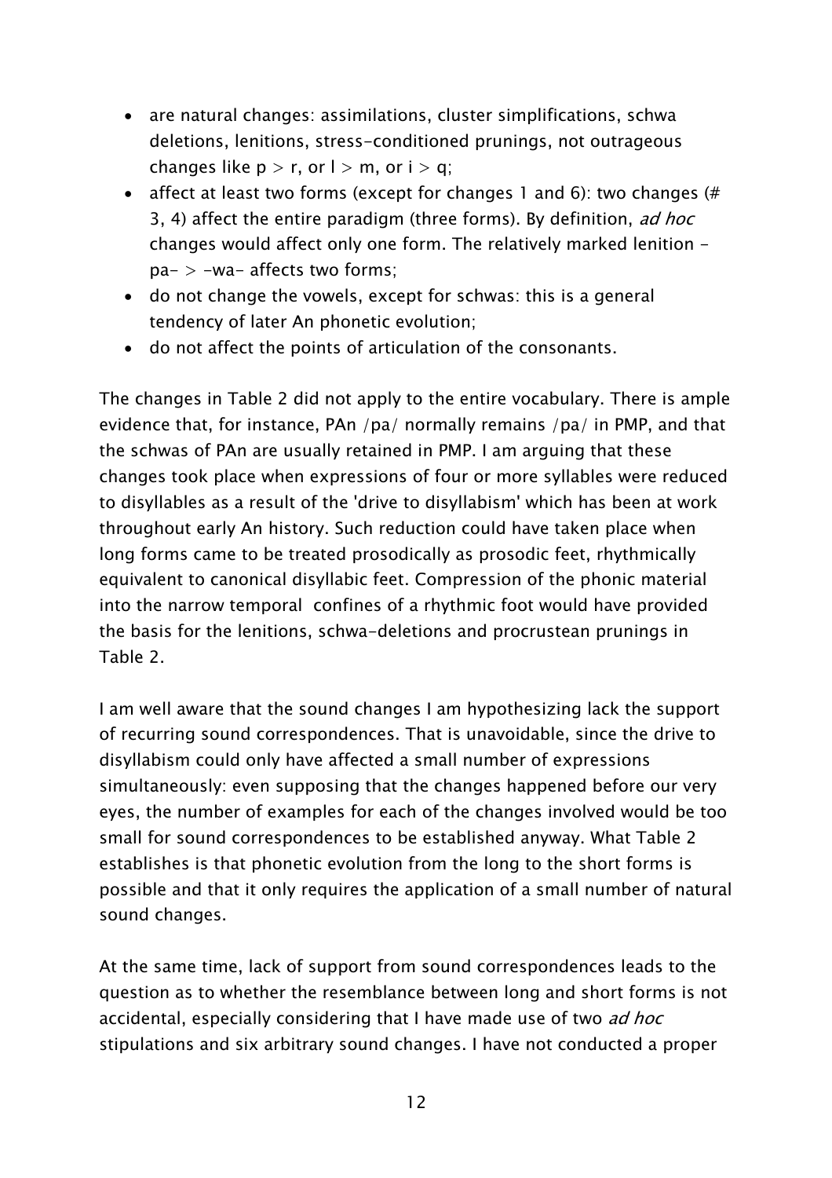- are natural changes: assimilations, cluster simplifications, schwa deletions, lenitions, stress-conditioned prunings, not outrageous changes like p > r, or l > m, or i > q;
- affect at least two forms (except for changes 1 and 6): two changes (# 3, 4) affect the entire paradigm (three forms). By definition, *ad hoc* changes would affect only one form. The relatively marked lenition -pa- > -wa- affects two forms;
- do not change the vowels, except for schwas: this is a general tendency of later An phonetic evolution;
- do not affect the points of articulation of the consonants.

The changes in Table 2 did not apply to the entire vocabulary. There is ample evidence that, for instance, PAn /pa/ normally remains /pa/ in PMP, and that the schwas of PAn are usually retained in PMP. I am arguing that these changes took place when expressions of four or more syllables were reduced to disyllables as a result of the 'drive to disyllabism' which has been at work throughout early An history. Such reduction could have taken place when long forms came to be treated prosodically as prosodic feet, rhythmically equivalent to canonical disyllabic feet. Compression of the phonic material into the narrow temporal confines of a rhythmic foot would have provided the basis for the lenitions, schwa-deletions and procrustean prunings in Table 2.

I am well aware that the sound changes I am hypothesizing lack the support of recurring sound correspondences. That is unavoidable, since the drive to disyllabism could only have affected a small number of expressions simultaneously: even supposing that the changes happened before our very eyes, the number of examples for each of the changes involved would be too small for sound correspondences to be established anyway. What Table 2 establishes is that phonetic evolution from the long to the short forms is possible and that it only requires the application of a small number of natural sound changes.

At the same time, lack of support from sound correspondences leads to the question as to whether the resemblance between long and short forms is not accidental, especially considering that I have made use of two *ad hoc* stipulations and six arbitrary sound changes. I have not conducted a proper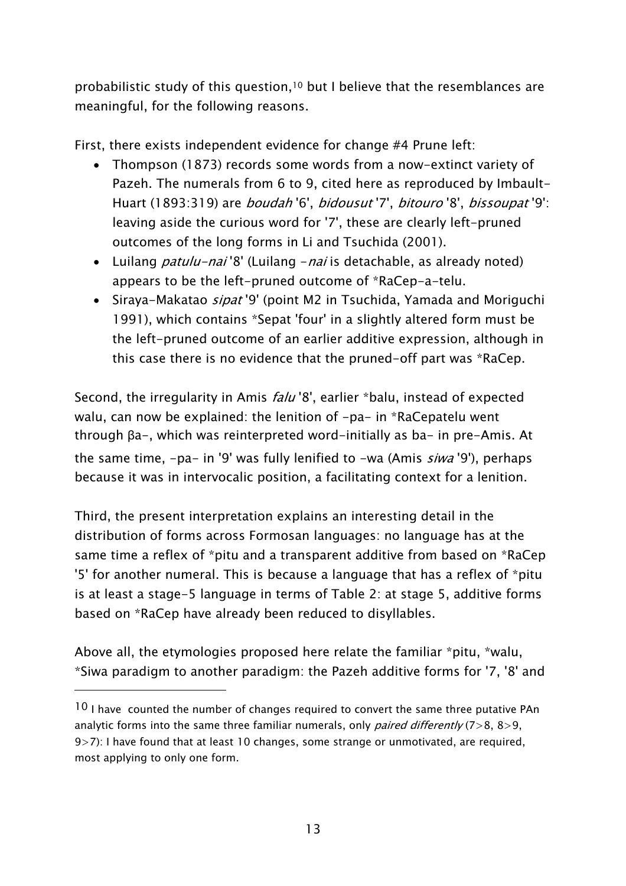probabilistic study of this question,[10] but I believe that the resemblances are meaningful, for the following reasons.

First, there exists independent evidence for change #4 Prune left:

- Thompson (1873) records some words from a now-extinct variety of Pazeh. The numerals from 6 to 9, cited here as reproduced by Imbault-Huart (1893:319) are *boudah* '6', *bidousut* '7', *bitouro* '8', *bissoupat* '9': leaving aside the curious word for '7', these are clearly left-pruned outcomes of the long forms in Li and Tsuchida (2001).
- Luilang *patulu-nai* '8' (Luilang *-nai* is detachable, as already noted) appears to be the left-pruned outcome of *RaCep-a-telu.
- Siraya-Makatao *sipat* '9' (point M2 in Tsuchida, Yamada and Moriguchi 1991), which contains *Sepat 'four' in a slightly altered form must be the left-pruned outcome of an earlier additive expression, although in this case there is no evidence that the pruned-off part was *RaCep.

Second, the irregularity in Amis *falu* '8', earlier *balu, instead of expected walu, can now be explained: the lenition of -pa- in *RaCepatelu went through βa-, which was reinterpreted word-initially as ba- in pre-Amis. At the same time, -pa- in '9' was fully lenified to -wa (Amis *siwa* '9'), perhaps because it was in intervocalic position, a facilitating context for a lenition.

Third, the present interpretation explains an interesting detail in the distribution of forms across Formosan languages: no language has at the same time a reflex of *pitu and a transparent additive from based on *RaCep '5' for another numeral. This is because a language that has a reflex of *pitu is at least a stage-5 language in terms of Table 2: at stage 5, additive forms based on *RaCep have already been reduced to disyllables.

Above all, the etymologies proposed here relate the familiar *pitu, *walu, *Siwa paradigm to another paradigm: the Pazeh additive forms for '7, '8' and

---

[10] I have counted the number of changes required to convert the same three putative PAn analytic forms into the same three familiar numerals, only *paired differently* (7>8, 8>9, 9>7): I have found that at least 10 changes, some strange or unmotivated, are required, most applying to only one form.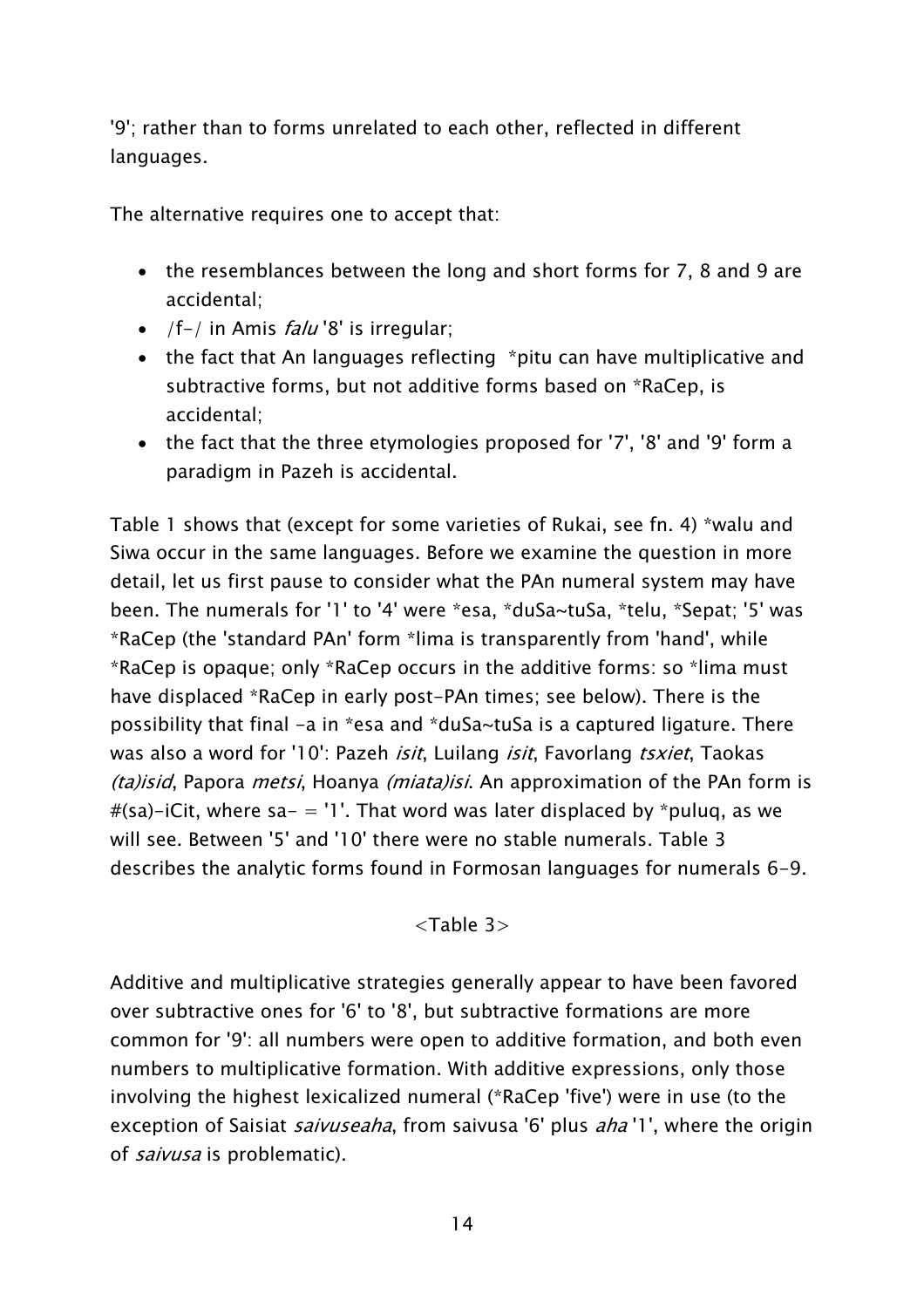'9'; rather than to forms unrelated to each other, reflected in different languages.

The alternative requires one to accept that:

- the resemblances between the long and short forms for 7, 8 and 9 are accidental;
- /f-/ in Amis *falu* '8' is irregular;
- the fact that An languages reflecting *pitu can have multiplicative and subtractive forms, but not additive forms based on *RaCep, is accidental;
- the fact that the three etymologies proposed for '7', '8' and '9' form a paradigm in Pazeh is accidental.

Table 1 shows that (except for some varieties of Rukai, see fn. 4) *walu and Siwa occur in the same languages. Before we examine the question in more detail, let us first pause to consider what the PAn numeral system may have been. The numerals for '1' to '4' were *esa, *duSa~tuSa, *telu, *Sepat; '5' was *RaCep (the 'standard PAn' form *lima is transparently from 'hand', while *RaCep is opaque; only *RaCep occurs in the additive forms: so *lima must have displaced *RaCep in early post-PAn times; see below). There is the possibility that final -a in *esa and *duSa~tuSa is a captured ligature. There was also a word for '10': Pazeh *isit*, Luilang *isit*, Favorlang *tsxiet*, Taokas *(ta)isid*, Papora *metsi*, Hoanya *(miata)isi*. An approximation of the PAn form is #(sa)-iCit, where sa- = '1'. That word was later displaced by *puluq, as we will see. Between '5' and '10' there were no stable numerals. Table 3 describes the analytic forms found in Formosan languages for numerals 6-9.

<Table 3>

Additive and multiplicative strategies generally appear to have been favored over subtractive ones for '6' to '8', but subtractive formations are more common for '9': all numbers were open to additive formation, and both even numbers to multiplicative formation. With additive expressions, only those involving the highest lexicalized numeral (*RaCep 'five') were in use (to the exception of Saisiat *saivuseaha*, from saivusa '6' plus *aha* '1', where the origin of *saivusa* is problematic).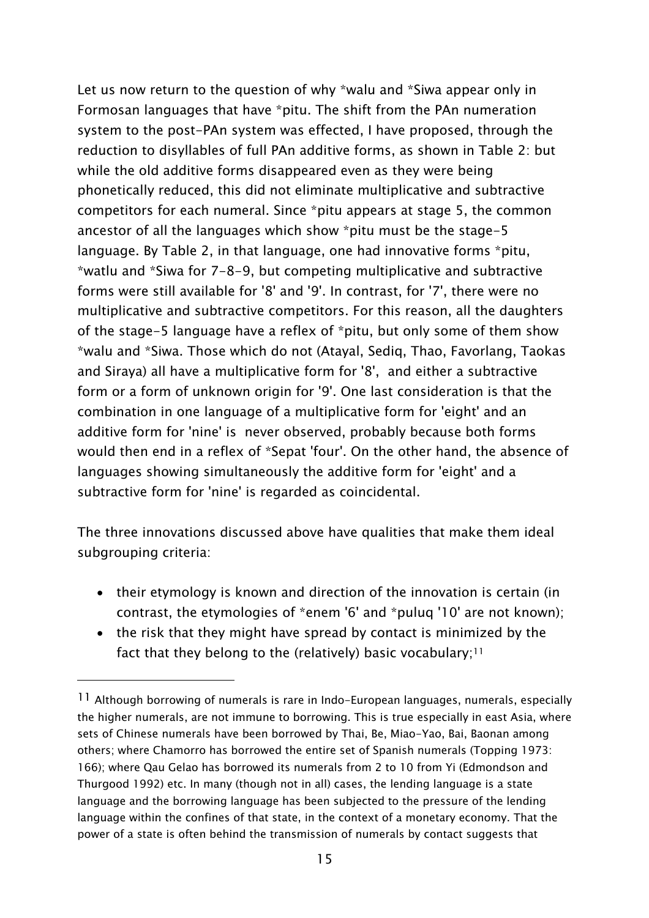Let us now return to the question of why *walu and *Siwa appear only in Formosan languages that have *pitu. The shift from the PAn numeration system to the post-PAn system was effected, I have proposed, through the reduction to disyllables of full PAn additive forms, as shown in Table 2: but while the old additive forms disappeared even as they were being phonetically reduced, this did not eliminate multiplicative and subtractive competitors for each numeral. Since *pitu appears at stage 5, the common ancestor of all the languages which show *pitu must be the stage-5 language. By Table 2, in that language, one had innovative forms *pitu, *watlu and *Siwa for 7-8-9, but competing multiplicative and subtractive forms were still available for '8' and '9'. In contrast, for '7', there were no multiplicative and subtractive competitors. For this reason, all the daughters of the stage-5 language have a reflex of *pitu, but only some of them show *walu and *Siwa. Those which do not (Atayal, Sediq, Thao, Favorlang, Taokas and Siraya) all have a multiplicative form for '8', and either a subtractive form or a form of unknown origin for '9'. One last consideration is that the combination in one language of a multiplicative form for 'eight' and an additive form for 'nine' is never observed, probably because both forms would then end in a reflex of *Sepat 'four'. On the other hand, the absence of languages showing simultaneously the additive form for 'eight' and a subtractive form for 'nine' is regarded as coincidental.

The three innovations discussed above have qualities that make them ideal subgrouping criteria:

- their etymology is known and direction of the innovation is certain (in contrast, the etymologies of *enem '6' and *puluq '10' are not known);
- the risk that they might have spread by contact is minimized by the fact that they belong to the (relatively) basic vocabulary;[11]

[11] Although borrowing of numerals is rare in Indo-European languages, numerals, especially the higher numerals, are not immune to borrowing. This is true especially in east Asia, where sets of Chinese numerals have been borrowed by Thai, Be, Miao-Yao, Bai, Baonan among others; where Chamorro has borrowed the entire set of Spanish numerals (Topping 1973: 166); where Qau Gelao has borrowed its numerals from 2 to 10 from Yi (Edmondson and Thurgood 1992) etc. In many (though not in all) cases, the lending language is a state language and the borrowing language has been subjected to the pressure of the lending language within the confines of that state, in the context of a monetary economy. That the power of a state is often behind the transmission of numerals by contact suggests that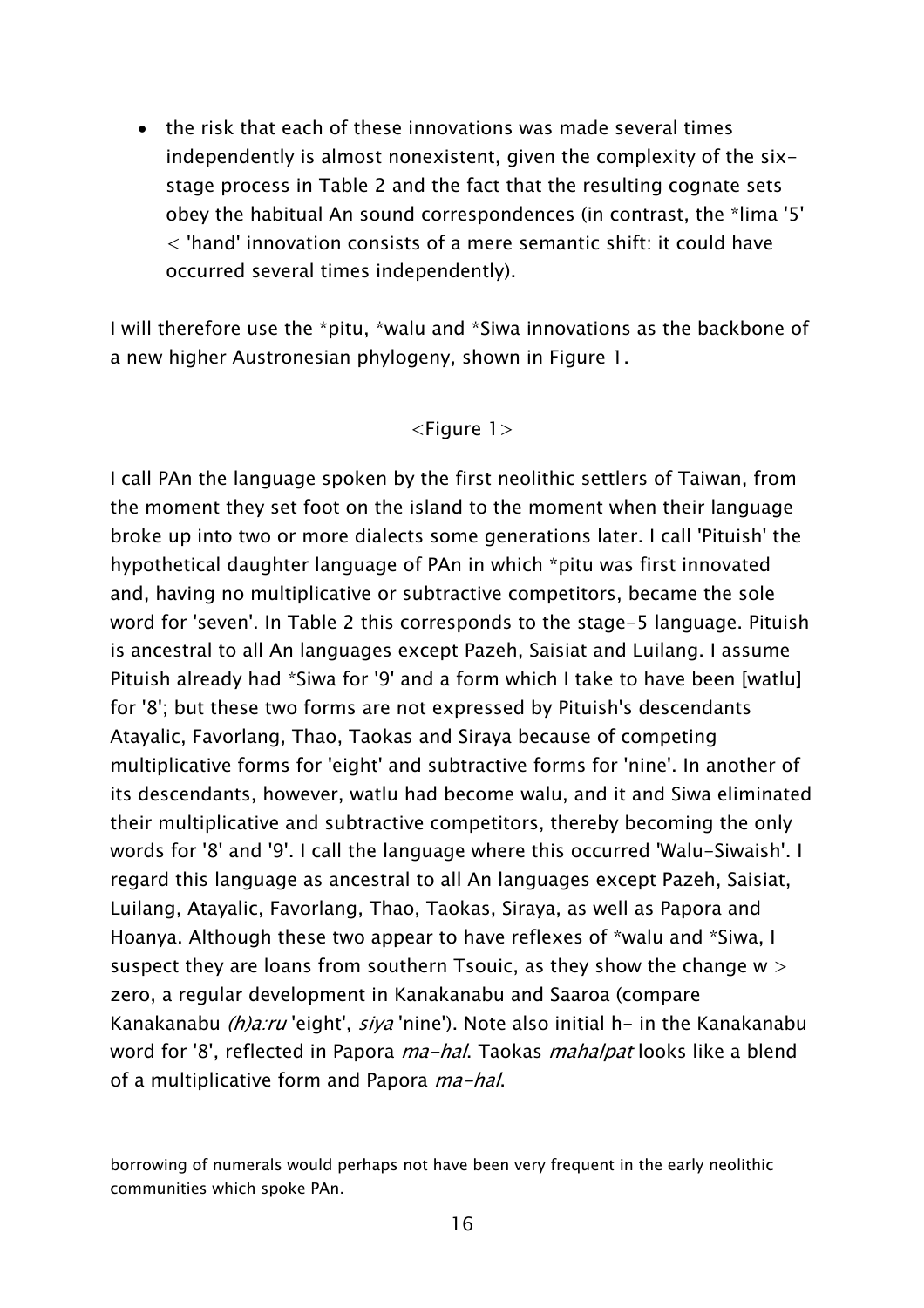- the risk that each of these innovations was made several times independently is almost nonexistent, given the complexity of the six-stage process in Table 2 and the fact that the resulting cognate sets obey the habitual An sound correspondences (in contrast, the *lima '5' < 'hand' innovation consists of a mere semantic shift: it could have occurred several times independently).

I will therefore use the *pitu, *walu and *Siwa innovations as the backbone of a new higher Austronesian phylogeny, shown in Figure 1.

<Figure 1>

I call PAn the language spoken by the first neolithic settlers of Taiwan, from the moment they set foot on the island to the moment when their language broke up into two or more dialects some generations later. I call 'Pituish' the hypothetical daughter language of PAn in which *pitu was first innovated and, having no multiplicative or subtractive competitors, became the sole word for 'seven'. In Table 2 this corresponds to the stage-5 language. Pituish is ancestral to all An languages except Pazeh, Saisiat and Luilang. I assume Pituish already had *Siwa for '9' and a form which I take to have been [watlu] for '8'; but these two forms are not expressed by Pituish's descendants Atayalic, Favorlang, Thao, Taokas and Siraya because of competing multiplicative forms for 'eight' and subtractive forms for 'nine'. In another of its descendants, however, watlu had become walu, and it and Siwa eliminated their multiplicative and subtractive competitors, thereby becoming the only words for '8' and '9'. I call the language where this occurred 'Walu-Siwaish'. I regard this language as ancestral to all An languages except Pazeh, Saisiat, Luilang, Atayalic, Favorlang, Thao, Taokas, Siraya, as well as Papora and Hoanya. Although these two appear to have reflexes of *walu and *Siwa, I suspect they are loans from southern Tsouic, as they show the change w > zero, a regular development in Kanakanabu and Saaroa (compare Kanakanabu *(h)a:ru* 'eight', *siya* 'nine'). Note also initial h- in the Kanakanabu word for '8', reflected in Papora *ma-hal*. Taokas *mahalpat* looks like a blend of a multiplicative form and Papora *ma-hal*.

---

borrowing of numerals would perhaps not have been very frequent in the early neolithic communities which spoke PAn.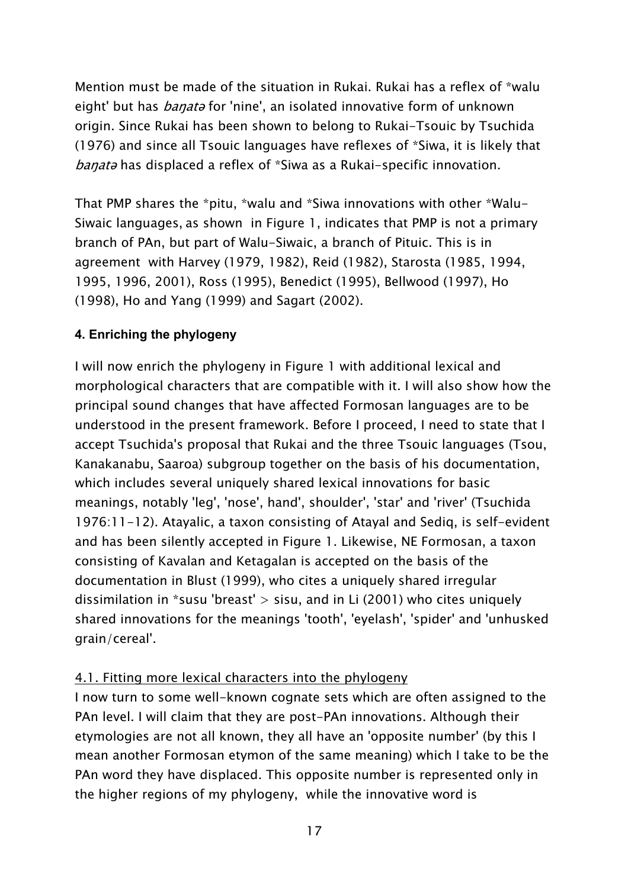Mention must be made of the situation in Rukai. Rukai has a reflex of *walu eight' but has *baŋatə* for 'nine', an isolated innovative form of unknown origin. Since Rukai has been shown to belong to Rukai-Tsouic by Tsuchida (1976) and since all Tsouic languages have reflexes of *Siwa, it is likely that *baŋatə* has displaced a reflex of *Siwa as a Rukai-specific innovation.

That PMP shares the *pitu, *walu and *Siwa innovations with other *Walu-Siwaic languages, as shown in Figure 1, indicates that PMP is not a primary branch of PAn, but part of Walu-Siwaic, a branch of Pituic. This is in agreement with Harvey (1979, 1982), Reid (1982), Starosta (1985, 1994, 1995, 1996, 2001), Ross (1995), Benedict (1995), Bellwood (1997), Ho (1998), Ho and Yang (1999) and Sagart (2002).

## 4. Enriching the phylogeny

I will now enrich the phylogeny in Figure 1 with additional lexical and morphological characters that are compatible with it. I will also show how the principal sound changes that have affected Formosan languages are to be understood in the present framework. Before I proceed, I need to state that I accept Tsuchida's proposal that Rukai and the three Tsouic languages (Tsou, Kanakanabu, Saaroa) subgroup together on the basis of his documentation, which includes several uniquely shared lexical innovations for basic meanings, notably 'leg', 'nose', hand', shoulder', 'star' and 'river' (Tsuchida 1976:11-12). Atayalic, a taxon consisting of Atayal and Sediq, is self-evident and has been silently accepted in Figure 1. Likewise, NE Formosan, a taxon consisting of Kavalan and Ketagalan is accepted on the basis of the documentation in Blust (1999), who cites a uniquely shared irregular dissimilation in *susu 'breast' > sisu, and in Li (2001) who cites uniquely shared innovations for the meanings 'tooth', 'eyelash', 'spider' and 'unhusked grain/cereal'.

### 4.1. Fitting more lexical characters into the phylogeny

I now turn to some well-known cognate sets which are often assigned to the PAn level. I will claim that they are post-PAn innovations. Although their etymologies are not all known, they all have an 'opposite number' (by this I mean another Formosan etymon of the same meaning) which I take to be the PAn word they have displaced. This opposite number is represented only in the higher regions of my phylogeny, while the innovative word is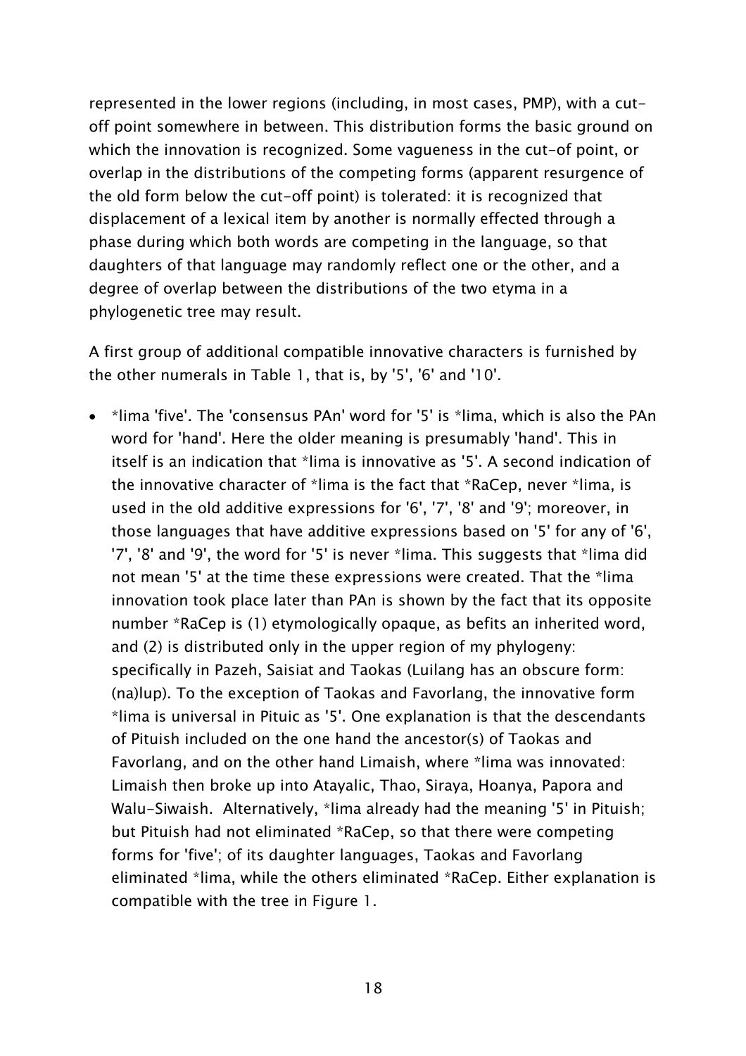represented in the lower regions (including, in most cases, PMP), with a cut-off point somewhere in between. This distribution forms the basic ground on which the innovation is recognized. Some vagueness in the cut-of point, or overlap in the distributions of the competing forms (apparent resurgence of the old form below the cut-off point) is tolerated: it is recognized that displacement of a lexical item by another is normally effected through a phase during which both words are competing in the language, so that daughters of that language may randomly reflect one or the other, and a degree of overlap between the distributions of the two etyma in a phylogenetic tree may result.

A first group of additional compatible innovative characters is furnished by the other numerals in Table 1, that is, by '5', '6' and '10'.

- *lima 'five'. The 'consensus PAn' word for '5' is *lima, which is also the PAn word for 'hand'. Here the older meaning is presumably 'hand'. This in itself is an indication that *lima is innovative as '5'. A second indication of the innovative character of *lima is the fact that *RaCep, never *lima, is used in the old additive expressions for '6', '7', '8' and '9'; moreover, in those languages that have additive expressions based on '5' for any of '6', '7', '8' and '9', the word for '5' is never *lima. This suggests that *lima did not mean '5' at the time these expressions were created. That the *lima innovation took place later than PAn is shown by the fact that its opposite number *RaCep is (1) etymologically opaque, as befits an inherited word, and (2) is distributed only in the upper region of my phylogeny: specifically in Pazeh, Saisiat and Taokas (Luilang has an obscure form: (na)lup). To the exception of Taokas and Favorlang, the innovative form *lima is universal in Pituic as '5'. One explanation is that the descendants of Pituish included on the one hand the ancestor(s) of Taokas and Favorlang, and on the other hand Limaish, where *lima was innovated: Limaish then broke up into Atayalic, Thao, Siraya, Hoanya, Papora and Walu-Siwaish. Alternatively, *lima already had the meaning '5' in Pituish; but Pituish had not eliminated *RaCep, so that there were competing forms for 'five'; of its daughter languages, Taokas and Favorlang eliminated *lima, while the others eliminated *RaCep. Either explanation is compatible with the tree in Figure 1.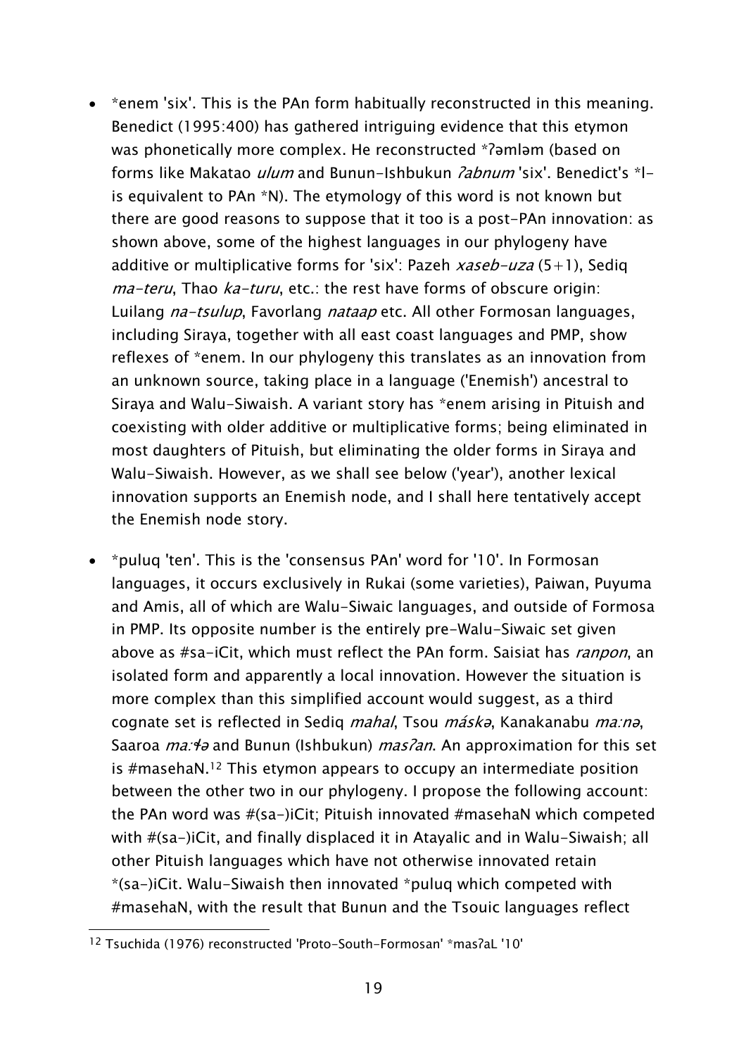- *enem 'six'. This is the PAn form habitually reconstructed in this meaning. Benedict (1995:400) has gathered intriguing evidence that this etymon was phonetically more complex. He reconstructed *ʔəmləm (based on forms like Makatao *ulum* and Bunun-Ishbukun *ʔabnum* 'six'. Benedict's *l- is equivalent to PAn *N). The etymology of this word is not known but there are good reasons to suppose that it too is a post-PAn innovation: as shown above, some of the highest languages in our phylogeny have additive or multiplicative forms for 'six': Pazeh *xaseb-uza* (5+1), Sediq *ma-teru*, Thao *ka-turu*, etc.: the rest have forms of obscure origin: Luilang *na-tsulup*, Favorlang *nataap* etc. All other Formosan languages, including Siraya, together with all east coast languages and PMP, show reflexes of *enem. In our phylogeny this translates as an innovation from an unknown source, taking place in a language ('Enemish') ancestral to Siraya and Walu-Siwaish. A variant story has *enem arising in Pituish and coexisting with older additive or multiplicative forms; being eliminated in most daughters of Pituish, but eliminating the older forms in Siraya and Walu-Siwaish. However, as we shall see below ('year'), another lexical innovation supports an Enemish node, and I shall here tentatively accept the Enemish node story.

- *puluq 'ten'. This is the 'consensus PAn' word for '10'. In Formosan languages, it occurs exclusively in Rukai (some varieties), Paiwan, Puyuma and Amis, all of which are Walu-Siwaic languages, and outside of Formosa in PMP. Its opposite number is the entirely pre-Walu-Siwaic set given above as #sa-iCit, which must reflect the PAn form. Saisiat has *ranpon*, an isolated form and apparently a local innovation. However the situation is more complex than this simplified account would suggest, as a third cognate set is reflected in Sediq *mahal*, Tsou *máskə*, Kanakanabu *maːnə*, Saaroa *maːɬə* and Bunun (Ishbukun) *masʔan*. An approximation for this set is #masehaN.[12] This etymon appears to occupy an intermediate position between the other two in our phylogeny. I propose the following account: the PAn word was #(sa-)iCit; Pituish innovated #masehaN which competed with #(sa-)iCit, and finally displaced it in Atayalic and in Walu-Siwaish; all other Pituish languages which have not otherwise innovated retain *(sa-)iCit. Walu-Siwaish then innovated *puluq which competed with #masehaN, with the result that Bunun and the Tsouic languages reflect

[12] Tsuchida (1976) reconstructed 'Proto-South-Formosan' *masʔaL '10'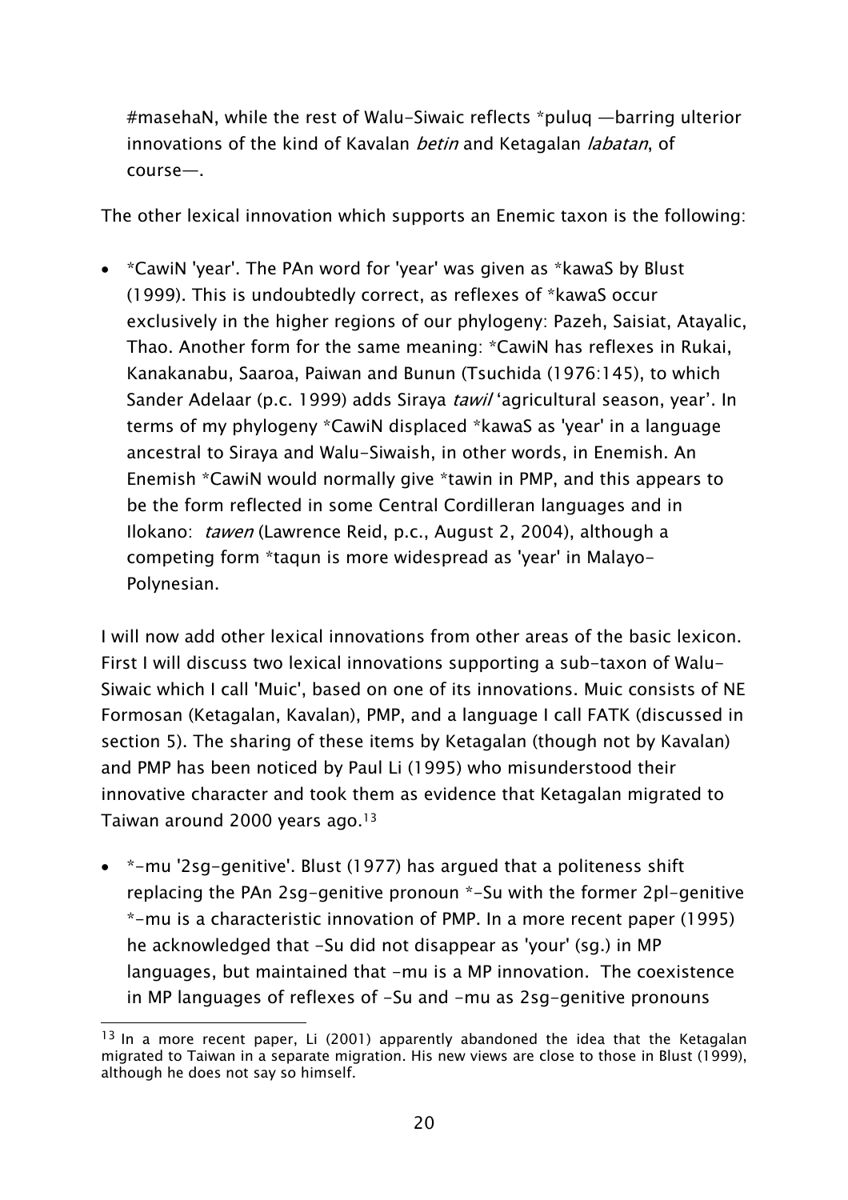#masehaN, while the rest of Walu-Siwaic reflects *puluq —barring ulterior innovations of the kind of Kavalan *betin* and Ketagalan *labatan*, of course—.

The other lexical innovation which supports an Enemic taxon is the following:

- *CawiN 'year'. The PAn word for 'year' was given as *kawaS by Blust (1999). This is undoubtedly correct, as reflexes of *kawaS occur exclusively in the higher regions of our phylogeny: Pazeh, Saisiat, Atayalic, Thao. Another form for the same meaning: *CawiN has reflexes in Rukai, Kanakanabu, Saaroa, Paiwan and Bunun (Tsuchida (1976:145), to which Sander Adelaar (p.c. 1999) adds Siraya *tawil* 'agricultural season, year'. In terms of my phylogeny *CawiN displaced *kawaS as 'year' in a language ancestral to Siraya and Walu-Siwaish, in other words, in Enemish. An Enemish *CawiN would normally give *tawin in PMP, and this appears to be the form reflected in some Central Cordilleran languages and in Ilokano: *tawen* (Lawrence Reid, p.c., August 2, 2004), although a competing form *taqun is more widespread as 'year' in Malayo-Polynesian.

I will now add other lexical innovations from other areas of the basic lexicon. First I will discuss two lexical innovations supporting a sub-taxon of Walu-Siwaic which I call 'Muic', based on one of its innovations. Muic consists of NE Formosan (Ketagalan, Kavalan), PMP, and a language I call FATK (discussed in section 5). The sharing of these items by Ketagalan (though not by Kavalan) and PMP has been noticed by Paul Li (1995) who misunderstood their innovative character and took them as evidence that Ketagalan migrated to Taiwan around 2000 years ago.[13]

- *-mu '2sg-genitive'. Blust (1977) has argued that a politeness shift replacing the PAn 2sg-genitive pronoun *-Su with the former 2pl-genitive *-mu is a characteristic innovation of PMP. In a more recent paper (1995) he acknowledged that -Su did not disappear as 'your' (sg.) in MP languages, but maintained that -mu is a MP innovation. The coexistence in MP languages of reflexes of -Su and -mu as 2sg-genitive pronouns

[13] In a more recent paper, Li (2001) apparently abandoned the idea that the Ketagalan migrated to Taiwan in a separate migration. His new views are close to those in Blust (1999), although he does not say so himself.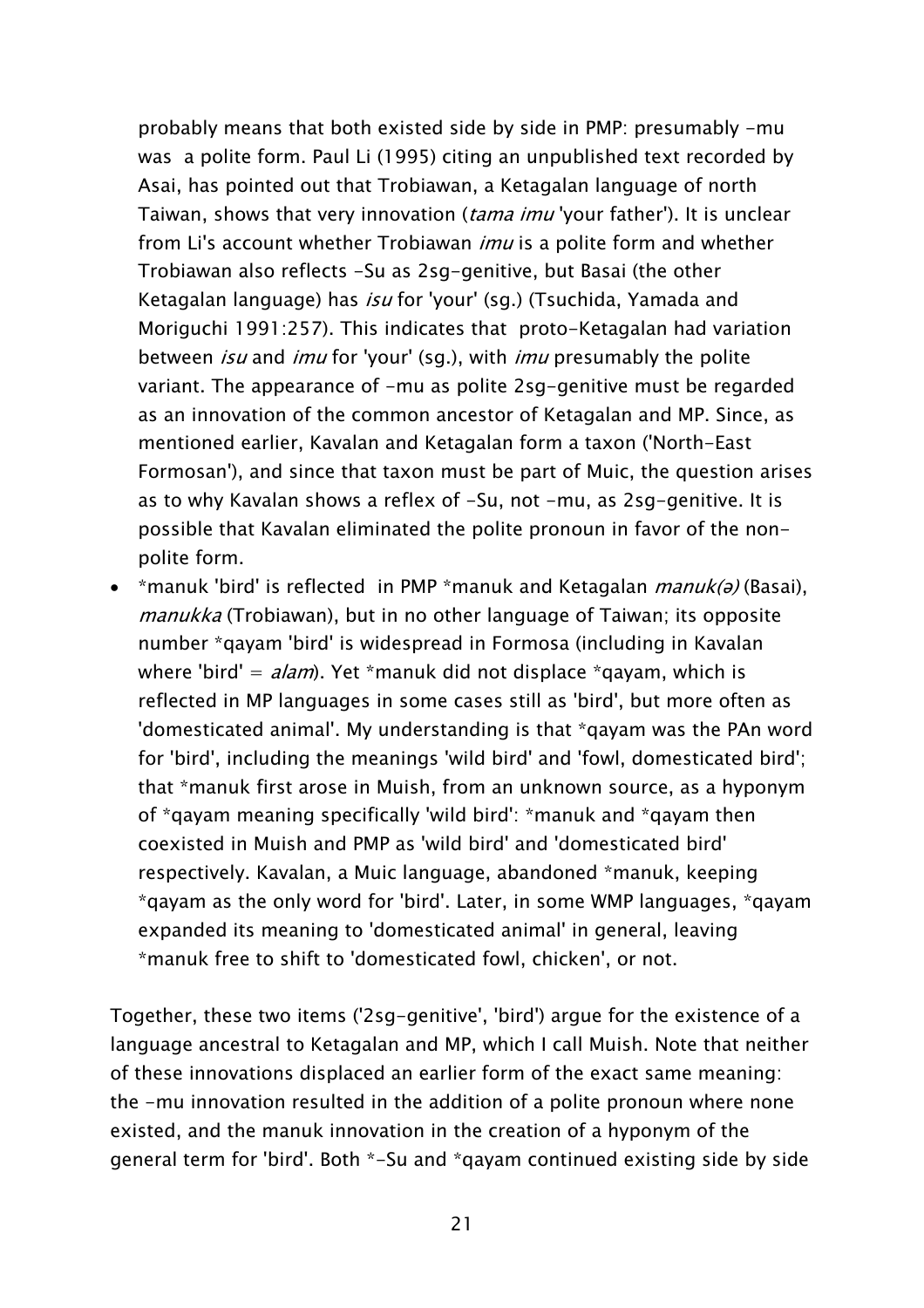probably means that both existed side by side in PMP: presumably -mu was a polite form. Paul Li (1995) citing an unpublished text recorded by Asai, has pointed out that Trobiawan, a Ketagalan language of north Taiwan, shows that very innovation (*tama imu* 'your father'). It is unclear from Li's account whether Trobiawan *imu* is a polite form and whether Trobiawan also reflects -Su as 2sg-genitive, but Basai (the other Ketagalan language) has *isu* for 'your' (sg.) (Tsuchida, Yamada and Moriguchi 1991:257). This indicates that proto-Ketagalan had variation between *isu* and *imu* for 'your' (sg.), with *imu* presumably the polite variant. The appearance of -mu as polite 2sg-genitive must be regarded as an innovation of the common ancestor of Ketagalan and MP. Since, as mentioned earlier, Kavalan and Ketagalan form a taxon ('North-East Formosan'), and since that taxon must be part of Muic, the question arises as to why Kavalan shows a reflex of -Su, not -mu, as 2sg-genitive. It is possible that Kavalan eliminated the polite pronoun in favor of the non-polite form.

- *manuk 'bird' is reflected in PMP *manuk and Ketagalan *manuk(ə)* (Basai), *manukka* (Trobiawan), but in no other language of Taiwan; its opposite number *qayam 'bird' is widespread in Formosa (including in Kavalan where 'bird' = *alam*). Yet *manuk did not displace *qayam, which is reflected in MP languages in some cases still as 'bird', but more often as 'domesticated animal'. My understanding is that *qayam was the PAn word for 'bird', including the meanings 'wild bird' and 'fowl, domesticated bird'; that *manuk first arose in Muish, from an unknown source, as a hyponym of *qayam meaning specifically 'wild bird': *manuk and *qayam then coexisted in Muish and PMP as 'wild bird' and 'domesticated bird' respectively. Kavalan, a Muic language, abandoned *manuk, keeping *qayam as the only word for 'bird'. Later, in some WMP languages, *qayam expanded its meaning to 'domesticated animal' in general, leaving *manuk free to shift to 'domesticated fowl, chicken', or not.

Together, these two items ('2sg-genitive', 'bird') argue for the existence of a language ancestral to Ketagalan and MP, which I call Muish. Note that neither of these innovations displaced an earlier form of the exact same meaning: the -mu innovation resulted in the addition of a polite pronoun where none existed, and the manuk innovation in the creation of a hyponym of the general term for 'bird'. Both *-Su and *qayam continued existing side by side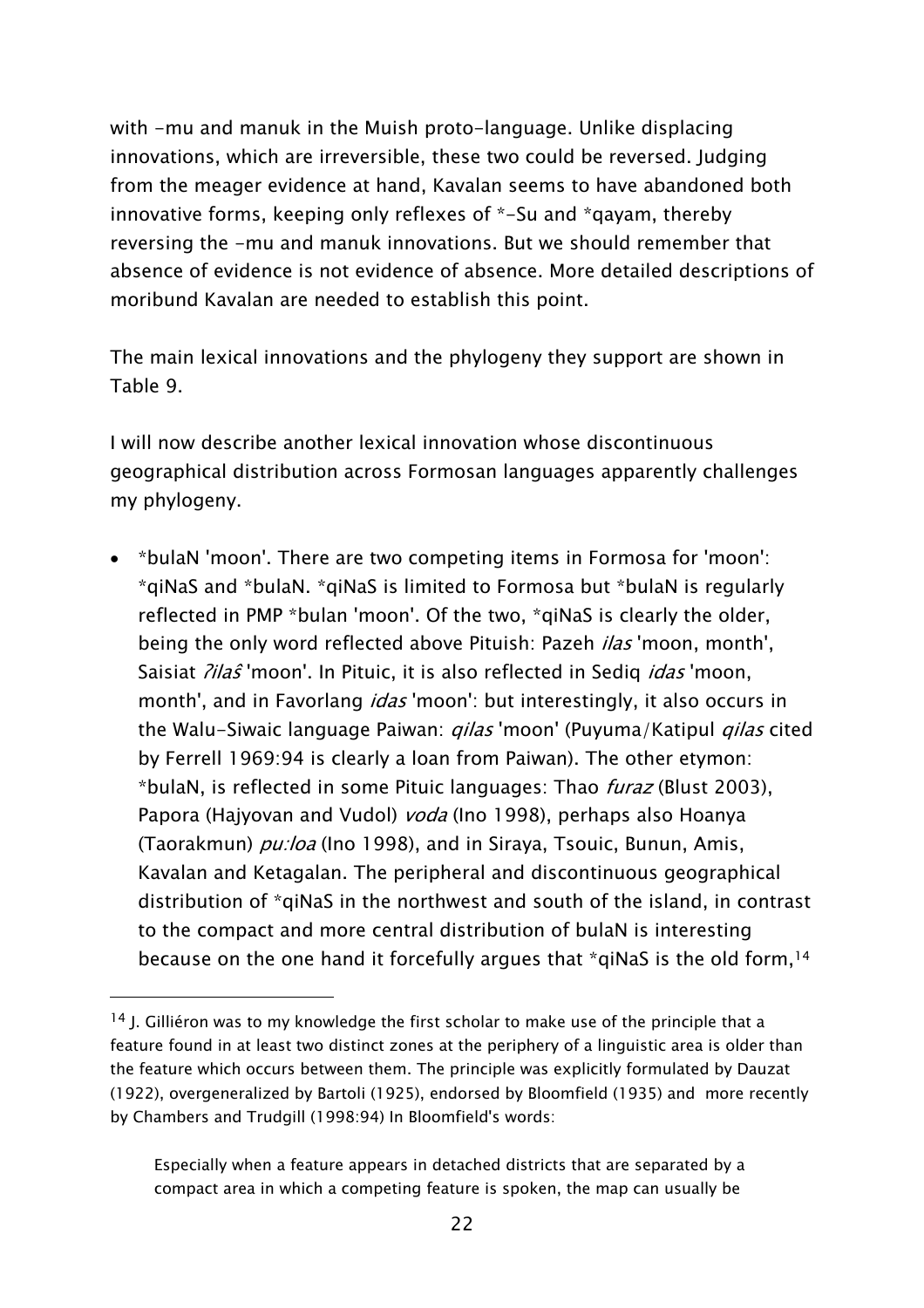with -mu and manuk in the Muish proto-language. Unlike displacing innovations, which are irreversible, these two could be reversed. Judging from the meager evidence at hand, Kavalan seems to have abandoned both innovative forms, keeping only reflexes of *-Su and *qayam, thereby reversing the -mu and manuk innovations. But we should remember that absence of evidence is not evidence of absence. More detailed descriptions of moribund Kavalan are needed to establish this point.

The main lexical innovations and the phylogeny they support are shown in Table 9.

I will now describe another lexical innovation whose discontinuous geographical distribution across Formosan languages apparently challenges my phylogeny.

- *bulaN 'moon'. There are two competing items in Formosa for 'moon': *qiNaS and *bulaN. *qiNaS is limited to Formosa but *bulaN is regularly reflected in PMP *bulan 'moon'. Of the two, *qiNaS is clearly the older, being the only word reflected above Pituish: Pazeh *ilas* 'moon, month', Saisiat *ʔilaŝ* 'moon'. In Pituic, it is also reflected in Sediq *idas* 'moon, month', and in Favorlang *idas* 'moon': but interestingly, it also occurs in the Walu-Siwaic language Paiwan: *qilas* 'moon' (Puyuma/Katipul *qilas* cited by Ferrell 1969:94 is clearly a loan from Paiwan). The other etymon: *bulaN, is reflected in some Pituic languages: Thao *furaz* (Blust 2003), Papora (Hajyovan and Vudol) *voda* (Ino 1998), perhaps also Hoanya (Taorakmun) *pu:loa* (Ino 1998), and in Siraya, Tsouic, Bunun, Amis, Kavalan and Ketagalan. The peripheral and discontinuous geographical distribution of *qiNaS in the northwest and south of the island, in contrast to the compact and more central distribution of bulaN is interesting because on the one hand it forcefully argues that *qiNaS is the old form,[14]

---

[14] J. Gilliéron was to my knowledge the first scholar to make use of the principle that a feature found in at least two distinct zones at the periphery of a linguistic area is older than the feature which occurs between them. The principle was explicitly formulated by Dauzat (1922), overgeneralized by Bartoli (1925), endorsed by Bloomfield (1935) and more recently by Chambers and Trudgill (1998:94) In Bloomfield's words:

> Especially when a feature appears in detached districts that are separated by a compact area in which a competing feature is spoken, the map can usually be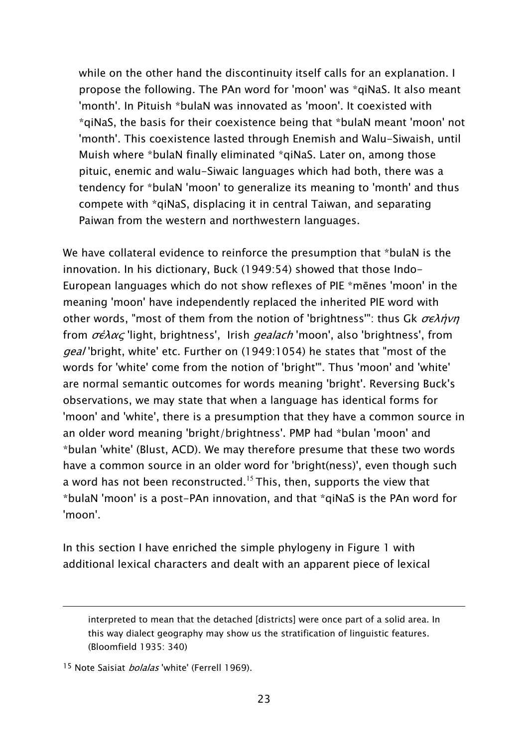while on the other hand the discontinuity itself calls for an explanation. I propose the following. The PAn word for 'moon' was *qiNaS. It also meant 'month'. In Pituish *bulaN was innovated as 'moon'. It coexisted with *qiNaS, the basis for their coexistence being that *bulaN meant 'moon' not 'month'. This coexistence lasted through Enemish and Walu-Siwaish, until Muish where *bulaN finally eliminated *qiNaS. Later on, among those pituic, enemic and walu-Siwaic languages which had both, there was a tendency for *bulaN 'moon' to generalize its meaning to 'month' and thus compete with *qiNaS, displacing it in central Taiwan, and separating Paiwan from the western and northwestern languages.

We have collateral evidence to reinforce the presumption that *bulaN is the innovation. In his dictionary, Buck (1949:54) showed that those Indo-European languages which do not show reflexes of PIE *mēnes 'moon' in the meaning 'moon' have independently replaced the inherited PIE word with other words, "most of them from the notion of 'brightness'": thus Gk *σελήνη* from *σέλας* 'light, brightness', Irish *gealach* 'moon', also 'brightness', from *geal* 'bright, white' etc. Further on (1949:1054) he states that "most of the words for 'white' come from the notion of 'bright'". Thus 'moon' and 'white' are normal semantic outcomes for words meaning 'bright'. Reversing Buck's observations, we may state that when a language has identical forms for 'moon' and 'white', there is a presumption that they have a common source in an older word meaning 'bright/brightness'. PMP had *bulan 'moon' and *bulan 'white' (Blust, ACD). We may therefore presume that these two words have a common source in an older word for 'bright(ness)', even though such a word has not been reconstructed.[15] This, then, supports the view that *bulaN 'moon' is a post-PAn innovation, and that *qiNaS is the PAn word for 'moon'.

In this section I have enriched the simple phylogeny in Figure 1 with additional lexical characters and dealt with an apparent piece of lexical

---

> interpreted to mean that the detached [districts] were once part of a solid area. In this way dialect geography may show us the stratification of linguistic features. (Bloomfield 1935: 340)

[15] Note Saisiat *bolalas* 'white' (Ferrell 1969).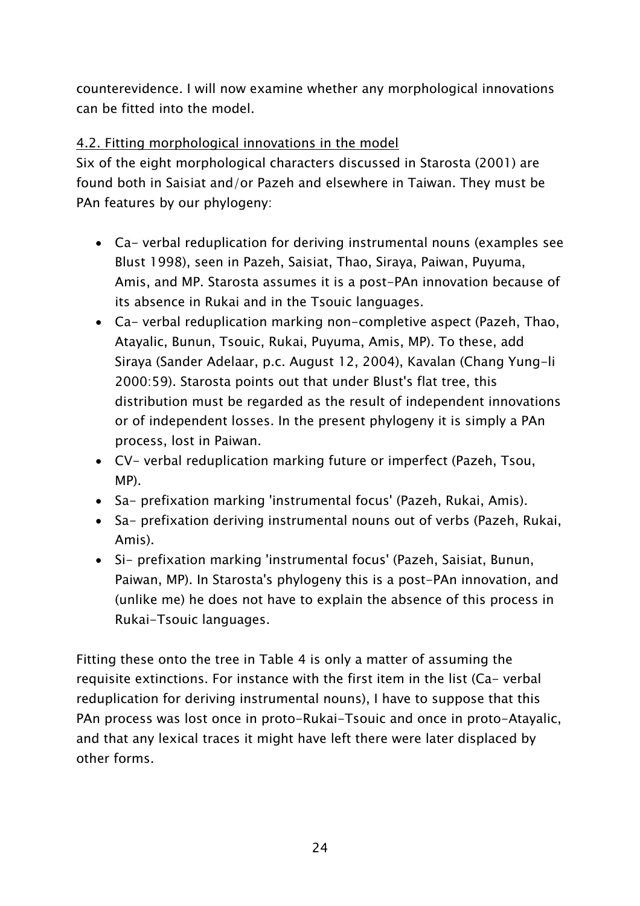counterevidence. I will now examine whether any morphological innovations can be fitted into the model.

## 4.2. Fitting morphological innovations in the model

Six of the eight morphological characters discussed in Starosta (2001) are found both in Saisiat and/or Pazeh and elsewhere in Taiwan. They must be PAn features by our phylogeny:

- Ca- verbal reduplication for deriving instrumental nouns (examples see Blust 1998), seen in Pazeh, Saisiat, Thao, Siraya, Paiwan, Puyuma, Amis, and MP. Starosta assumes it is a post-PAn innovation because of its absence in Rukai and in the Tsouic languages.
- Ca- verbal reduplication marking non-completive aspect (Pazeh, Thao, Atayalic, Bunun, Tsouic, Rukai, Puyuma, Amis, MP). To these, add Siraya (Sander Adelaar, p.c. August 12, 2004), Kavalan (Chang Yung-li 2000:59). Starosta points out that under Blust's flat tree, this distribution must be regarded as the result of independent innovations or of independent losses. In the present phylogeny it is simply a PAn process, lost in Paiwan.
- CV- verbal reduplication marking future or imperfect (Pazeh, Tsou, MP).
- Sa- prefixation marking 'instrumental focus' (Pazeh, Rukai, Amis).
- Sa- prefixation deriving instrumental nouns out of verbs (Pazeh, Rukai, Amis).
- Si- prefixation marking 'instrumental focus' (Pazeh, Saisiat, Bunun, Paiwan, MP). In Starosta's phylogeny this is a post-PAn innovation, and (unlike me) he does not have to explain the absence of this process in Rukai-Tsouic languages.

Fitting these onto the tree in Table 4 is only a matter of assuming the requisite extinctions. For instance with the first item in the list (Ca- verbal reduplication for deriving instrumental nouns), I have to suppose that this PAn process was lost once in proto-Rukai-Tsouic and once in proto-Atayalic, and that any lexical traces it might have left there were later displaced by other forms.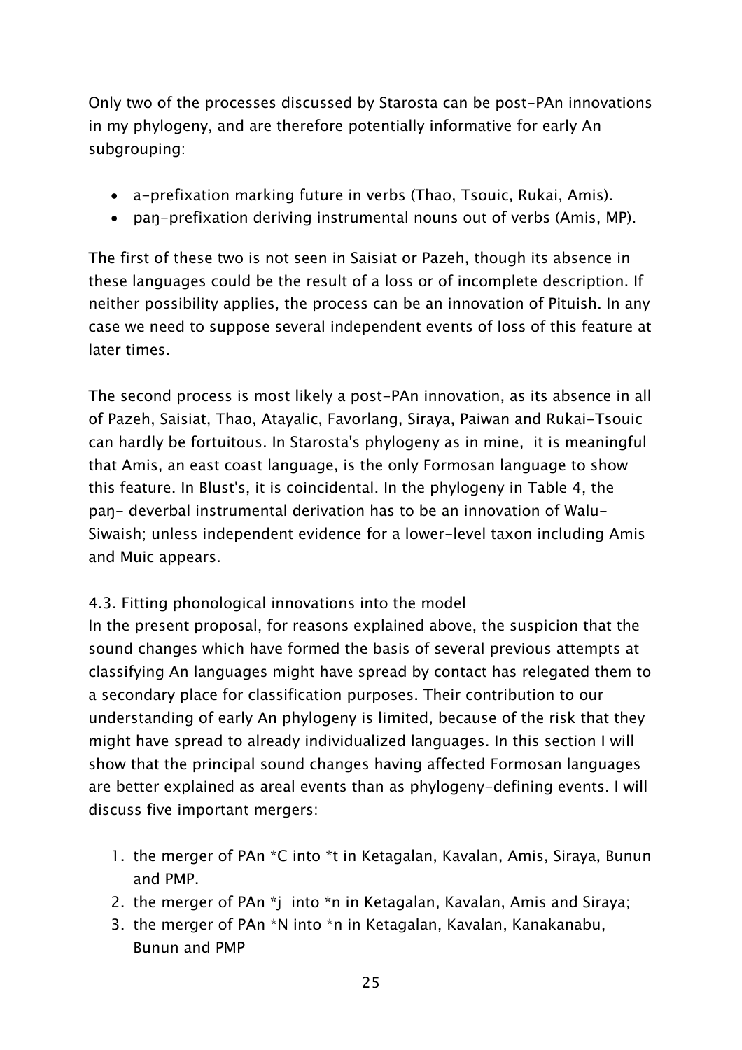Only two of the processes discussed by Starosta can be post-PAn innovations in my phylogeny, and are therefore potentially informative for early An subgrouping:

- a-prefixation marking future in verbs (Thao, Tsouic, Rukai, Amis).
- paŋ-prefixation deriving instrumental nouns out of verbs (Amis, MP).

The first of these two is not seen in Saisiat or Pazeh, though its absence in these languages could be the result of a loss or of incomplete description. If neither possibility applies, the process can be an innovation of Pituish. In any case we need to suppose several independent events of loss of this feature at later times.

The second process is most likely a post-PAn innovation, as its absence in all of Pazeh, Saisiat, Thao, Atayalic, Favorlang, Siraya, Paiwan and Rukai-Tsouic can hardly be fortuitous. In Starosta's phylogeny as in mine, it is meaningful that Amis, an east coast language, is the only Formosan language to show this feature. In Blust's, it is coincidental. In the phylogeny in Table 4, the paŋ- deverbal instrumental derivation has to be an innovation of Walu-Siwaish; unless independent evidence for a lower-level taxon including Amis and Muic appears.

## 4.3. Fitting phonological innovations into the model

In the present proposal, for reasons explained above, the suspicion that the sound changes which have formed the basis of several previous attempts at classifying An languages might have spread by contact has relegated them to a secondary place for classification purposes. Their contribution to our understanding of early An phylogeny is limited, because of the risk that they might have spread to already individualized languages. In this section I will show that the principal sound changes having affected Formosan languages are better explained as areal events than as phylogeny-defining events. I will discuss five important mergers:

1. the merger of PAn *C into *t in Ketagalan, Kavalan, Amis, Siraya, Bunun and PMP.
2. the merger of PAn *j into *n in Ketagalan, Kavalan, Amis and Siraya;
3. the merger of PAn *N into *n in Ketagalan, Kavalan, Kanakanabu, Bunun and PMP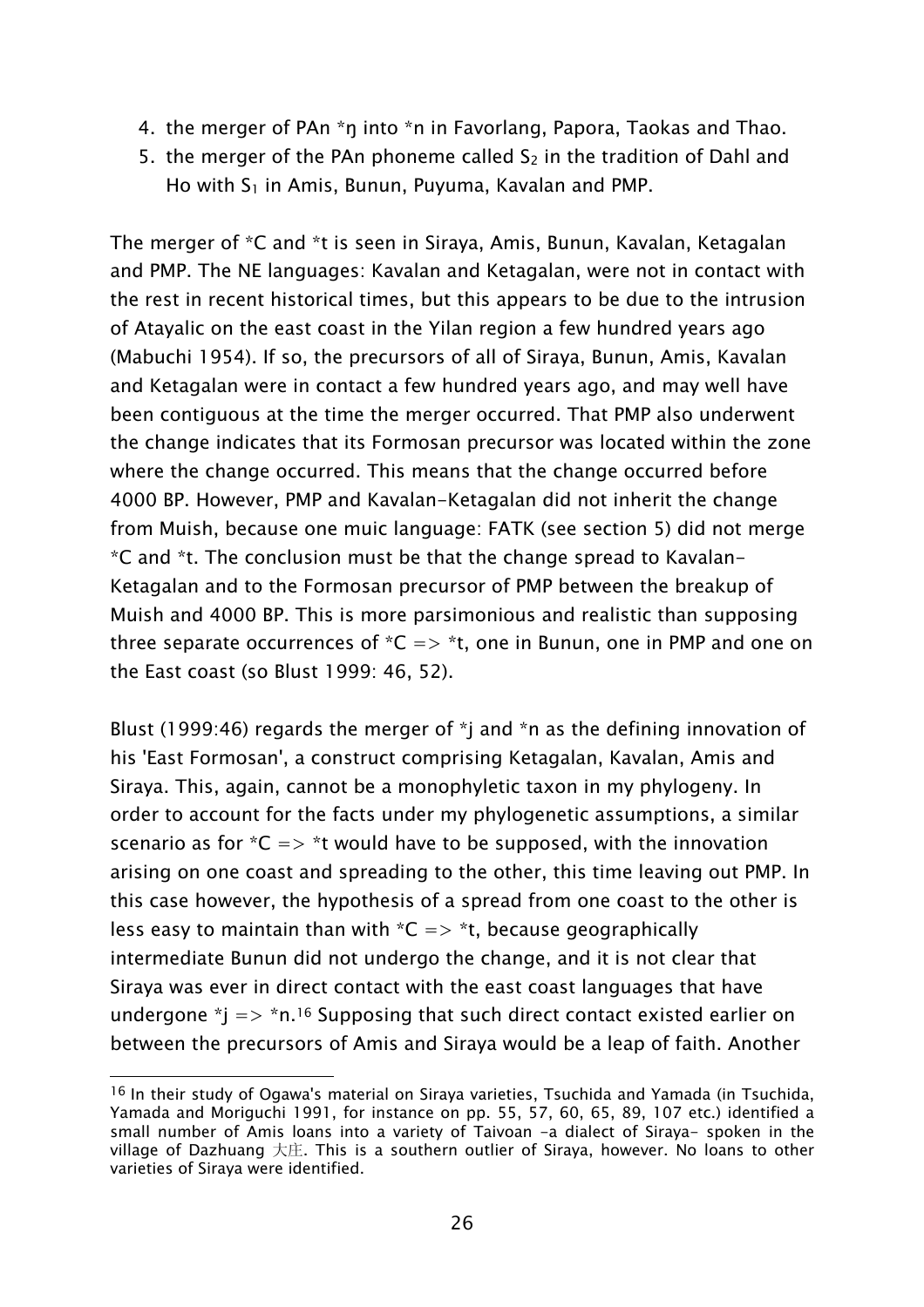4. the merger of PAn *ŋ into *n in Favorlang, Papora, Taokas and Thao.
5. the merger of the PAn phoneme called $S_2$ in the tradition of Dahl and Ho with $S_1$ in Amis, Bunun, Puyuma, Kavalan and PMP.

The merger of *C and *t is seen in Siraya, Amis, Bunun, Kavalan, Ketagalan and PMP. The NE languages: Kavalan and Ketagalan, were not in contact with the rest in recent historical times, but this appears to be due to the intrusion of Atayalic on the east coast in the Yilan region a few hundred years ago (Mabuchi 1954). If so, the precursors of all of Siraya, Bunun, Amis, Kavalan and Ketagalan were in contact a few hundred years ago, and may well have been contiguous at the time the merger occurred. That PMP also underwent the change indicates that its Formosan precursor was located within the zone where the change occurred. This means that the change occurred before 4000 BP. However, PMP and Kavalan-Ketagalan did not inherit the change from Muish, because one muic language: FATK (see section 5) did not merge *C and *t. The conclusion must be that the change spread to Kavalan-Ketagalan and to the Formosan precursor of PMP between the breakup of Muish and 4000 BP. This is more parsimonious and realistic than supposing three separate occurrences of *C => *t, one in Bunun, one in PMP and one on the East coast (so Blust 1999: 46, 52).

Blust (1999:46) regards the merger of *j and *n as the defining innovation of his 'East Formosan', a construct comprising Ketagalan, Kavalan, Amis and Siraya. This, again, cannot be a monophyletic taxon in my phylogeny. In order to account for the facts under my phylogenetic assumptions, a similar scenario as for *C => *t would have to be supposed, with the innovation arising on one coast and spreading to the other, this time leaving out PMP. In this case however, the hypothesis of a spread from one coast to the other is less easy to maintain than with *C => *t, because geographically intermediate Bunun did not undergo the change, and it is not clear that Siraya was ever in direct contact with the east coast languages that have undergone *j => *n.[16] Supposing that such direct contact existed earlier on between the precursors of Amis and Siraya would be a leap of faith. Another

[16] In their study of Ogawa's material on Siraya varieties, Tsuchida and Yamada (in Tsuchida, Yamada and Moriguchi 1991, for instance on pp. 55, 57, 60, 65, 89, 107 etc.) identified a small number of Amis loans into a variety of Taivoan -a dialect of Siraya- spoken in the village of Dazhuang 大庄. This is a southern outlier of Siraya, however. No loans to other varieties of Siraya were identified.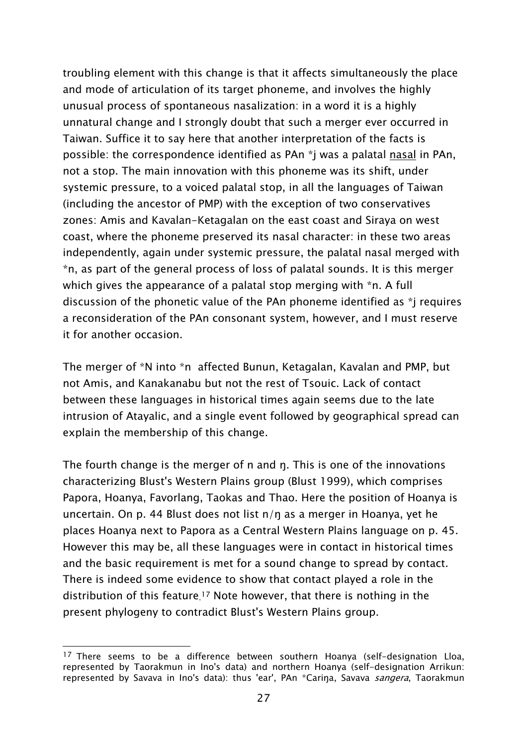troubling element with this change is that it affects simultaneously the place and mode of articulation of its target phoneme, and involves the highly unusual process of spontaneous nasalization: in a word it is a highly unnatural change and I strongly doubt that such a merger ever occurred in Taiwan. Suffice it to say here that another interpretation of the facts is possible: the correspondence identified as PAn *j was a palatal <u>nasal</u> in PAn, not a stop. The main innovation with this phoneme was its shift, under systemic pressure, to a voiced palatal stop, in all the languages of Taiwan (including the ancestor of PMP) with the exception of two conservatives zones: Amis and Kavalan-Ketagalan on the east coast and Siraya on west coast, where the phoneme preserved its nasal character: in these two areas independently, again under systemic pressure, the palatal nasal merged with *n, as part of the general process of loss of palatal sounds. It is this merger which gives the appearance of a palatal stop merging with *n. A full discussion of the phonetic value of the PAn phoneme identified as *j requires a reconsideration of the PAn consonant system, however, and I must reserve it for another occasion.

The merger of *N into *n affected Bunun, Ketagalan, Kavalan and PMP, but not Amis, and Kanakanabu but not the rest of Tsouic. Lack of contact between these languages in historical times again seems due to the late intrusion of Atayalic, and a single event followed by geographical spread can explain the membership of this change.

The fourth change is the merger of n and ŋ. This is one of the innovations characterizing Blust's Western Plains group (Blust 1999), which comprises Papora, Hoanya, Favorlang, Taokas and Thao. Here the position of Hoanya is uncertain. On p. 44 Blust does not list n/ŋ as a merger in Hoanya, yet he places Hoanya next to Papora as a Central Western Plains language on p. 45. However this may be, all these languages were in contact in historical times and the basic requirement is met for a sound change to spread by contact. There is indeed some evidence to show that contact played a role in the distribution of this feature.[17] Note however, that there is nothing in the present phylogeny to contradict Blust's Western Plains group.

---

[17] There seems to be a difference between southern Hoanya (self-designation Lloa, represented by Taorakmun in Ino's data) and northern Hoanya (self-designation Arrikun: represented by Savava in Ino's data): thus 'ear', PAn *Cariŋa, Savava *sangera*, Taorakmun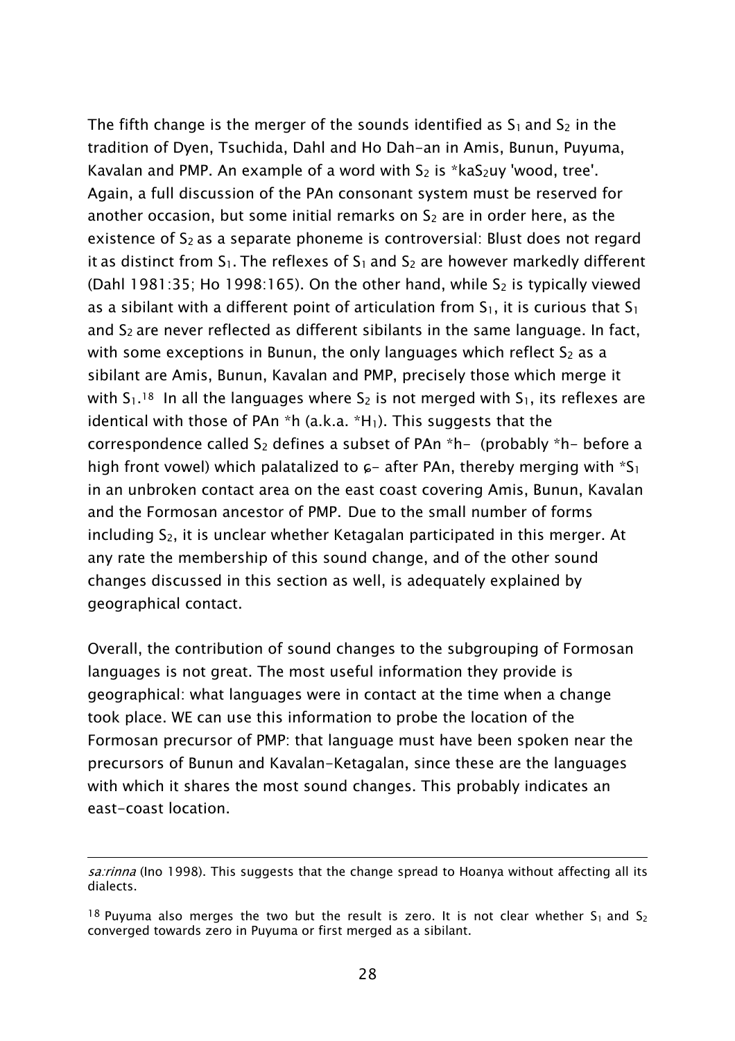The fifth change is the merger of the sounds identified as $S_1$ and $S_2$ in the tradition of Dyen, Tsuchida, Dahl and Ho Dah-an in Amis, Bunun, Puyuma, Kavalan and PMP. An example of a word with $S_2$ is *ka$S_2$uy 'wood, tree'. Again, a full discussion of the PAn consonant system must be reserved for another occasion, but some initial remarks on $S_2$ are in order here, as the existence of $S_2$ as a separate phoneme is controversial: Blust does not regard it as distinct from $S_1$. The reflexes of $S_1$ and $S_2$ are however markedly different (Dahl 1981:35; Ho 1998:165). On the other hand, while $S_2$ is typically viewed as a sibilant with a different point of articulation from $S_1$, it is curious that $S_1$ and $S_2$ are never reflected as different sibilants in the same language. In fact, with some exceptions in Bunun, the only languages which reflect $S_2$ as a sibilant are Amis, Bunun, Kavalan and PMP, precisely those which merge it with $S_1$.[18] In all the languages where $S_2$ is not merged with $S_1$, its reflexes are identical with those of PAn *h (a.k.a. *$H_1$). This suggests that the correspondence called $S_2$ defines a subset of PAn *h- (probably *h- before a high front vowel) which palatalized to ɕ- after PAn, thereby merging with *$S_1$ in an unbroken contact area on the east coast covering Amis, Bunun, Kavalan and the Formosan ancestor of PMP. Due to the small number of forms including $S_2$, it is unclear whether Ketagalan participated in this merger. At any rate the membership of this sound change, and of the other sound changes discussed in this section as well, is adequately explained by geographical contact.

Overall, the contribution of sound changes to the subgrouping of Formosan languages is not great. The most useful information they provide is geographical: what languages were in contact at the time when a change took place. WE can use this information to probe the location of the Formosan precursor of PMP: that language must have been spoken near the precursors of Bunun and Kavalan-Ketagalan, since these are the languages with which it shares the most sound changes. This probably indicates an east-coast location.

---

*sa:rinna* (Ino 1998). This suggests that the change spread to Hoanya without affecting all its dialects.

[18] Puyuma also merges the two but the result is zero. It is not clear whether $S_1$ and $S_2$ converged towards zero in Puyuma or first merged as a sibilant.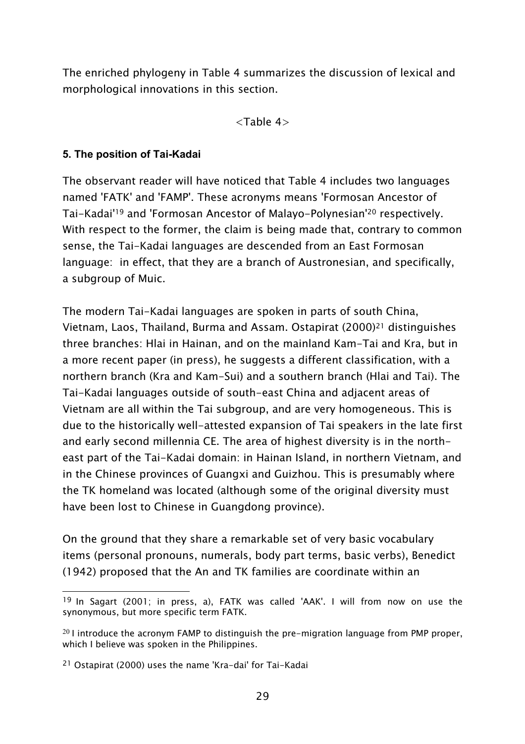The enriched phylogeny in Table 4 summarizes the discussion of lexical and morphological innovations in this section.

<Table 4>

**5. The position of Tai-Kadai**

The observant reader will have noticed that Table 4 includes two languages named 'FATK' and 'FAMP'. These acronyms means 'Formosan Ancestor of Tai-Kadai'[19] and 'Formosan Ancestor of Malayo-Polynesian'[20] respectively. With respect to the former, the claim is being made that, contrary to common sense, the Tai-Kadai languages are descended from an East Formosan language: in effect, that they are a branch of Austronesian, and specifically, a subgroup of Muic.

The modern Tai-Kadai languages are spoken in parts of south China, Vietnam, Laos, Thailand, Burma and Assam. Ostapirat (2000)[21] distinguishes three branches: Hlai in Hainan, and on the mainland Kam-Tai and Kra, but in a more recent paper (in press), he suggests a different classification, with a northern branch (Kra and Kam-Sui) and a southern branch (Hlai and Tai). The Tai-Kadai languages outside of south-east China and adjacent areas of Vietnam are all within the Tai subgroup, and are very homogeneous. This is due to the historically well-attested expansion of Tai speakers in the late first and early second millennia CE. The area of highest diversity is in the north-east part of the Tai-Kadai domain: in Hainan Island, in northern Vietnam, and in the Chinese provinces of Guangxi and Guizhou. This is presumably where the TK homeland was located (although some of the original diversity must have been lost to Chinese in Guangdong province).

On the ground that they share a remarkable set of very basic vocabulary items (personal pronouns, numerals, body part terms, basic verbs), Benedict (1942) proposed that the An and TK families are coordinate within an

[19] In Sagart (2001; in press, a), FATK was called 'AAK'. I will from now on use the synonymous, but more specific term FATK.

[20] I introduce the acronym FAMP to distinguish the pre-migration language from PMP proper, which I believe was spoken in the Philippines.

[21] Ostapirat (2000) uses the name 'Kra-dai' for Tai-Kadai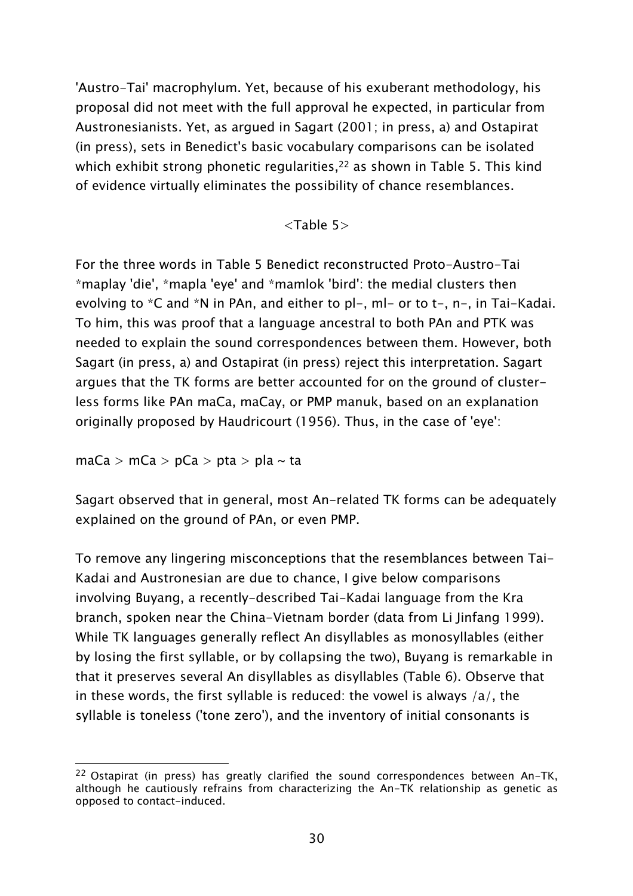'Austro-Tai' macrophylum. Yet, because of his exuberant methodology, his proposal did not meet with the full approval he expected, in particular from Austronesianists. Yet, as argued in Sagart (2001; in press, a) and Ostapirat (in press), sets in Benedict's basic vocabulary comparisons can be isolated which exhibit strong phonetic regularities,[22] as shown in Table 5. This kind of evidence virtually eliminates the possibility of chance resemblances.

<Table 5>

For the three words in Table 5 Benedict reconstructed Proto-Austro-Tai *maplay 'die', *mapla 'eye' and *mamlok 'bird': the medial clusters then evolving to *C and *N in PAn, and either to pl-, ml- or to t-, n-, in Tai-Kadai. To him, this was proof that a language ancestral to both PAn and PTK was needed to explain the sound correspondences between them. However, both Sagart (in press, a) and Ostapirat (in press) reject this interpretation. Sagart argues that the TK forms are better accounted for on the ground of clusterless forms like PAn maCa, maCay, or PMP manuk, based on an explanation originally proposed by Haudricourt (1956). Thus, in the case of 'eye':

maCa > mCa > pCa > pta > pla ~ ta

Sagart observed that in general, most An-related TK forms can be adequately explained on the ground of PAn, or even PMP.

To remove any lingering misconceptions that the resemblances between Tai-Kadai and Austronesian are due to chance, I give below comparisons involving Buyang, a recently-described Tai-Kadai language from the Kra branch, spoken near the China-Vietnam border (data from Li Jinfang 1999). While TK languages generally reflect An disyllables as monosyllables (either by losing the first syllable, or by collapsing the two), Buyang is remarkable in that it preserves several An disyllables as disyllables (Table 6). Observe that in these words, the first syllable is reduced: the vowel is always /a/, the syllable is toneless ('tone zero'), and the inventory of initial consonants is

[22] Ostapirat (in press) has greatly clarified the sound correspondences between An-TK, although he cautiously refrains from characterizing the An-TK relationship as genetic as opposed to contact-induced.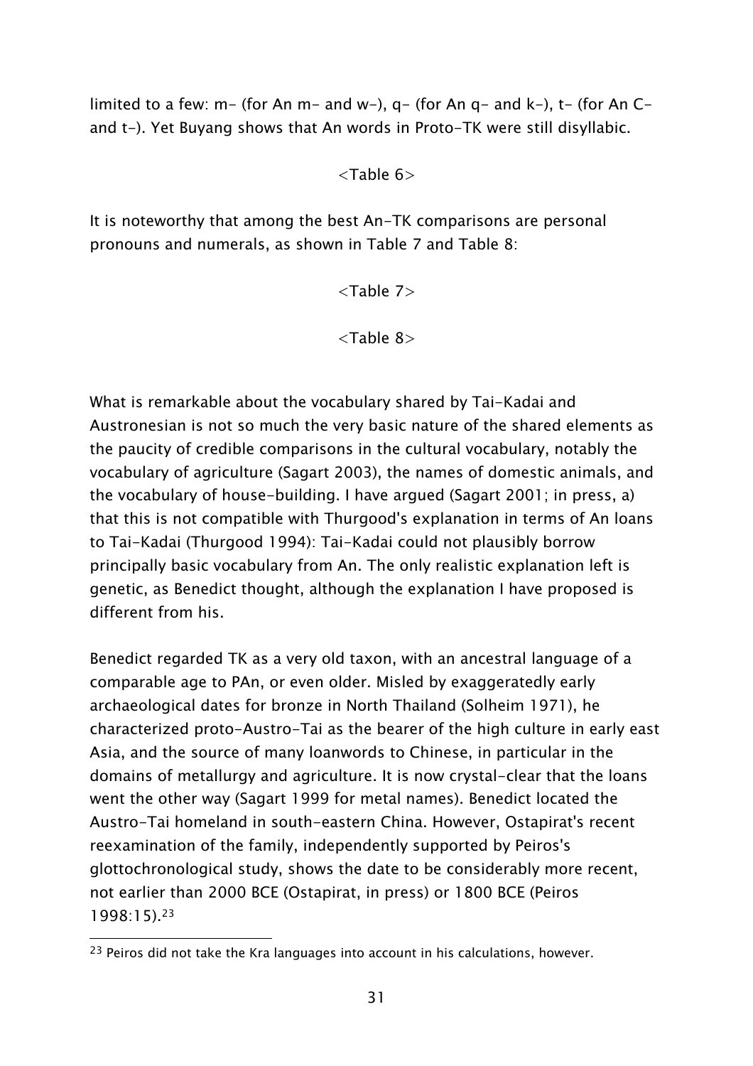limited to a few: m- (for An m- and w-), q- (for An q- and k-), t- (for An C- and t-). Yet Buyang shows that An words in Proto-TK were still disyllabic.

<Table 6>

It is noteworthy that among the best An-TK comparisons are personal pronouns and numerals, as shown in Table 7 and Table 8:

<Table 7>

<Table 8>

What is remarkable about the vocabulary shared by Tai-Kadai and Austronesian is not so much the very basic nature of the shared elements as the paucity of credible comparisons in the cultural vocabulary, notably the vocabulary of agriculture (Sagart 2003), the names of domestic animals, and the vocabulary of house-building. I have argued (Sagart 2001; in press, a) that this is not compatible with Thurgood's explanation in terms of An loans to Tai-Kadai (Thurgood 1994): Tai-Kadai could not plausibly borrow principally basic vocabulary from An. The only realistic explanation left is genetic, as Benedict thought, although the explanation I have proposed is different from his.

Benedict regarded TK as a very old taxon, with an ancestral language of a comparable age to PAn, or even older. Misled by exaggeratedly early archaeological dates for bronze in North Thailand (Solheim 1971), he characterized proto-Austro-Tai as the bearer of the high culture in early east Asia, and the source of many loanwords to Chinese, in particular in the domains of metallurgy and agriculture. It is now crystal-clear that the loans went the other way (Sagart 1999 for metal names). Benedict located the Austro-Tai homeland in south-eastern China. However, Ostapirat's recent reexamination of the family, independently supported by Peiros's glottochronological study, shows the date to be considerably more recent, not earlier than 2000 BCE (Ostapirat, in press) or 1800 BCE (Peiros 1998:15).[23]

[23] Peiros did not take the Kra languages into account in his calculations, however.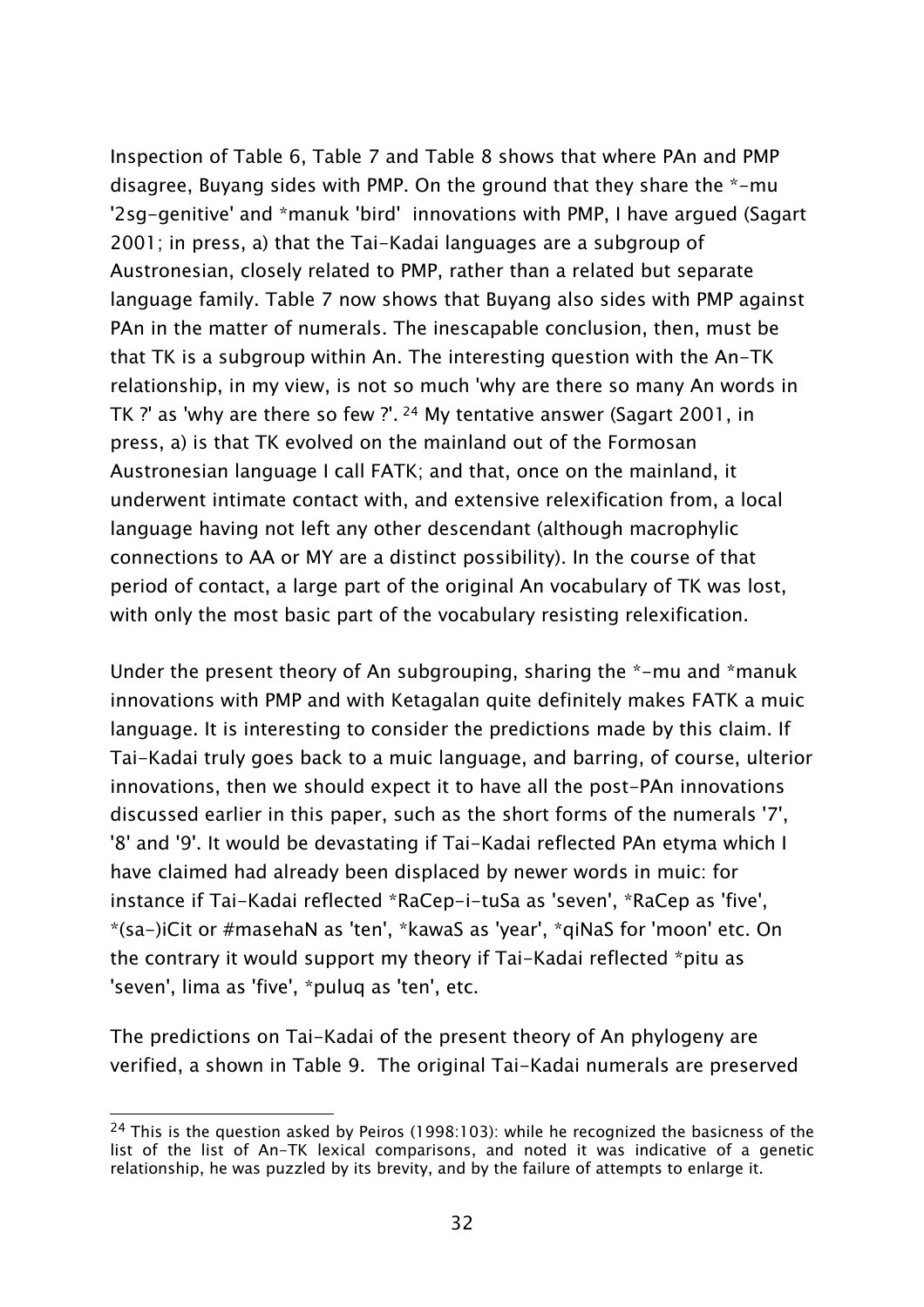Inspection of Table 6, Table 7 and Table 8 shows that where PAn and PMP disagree, Buyang sides with PMP. On the ground that they share the *-mu '2sg-genitive' and *manuk 'bird' innovations with PMP, I have argued (Sagart 2001; in press, a) that the Tai-Kadai languages are a subgroup of Austronesian, closely related to PMP, rather than a related but separate language family. Table 7 now shows that Buyang also sides with PMP against PAn in the matter of numerals. The inescapable conclusion, then, must be that TK is a subgroup within An. The interesting question with the An-TK relationship, in my view, is not so much 'why are there so many An words in TK ?' as 'why are there so few ?'. [24] My tentative answer (Sagart 2001, in press, a) is that TK evolved on the mainland out of the Formosan Austronesian language I call FATK; and that, once on the mainland, it underwent intimate contact with, and extensive relexification from, a local language having not left any other descendant (although macrophylic connections to AA or MY are a distinct possibility). In the course of that period of contact, a large part of the original An vocabulary of TK was lost, with only the most basic part of the vocabulary resisting relexification.

Under the present theory of An subgrouping, sharing the *-mu and *manuk innovations with PMP and with Ketagalan quite definitely makes FATK a muic language. It is interesting to consider the predictions made by this claim. If Tai-Kadai truly goes back to a muic language, and barring, of course, ulterior innovations, then we should expect it to have all the post-PAn innovations discussed earlier in this paper, such as the short forms of the numerals '7', '8' and '9'. It would be devastating if Tai-Kadai reflected PAn etyma which I have claimed had already been displaced by newer words in muic: for instance if Tai-Kadai reflected *RaCep-i-tuSa as 'seven', *RaCep as 'five', *(sa-)iCit or #masehaN as 'ten', *kawaS as 'year', *qiNaS for 'moon' etc. On the contrary it would support my theory if Tai-Kadai reflected *pitu as 'seven', lima as 'five', *puluq as 'ten', etc.

The predictions on Tai-Kadai of the present theory of An phylogeny are verified, a shown in Table 9. The original Tai-Kadai numerals are preserved

---

[24] This is the question asked by Peiros (1998:103): while he recognized the basicness of the list of the list of An-TK lexical comparisons, and noted it was indicative of a genetic relationship, he was puzzled by its brevity, and by the failure of attempts to enlarge it.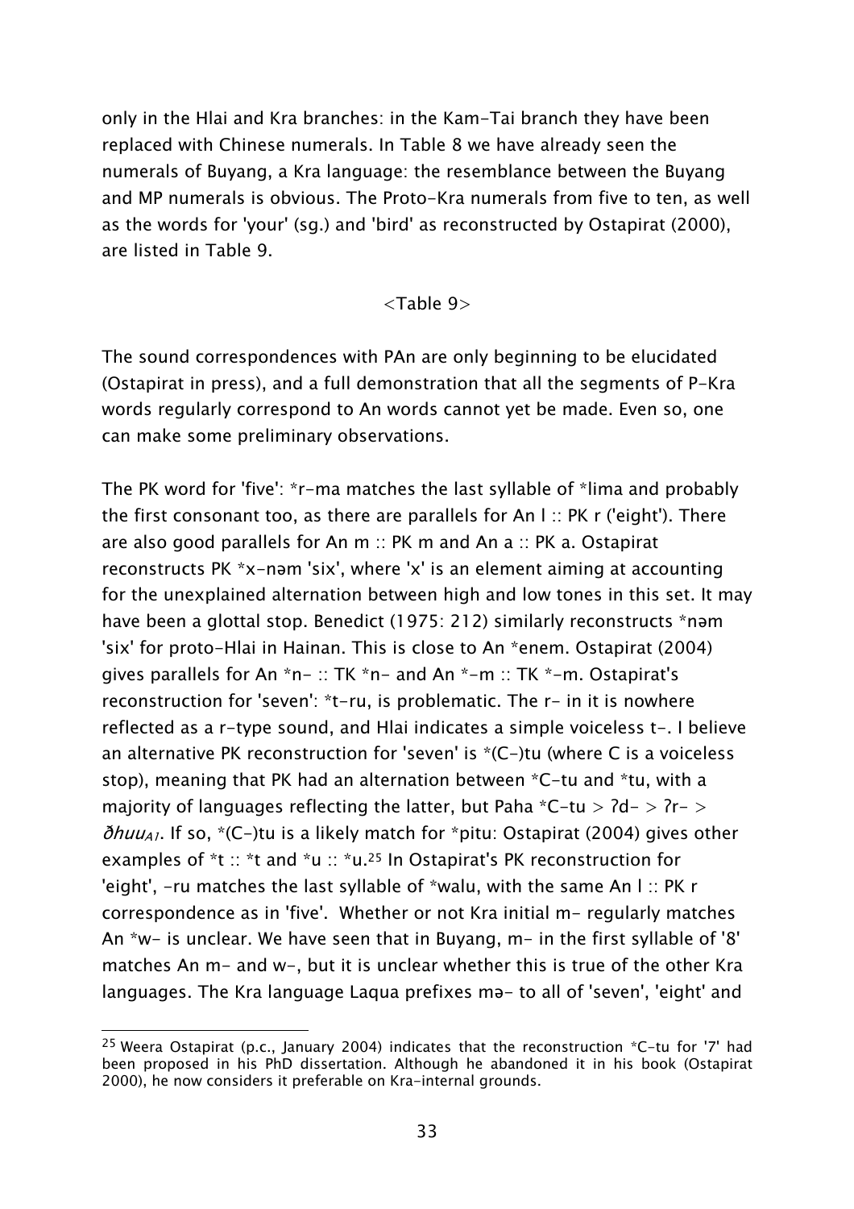only in the Hlai and Kra branches: in the Kam-Tai branch they have been replaced with Chinese numerals. In Table 8 we have already seen the numerals of Buyang, a Kra language: the resemblance between the Buyang and MP numerals is obvious. The Proto-Kra numerals from five to ten, as well as the words for 'your' (sg.) and 'bird' as reconstructed by Ostapirat (2000), are listed in Table 9.

<Table 9>

The sound correspondences with PAn are only beginning to be elucidated (Ostapirat in press), and a full demonstration that all the segments of P-Kra words regularly correspond to An words cannot yet be made. Even so, one can make some preliminary observations.

The PK word for 'five': *r-ma matches the last syllable of *lima and probably the first consonant too, as there are parallels for An l :: PK r ('eight'). There are also good parallels for An m :: PK m and An a :: PK a. Ostapirat reconstructs PK *x-nəm 'six', where 'x' is an element aiming at accounting for the unexplained alternation between high and low tones in this set. It may have been a glottal stop. Benedict (1975: 212) similarly reconstructs *nəm 'six' for proto-Hlai in Hainan. This is close to An *enem. Ostapirat (2004) gives parallels for An *n- :: TK *n- and An *-m :: TK *-m. Ostapirat's reconstruction for 'seven': *t-ru, is problematic. The r- in it is nowhere reflected as a r-type sound, and Hlai indicates a simple voiceless t-. I believe an alternative PK reconstruction for 'seven' is *(C-)tu (where C is a voiceless stop), meaning that PK had an alternation between *C-tu and *tu, with a majority of languages reflecting the latter, but Paha *C-tu > ʔd- > ʔr- > *ðhuu*$_{A1}$. If so, *(C-)tu is a likely match for *pitu: Ostapirat (2004) gives other examples of *t :: *t and *u :: *u.[25] In Ostapirat's PK reconstruction for 'eight', -ru matches the last syllable of *walu, with the same An l :: PK r correspondence as in 'five'. Whether or not Kra initial m- regularly matches An *w- is unclear. We have seen that in Buyang, m- in the first syllable of '8' matches An m- and w-, but it is unclear whether this is true of the other Kra languages. The Kra language Laqua prefixes mə- to all of 'seven', 'eight' and

[25] Weera Ostapirat (p.c., January 2004) indicates that the reconstruction *C-tu for '7' had been proposed in his PhD dissertation. Although he abandoned it in his book (Ostapirat 2000), he now considers it preferable on Kra-internal grounds.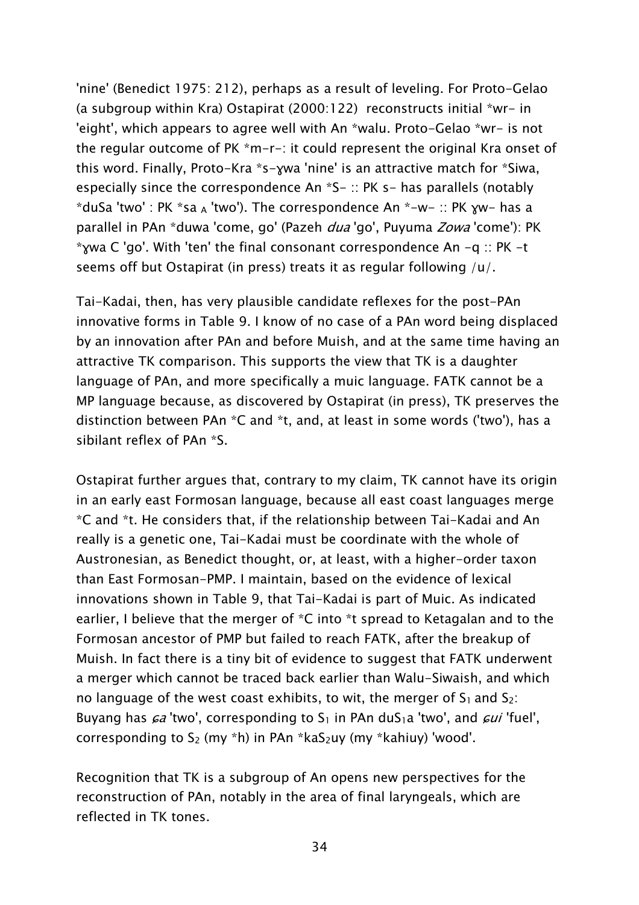'nine' (Benedict 1975: 212), perhaps as a result of leveling. For Proto-Gelao (a subgroup within Kra) Ostapirat (2000:122) reconstructs initial *wr- in 'eight', which appears to agree well with An *walu. Proto-Gelao *wr- is not the regular outcome of PK *m-r-: it could represent the original Kra onset of this word. Finally, Proto-Kra *s-ɣwa 'nine' is an attractive match for *Siwa, especially since the correspondence An *S- :: PK s- has parallels (notably *duSa 'two' : PK *sa $_A$ 'two'). The correspondence An *-w- :: PK ɣw- has a parallel in PAn *duwa 'come, go' (Pazeh *dua* 'go', Puyuma *Zowa* 'come'): PK *ɣwa C 'go'. With 'ten' the final consonant correspondence An -q :: PK -t seems off but Ostapirat (in press) treats it as regular following /u/.

Tai-Kadai, then, has very plausible candidate reflexes for the post-PAn innovative forms in Table 9. I know of no case of a PAn word being displaced by an innovation after PAn and before Muish, and at the same time having an attractive TK comparison. This supports the view that TK is a daughter language of PAn, and more specifically a muic language. FATK cannot be a MP language because, as discovered by Ostapirat (in press), TK preserves the distinction between PAn *C and *t, and, at least in some words ('two'), has a sibilant reflex of PAn *S.

Ostapirat further argues that, contrary to my claim, TK cannot have its origin in an early east Formosan language, because all east coast languages merge *C and *t. He considers that, if the relationship between Tai-Kadai and An really is a genetic one, Tai-Kadai must be coordinate with the whole of Austronesian, as Benedict thought, or, at least, with a higher-order taxon than East Formosan-PMP. I maintain, based on the evidence of lexical innovations shown in Table 9, that Tai-Kadai is part of Muic. As indicated earlier, I believe that the merger of *C into *t spread to Ketagalan and to the Formosan ancestor of PMP but failed to reach FATK, after the breakup of Muish. In fact there is a tiny bit of evidence to suggest that FATK underwent a merger which cannot be traced back earlier than Walu-Siwaish, and which no language of the west coast exhibits, to wit, the merger of $S_1$ and $S_2$: Buyang has *ɕa* 'two', corresponding to $S_1$ in PAn du$S_1$a 'two', and *ɕui* 'fuel', corresponding to $S_2$ (my *h) in PAn *ka$S_2$uy (my *kahiuy) 'wood'.

Recognition that TK is a subgroup of An opens new perspectives for the reconstruction of PAn, notably in the area of final laryngeals, which are reflected in TK tones.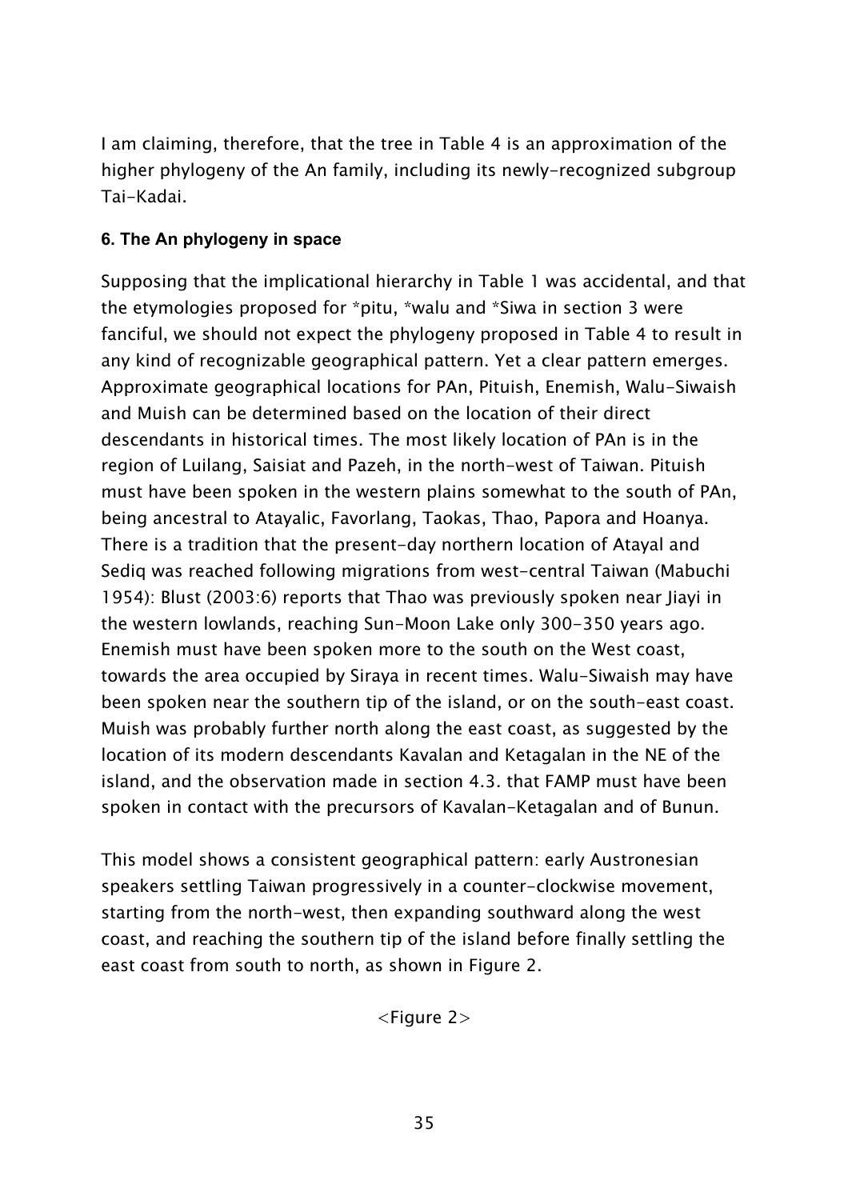I am claiming, therefore, that the tree in Table 4 is an approximation of the higher phylogeny of the An family, including its newly-recognized subgroup Tai-Kadai.

## 6. The An phylogeny in space

Supposing that the implicational hierarchy in Table 1 was accidental, and that the etymologies proposed for *pitu, *walu and *Siwa in section 3 were fanciful, we should not expect the phylogeny proposed in Table 4 to result in any kind of recognizable geographical pattern. Yet a clear pattern emerges. Approximate geographical locations for PAn, Pituish, Enemish, Walu-Siwaish and Muish can be determined based on the location of their direct descendants in historical times. The most likely location of PAn is in the region of Luilang, Saisiat and Pazeh, in the north-west of Taiwan. Pituish must have been spoken in the western plains somewhat to the south of PAn, being ancestral to Atayalic, Favorlang, Taokas, Thao, Papora and Hoanya. There is a tradition that the present-day northern location of Atayal and Sediq was reached following migrations from west-central Taiwan (Mabuchi 1954): Blust (2003:6) reports that Thao was previously spoken near Jiayi in the western lowlands, reaching Sun-Moon Lake only 300-350 years ago. Enemish must have been spoken more to the south on the West coast, towards the area occupied by Siraya in recent times. Walu-Siwaish may have been spoken near the southern tip of the island, or on the south-east coast. Muish was probably further north along the east coast, as suggested by the location of its modern descendants Kavalan and Ketagalan in the NE of the island, and the observation made in section 4.3. that FAMP must have been spoken in contact with the precursors of Kavalan-Ketagalan and of Bunun.

This model shows a consistent geographical pattern: early Austronesian speakers settling Taiwan progressively in a counter-clockwise movement, starting from the north-west, then expanding southward along the west coast, and reaching the southern tip of the island before finally settling the east coast from south to north, as shown in Figure 2.

<Figure 2>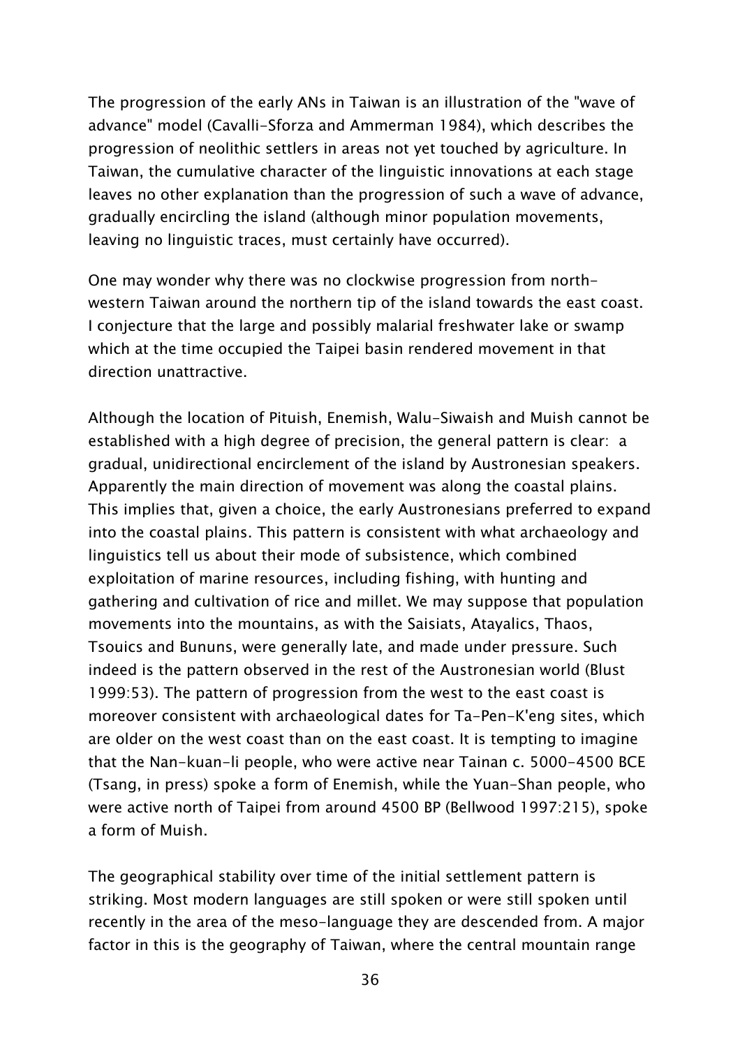The progression of the early ANs in Taiwan is an illustration of the "wave of advance" model (Cavalli-Sforza and Ammerman 1984), which describes the progression of neolithic settlers in areas not yet touched by agriculture. In Taiwan, the cumulative character of the linguistic innovations at each stage leaves no other explanation than the progression of such a wave of advance, gradually encircling the island (although minor population movements, leaving no linguistic traces, must certainly have occurred).

One may wonder why there was no clockwise progression from north-western Taiwan around the northern tip of the island towards the east coast. I conjecture that the large and possibly malarial freshwater lake or swamp which at the time occupied the Taipei basin rendered movement in that direction unattractive.

Although the location of Pituish, Enemish, Walu-Siwaish and Muish cannot be established with a high degree of precision, the general pattern is clear: a gradual, unidirectional encirclement of the island by Austronesian speakers. Apparently the main direction of movement was along the coastal plains. This implies that, given a choice, the early Austronesians preferred to expand into the coastal plains. This pattern is consistent with what archaeology and linguistics tell us about their mode of subsistence, which combined exploitation of marine resources, including fishing, with hunting and gathering and cultivation of rice and millet. We may suppose that population movements into the mountains, as with the Saisiats, Atayalics, Thaos, Tsouics and Bununs, were generally late, and made under pressure. Such indeed is the pattern observed in the rest of the Austronesian world (Blust 1999:53). The pattern of progression from the west to the east coast is moreover consistent with archaeological dates for Ta-Pen-K'eng sites, which are older on the west coast than on the east coast. It is tempting to imagine that the Nan-kuan-li people, who were active near Tainan c. 5000-4500 BCE (Tsang, in press) spoke a form of Enemish, while the Yuan-Shan people, who were active north of Taipei from around 4500 BP (Bellwood 1997:215), spoke a form of Muish.

The geographical stability over time of the initial settlement pattern is striking. Most modern languages are still spoken or were still spoken until recently in the area of the meso-language they are descended from. A major factor in this is the geography of Taiwan, where the central mountain range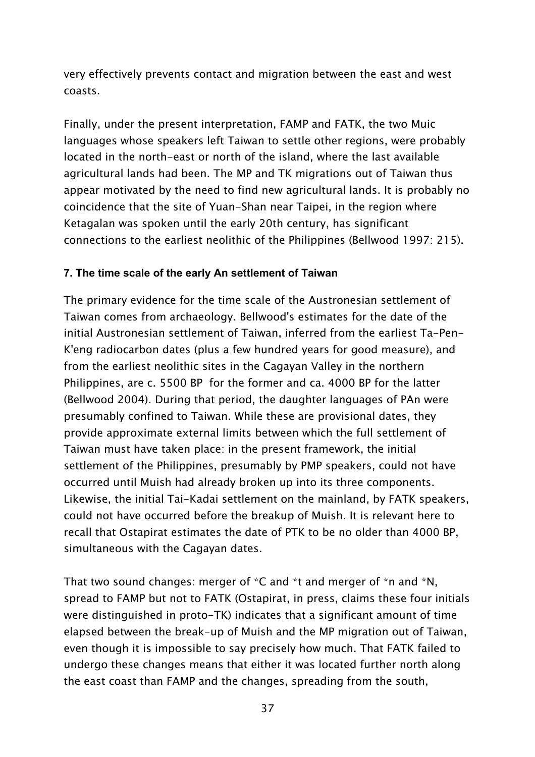very effectively prevents contact and migration between the east and west coasts.

Finally, under the present interpretation, FAMP and FATK, the two Muic languages whose speakers left Taiwan to settle other regions, were probably located in the north-east or north of the island, where the last available agricultural lands had been. The MP and TK migrations out of Taiwan thus appear motivated by the need to find new agricultural lands. It is probably no coincidence that the site of Yuan-Shan near Taipei, in the region where Ketagalan was spoken until the early 20th century, has significant connections to the earliest neolithic of the Philippines (Bellwood 1997: 215).

#### 7. The time scale of the early An settlement of Taiwan

The primary evidence for the time scale of the Austronesian settlement of Taiwan comes from archaeology. Bellwood's estimates for the date of the initial Austronesian settlement of Taiwan, inferred from the earliest Ta-Pen-K'eng radiocarbon dates (plus a few hundred years for good measure), and from the earliest neolithic sites in the Cagayan Valley in the northern Philippines, are c. 5500 BP for the former and ca. 4000 BP for the latter (Bellwood 2004). During that period, the daughter languages of PAn were presumably confined to Taiwan. While these are provisional dates, they provide approximate external limits between which the full settlement of Taiwan must have taken place: in the present framework, the initial settlement of the Philippines, presumably by PMP speakers, could not have occurred until Muish had already broken up into its three components. Likewise, the initial Tai-Kadai settlement on the mainland, by FATK speakers, could not have occurred before the breakup of Muish. It is relevant here to recall that Ostapirat estimates the date of PTK to be no older than 4000 BP, simultaneous with the Cagayan dates.

That two sound changes: merger of *C and *t and merger of *n and *N, spread to FAMP but not to FATK (Ostapirat, in press, claims these four initials were distinguished in proto-TK) indicates that a significant amount of time elapsed between the break-up of Muish and the MP migration out of Taiwan, even though it is impossible to say precisely how much. That FATK failed to undergo these changes means that either it was located further north along the east coast than FAMP and the changes, spreading from the south,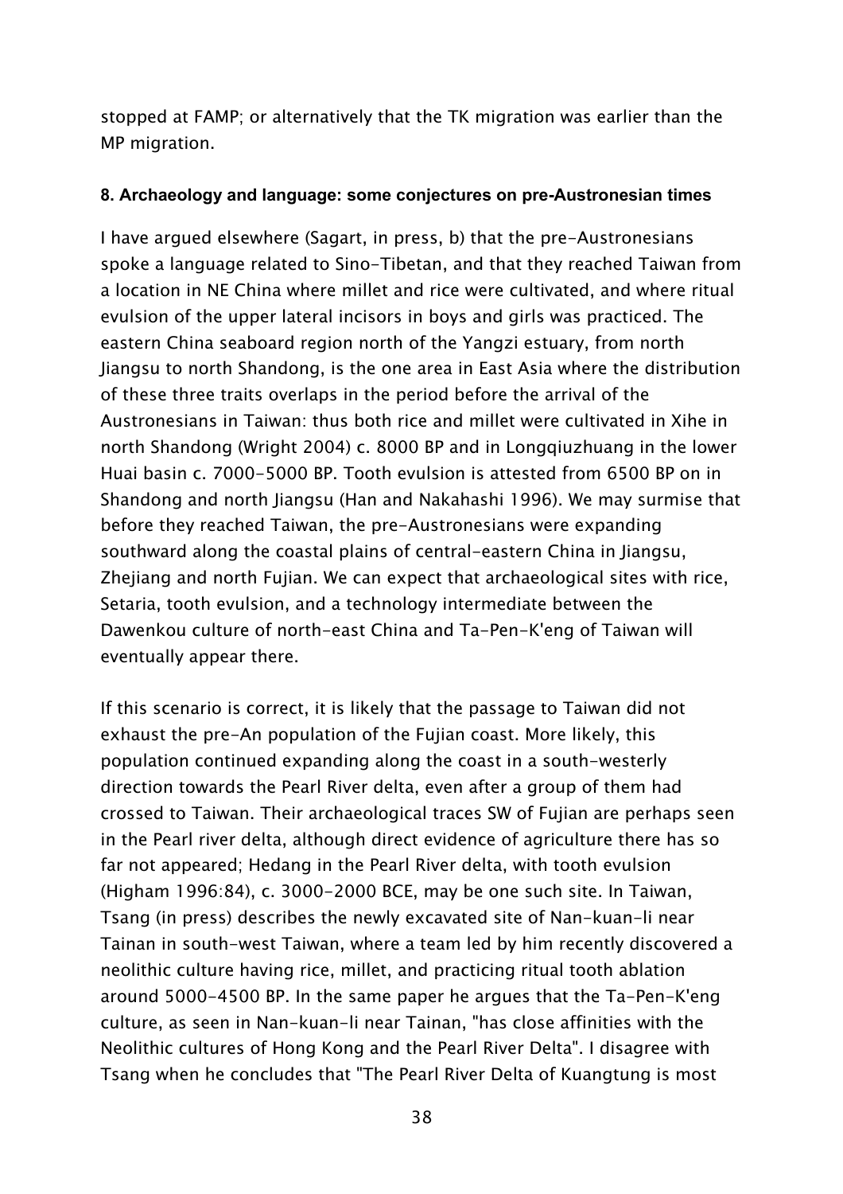stopped at FAMP; or alternatively that the TK migration was earlier than the MP migration.

#### 8. Archaeology and language: some conjectures on pre-Austronesian times

I have argued elsewhere (Sagart, in press, b) that the pre-Austronesians spoke a language related to Sino-Tibetan, and that they reached Taiwan from a location in NE China where millet and rice were cultivated, and where ritual evulsion of the upper lateral incisors in boys and girls was practiced. The eastern China seaboard region north of the Yangzi estuary, from north Jiangsu to north Shandong, is the one area in East Asia where the distribution of these three traits overlaps in the period before the arrival of the Austronesians in Taiwan: thus both rice and millet were cultivated in Xihe in north Shandong (Wright 2004) c. 8000 BP and in Longqiuzhuang in the lower Huai basin c. 7000-5000 BP. Tooth evulsion is attested from 6500 BP on in Shandong and north Jiangsu (Han and Nakahashi 1996). We may surmise that before they reached Taiwan, the pre-Austronesians were expanding southward along the coastal plains of central-eastern China in Jiangsu, Zhejiang and north Fujian. We can expect that archaeological sites with rice, Setaria, tooth evulsion, and a technology intermediate between the Dawenkou culture of north-east China and Ta-Pen-K'eng of Taiwan will eventually appear there.

If this scenario is correct, it is likely that the passage to Taiwan did not exhaust the pre-An population of the Fujian coast. More likely, this population continued expanding along the coast in a south-westerly direction towards the Pearl River delta, even after a group of them had crossed to Taiwan. Their archaeological traces SW of Fujian are perhaps seen in the Pearl river delta, although direct evidence of agriculture there has so far not appeared; Hedang in the Pearl River delta, with tooth evulsion (Higham 1996:84), c. 3000-2000 BCE, may be one such site. In Taiwan, Tsang (in press) describes the newly excavated site of Nan-kuan-li near Tainan in south-west Taiwan, where a team led by him recently discovered a neolithic culture having rice, millet, and practicing ritual tooth ablation around 5000-4500 BP. In the same paper he argues that the Ta-Pen-K'eng culture, as seen in Nan-kuan-li near Tainan, "has close affinities with the Neolithic cultures of Hong Kong and the Pearl River Delta". I disagree with Tsang when he concludes that "The Pearl River Delta of Kuangtung is most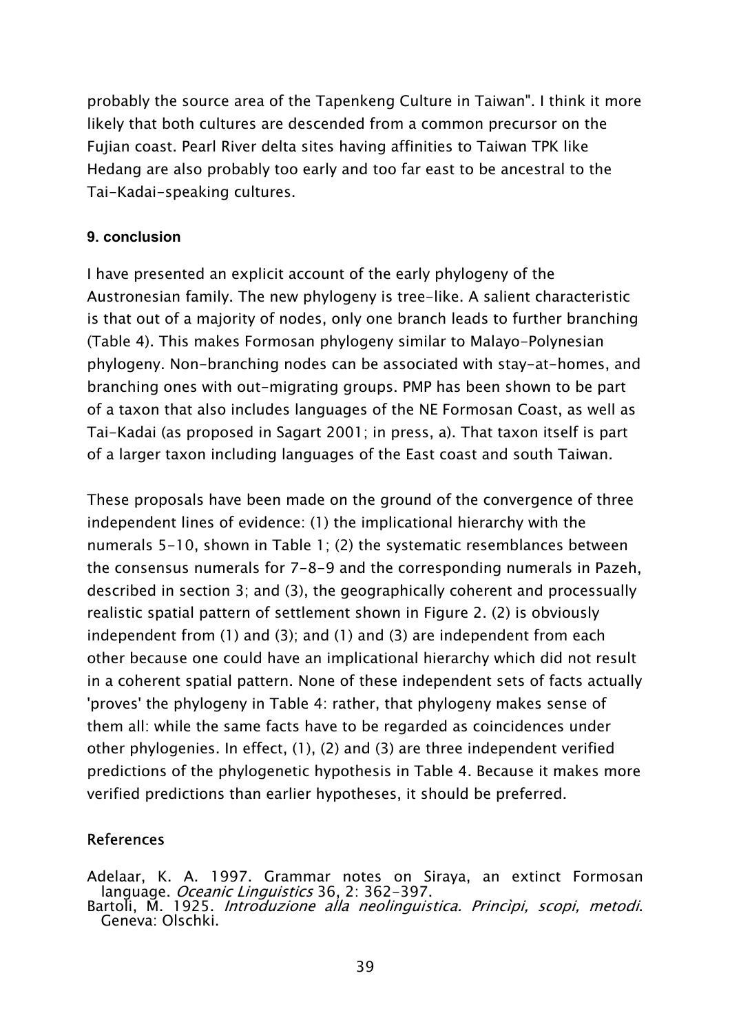probably the source area of the Tapenkeng Culture in Taiwan". I think it more likely that both cultures are descended from a common precursor on the Fujian coast. Pearl River delta sites having affinities to Taiwan TPK like Hedang are also probably too early and too far east to be ancestral to the Tai-Kadai-speaking cultures.

### 9. conclusion

I have presented an explicit account of the early phylogeny of the Austronesian family. The new phylogeny is tree-like. A salient characteristic is that out of a majority of nodes, only one branch leads to further branching (Table 4). This makes Formosan phylogeny similar to Malayo-Polynesian phylogeny. Non-branching nodes can be associated with stay-at-homes, and branching ones with out-migrating groups. PMP has been shown to be part of a taxon that also includes languages of the NE Formosan Coast, as well as Tai-Kadai (as proposed in Sagart 2001; in press, a). That taxon itself is part of a larger taxon including languages of the East coast and south Taiwan.

These proposals have been made on the ground of the convergence of three independent lines of evidence: (1) the implicational hierarchy with the numerals 5-10, shown in Table 1; (2) the systematic resemblances between the consensus numerals for 7-8-9 and the corresponding numerals in Pazeh, described in section 3; and (3), the geographically coherent and processually realistic spatial pattern of settlement shown in Figure 2. (2) is obviously independent from (1) and (3); and (1) and (3) are independent from each other because one could have an implicational hierarchy which did not result in a coherent spatial pattern. None of these independent sets of facts actually 'proves' the phylogeny in Table 4: rather, that phylogeny makes sense of them all: while the same facts have to be regarded as coincidences under other phylogenies. In effect, (1), (2) and (3) are three independent verified predictions of the phylogenetic hypothesis in Table 4. Because it makes more verified predictions than earlier hypotheses, it should be preferred.

## References

Adelaar, K. A. 1997. Grammar notes on Siraya, an extinct Formosan language. *Oceanic Linguistics* 36, 2: 362-397.

Bartoli, M. 1925. *Introduzione alla neolinguistica. Princìpi, scopi, metodi*. Geneva: Olschki.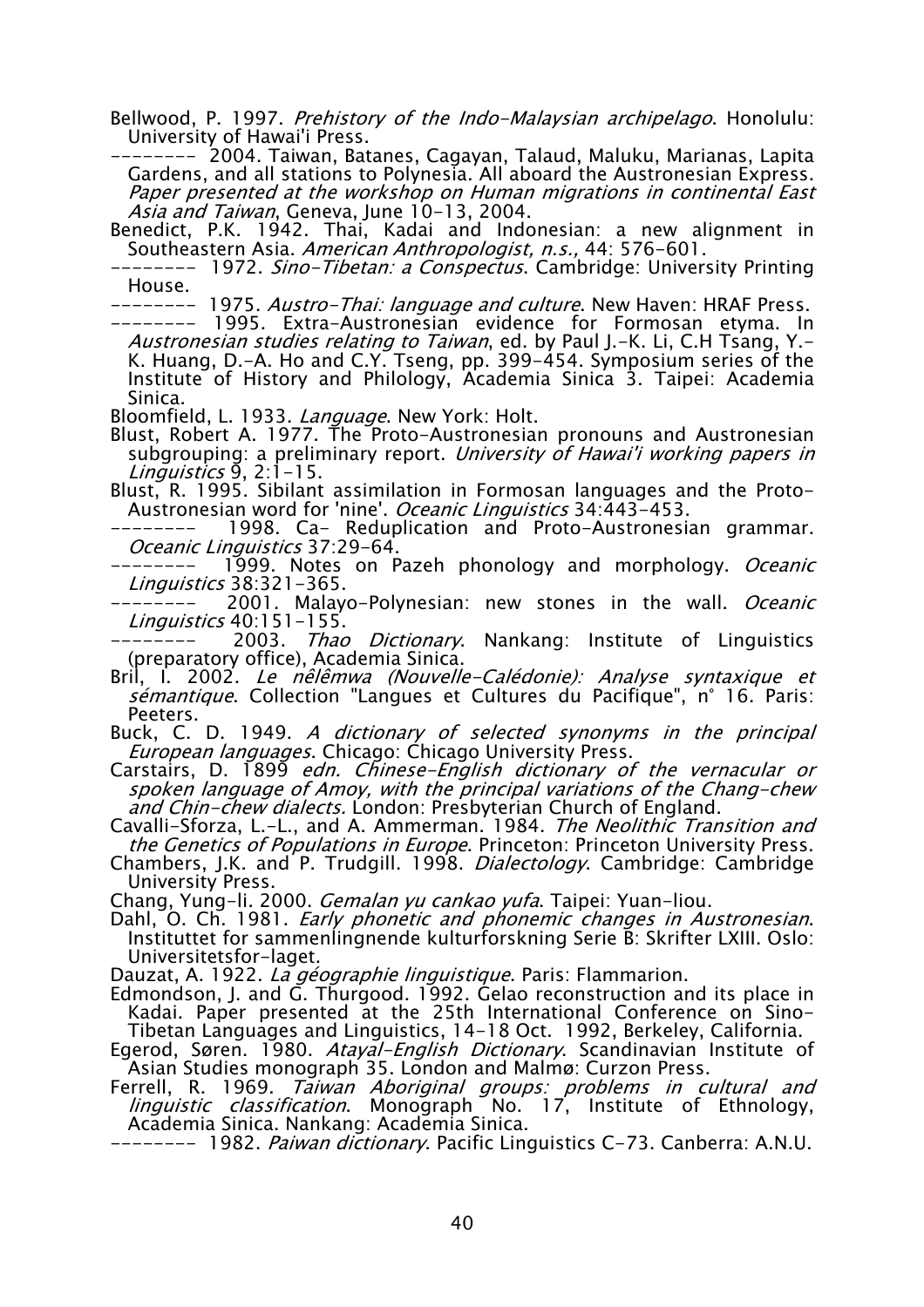Bellwood, P. 1997. *Prehistory of the Indo-Malaysian archipelago*. Honolulu: University of Hawai'i Press.

-------- 2004. Taiwan, Batanes, Cagayan, Talaud, Maluku, Marianas, Lapita Gardens, and all stations to Polynesia. All aboard the Austronesian Express. *Paper presented at the workshop on Human migrations in continental East Asia and Taiwan*, Geneva, June 10-13, 2004.

Benedict, P.K. 1942. Thai, Kadai and Indonesian: a new alignment in Southeastern Asia. *American Anthropologist, n.s.,* 44: 576-601.

-------- 1972. *Sino-Tibetan: a Conspectus*. Cambridge: University Printing House.

-------- 1975. *Austro-Thai: language and culture*. New Haven: HRAF Press.

-------- 1995. Extra-Austronesian evidence for Formosan etyma. In *Austronesian studies relating to Taiwan*, ed. by Paul J.-K. Li, C.H Tsang, Y.-K. Huang, D.-A. Ho and C.Y. Tseng, pp. 399-454. Symposium series of the Institute of History and Philology, Academia Sinica 3. Taipei: Academia Sinica.

Bloomfield, L. 1933. *Language*. New York: Holt.

Blust, Robert A. 1977. The Proto-Austronesian pronouns and Austronesian subgrouping: a preliminary report. *University of Hawai'i working papers in Linguistics* 9, 2:1-15.

Blust, R. 1995. Sibilant assimilation in Formosan languages and the Proto-Austronesian word for 'nine'. *Oceanic Linguistics* 34:443-453.

-------- 1998. Ca- Reduplication and Proto-Austronesian grammar. *Oceanic Linguistics* 37:29-64.

-------- 1999. Notes on Pazeh phonology and morphology. *Oceanic Linguistics* 38:321-365.

-------- 2001. Malayo-Polynesian: new stones in the wall. *Oceanic Linguistics* 40:151-155.

-------- 2003. *Thao Dictionary*. Nankang: Institute of Linguistics (preparatory office), Academia Sinica.

Bril, I. 2002. *Le nêlêmwa (Nouvelle-Calédonie): Analyse syntaxique et sémantique*. Collection "Langues et Cultures du Pacifique", n° 16. Paris: Peeters.

Buck, C. D. 1949. *A dictionary of selected synonyms in the principal European languages*. Chicago: Chicago University Press.

Carstairs, D. 1899 *edn. Chinese-English dictionary of the vernacular or spoken language of Amoy, with the principal variations of the Chang-chew and Chin-chew dialects.* London: Presbyterian Church of England.

Cavalli-Sforza, L.-L., and A. Ammerman. 1984. *The Neolithic Transition and the Genetics of Populations in Europe*. Princeton: Princeton University Press.

Chambers, J.K. and P. Trudgill. 1998. *Dialectology*. Cambridge: Cambridge University Press.

Chang, Yung-li. 2000. *Gemalan yu cankao yufa*. Taipei: Yuan-liou.

Dahl, O. Ch. 1981. *Early phonetic and phonemic changes in Austronesian*. Instituttet for sammenlingnende kulturforskning Serie B: Skrifter LXIII. Oslo: Universitetsfor-laget.

Dauzat, A. 1922. *La géographie linguistique*. Paris: Flammarion.

Edmondson, J. and G. Thurgood. 1992. Gelao reconstruction and its place in Kadai. Paper presented at the 25th International Conference on Sino-Tibetan Languages and Linguistics, 14-18 Oct. 1992, Berkeley, California.

Egerod, Søren. 1980. *Atayal-English Dictionary*. Scandinavian Institute of Asian Studies monograph 35. London and Malmø: Curzon Press.

Ferrell, R. 1969. *Taiwan Aboriginal groups: problems in cultural and linguistic classification*. Monograph No. 17, Institute of Ethnology, Academia Sinica. Nankang: Academia Sinica.

-------- 1982. *Paiwan dictionary*. Pacific Linguistics C-73. Canberra: A.N.U.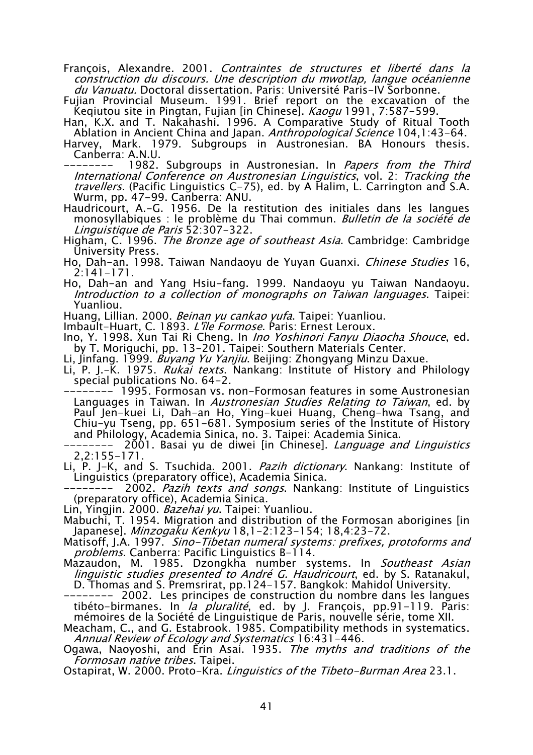François, Alexandre. 2001. *Contraintes de structures et liberté dans la construction du discours. Une description du mwotlap, langue océanienne du Vanuatu.* Doctoral dissertation. Paris: Université Paris-IV Sorbonne.

Fujian Provincial Museum. 1991. Brief report on the excavation of the Keqiutou site in Pingtan, Fujian [in Chinese]. *Kaogu* 1991, 7:587-599.

Han, K.X. and T. Nakahashi. 1996. A Comparative Study of Ritual Tooth Ablation in Ancient China and Japan. *Anthropological Science* 104,1:43-64.

Harvey, Mark. 1979. Subgroups in Austronesian. BA Honours thesis. Canberra: A.N.U.

-------- 1982. Subgroups in Austronesian. In *Papers from the Third International Conference on Austronesian Linguistics*, vol. 2: *Tracking the travellers.* (Pacific Linguistics C-75), ed. by A Halim, L. Carrington and S.A. Wurm, pp. 47-99. Canberra: ANU.

Haudricourt, A.-G. 1956. De la restitution des initiales dans les langues monosyllabiques : le problème du Thai commun. *Bulletin de la société de Linguistique de Paris* 52:307-322.

Higham, C. 1996. *The Bronze age of southeast Asia*. Cambridge: Cambridge University Press.

Ho, Dah-an. 1998. Taiwan Nandaoyu de Yuyan Guanxi. *Chinese Studies* 16, 2:141-171.

Ho, Dah-an and Yang Hsiu-fang. 1999. Nandaoyu yu Taiwan Nandaoyu. *Introduction to a collection of monographs on Taiwan languages*. Taipei: Yuanliou.

Huang, Lillian. 2000. *Beinan yu cankao yufa*. Taipei: Yuanliou.

Imbault-Huart, C. 1893. *L'île Formose*. Paris: Ernest Leroux.

Ino, Y. 1998. Xun Tai Ri Cheng. In *Ino Yoshinori Fanyu Diaocha Shouce*, ed. by T. Moriguchi, pp. 13-201. Taipei: Southern Materials Center.

Li, Jinfang. 1999. *Buyang Yu Yanjiu*. Beijing: Zhongyang Minzu Daxue.

Li, P. J.-K. 1975. *Rukai texts*. Nankang: Institute of History and Philology special publications No. 64-2.

-------- 1995. Formosan vs. non-Formosan features in some Austronesian Languages in Taiwan. In *Austronesian Studies Relating to Taiwan*, ed. by Paul Jen-kuei Li, Dah-an Ho, Ying-kuei Huang, Cheng-hwa Tsang, and Chiu-yu Tseng, pp. 651-681. Symposium series of the Institute of History and Philology, Academia Sinica, no. 3. Taipei: Academia Sinica.

-------- 2001. Basai yu de diwei [in Chinese]. *Language and Linguistics* 2,2:155-171.

Li, P. J-K, and S. Tsuchida. 2001. *Pazih dictionary*. Nankang: Institute of Linguistics (preparatory office), Academia Sinica.

-------- 2002. *Pazih texts and songs*. Nankang: Institute of Linguistics (preparatory office), Academia Sinica.

Lin, Yingjin. 2000. *Bazehai yu*. Taipei: Yuanliou.

Mabuchi, T. 1954. Migration and distribution of the Formosan aborigines [in Japanese]. *Minzogaku Kenkyu* 18,1-2:123-154; 18,4:23-72.

Matisoff, J.A. 1997. *Sino-Tibetan numeral systems: prefixes, protoforms and problems*. Canberra: Pacific Linguistics B-114.

Mazaudon, M. 1985. Dzongkha number systems. In *Southeast Asian linguistic studies presented to André G. Haudricourt*, ed. by S. Ratanakul, D. Thomas and S. Premsrirat, pp.124-157. Bangkok: Mahidol University.

-------- 2002. Les principes de construction du nombre dans les langues tibéto-birmanes. In *la pluralité*, ed. by J. François, pp.91-119. Paris: mémoires de la Société de Linguistique de Paris, nouvelle série, tome XII.

Meacham, C., and G. Estabrook. 1985. Compatibility methods in systematics. *Annual Review of Ecology and Systematics* 16:431-446.

Ogawa, Naoyoshi, and Erin Asai. 1935. *The myths and traditions of the Formosan native tribes*. Taipei.

Ostapirat, W. 2000. Proto-Kra. *Linguistics of the Tibeto-Burman Area* 23.1.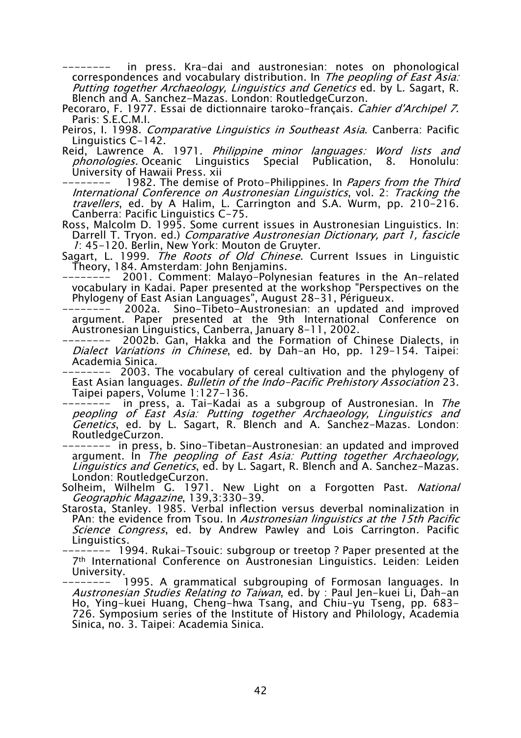-------- in press. Kra-dai and austronesian: notes on phonological correspondences and vocabulary distribution. In *The peopling of East Asia: Putting together Archaeology, Linguistics and Genetics* ed. by L. Sagart, R. Blench and A. Sanchez-Mazas. London: RoutledgeCurzon.

Pecoraro, F. 1977. Essai de dictionnaire taroko-français. *Cahier d'Archipel 7*. Paris: S.E.C.M.I.

Peiros, I. 1998. *Comparative Linguistics in Southeast Asia*. Canberra: Pacific Linguistics C-142.

Reid, Lawrence A. 1971. *Philippine minor languages: Word lists and phonologies.* Oceanic Linguistics Special Publication, 8. Honolulu: University of Hawaii Press. xii

-------- 1982. The demise of Proto-Philippines. In *Papers from the Third International Conference on Austronesian Linguistics*, vol. 2: *Tracking the travellers*, ed. by A Halim, L. Carrington and S.A. Wurm, pp. 210-216. Canberra: Pacific Linguistics C-75.

Ross, Malcolm D. 1995. Some current issues in Austronesian Linguistics. In: Darrell T. Tryon. ed.) *Comparative Austronesian Dictionary, part 1, fascicle 1*: 45-120. Berlin, New York: Mouton de Gruyter.

Sagart, L. 1999. *The Roots of Old Chinese.* Current Issues in Linguistic Theory, 184. Amsterdam: John Benjamins.

-------- 2001. Comment: Malayo-Polynesian features in the An-related vocabulary in Kadai. Paper presented at the workshop "Perspectives on the Phylogeny of East Asian Languages", August 28-31, Périgueux.

-------- 2002a. Sino-Tibeto-Austronesian: an updated and improved argument. Paper presented at the 9th International Conference on Austronesian Linguistics, Canberra, January 8-11, 2002.

-------- 2002b. Gan, Hakka and the Formation of Chinese Dialects, in *Dialect Variations in Chinese*, ed. by Dah-an Ho, pp. 129-154. Taipei: Academia Sinica.

-------- 2003. The vocabulary of cereal cultivation and the phylogeny of East Asian languages. *Bulletin of the Indo-Pacific Prehistory Association* 23. Taipei papers, Volume 1:127-136.

-------- in press, a. Tai-Kadai as a subgroup of Austronesian. In *The peopling of East Asia: Putting together Archaeology, Linguistics and Genetics*, ed. by L. Sagart, R. Blench and A. Sanchez-Mazas. London: RoutledgeCurzon.

-------- in press, b. Sino-Tibetan-Austronesian: an updated and improved argument. In *The peopling of East Asia: Putting together Archaeology, Linguistics and Genetics*, ed. by L. Sagart, R. Blench and A. Sanchez-Mazas. London: RoutledgeCurzon.

Solheim, Wilhelm G. 1971. New Light on a Forgotten Past. *National Geographic Magazine*, 139,3:330-39.

Starosta, Stanley. 1985. Verbal inflection versus deverbal nominalization in PAn: the evidence from Tsou. In *Austronesian linguistics at the 15th Pacific Science Congress*, ed. by Andrew Pawley and Lois Carrington. Pacific Linguistics.

-------- 1994. Rukai-Tsouic: subgroup or treetop ? Paper presented at the 7th International Conference on Austronesian Linguistics. Leiden: Leiden University.

-------- 1995. A grammatical subgrouping of Formosan languages. In *Austronesian Studies Relating to Taiwan*, ed. by : Paul Jen-kuei Li, Dah-an Ho, Ying-kuei Huang, Cheng-hwa Tsang, and Chiu-yu Tseng, pp. 683-726. Symposium series of the Institute of History and Philology, Academia Sinica, no. 3. Taipei: Academia Sinica.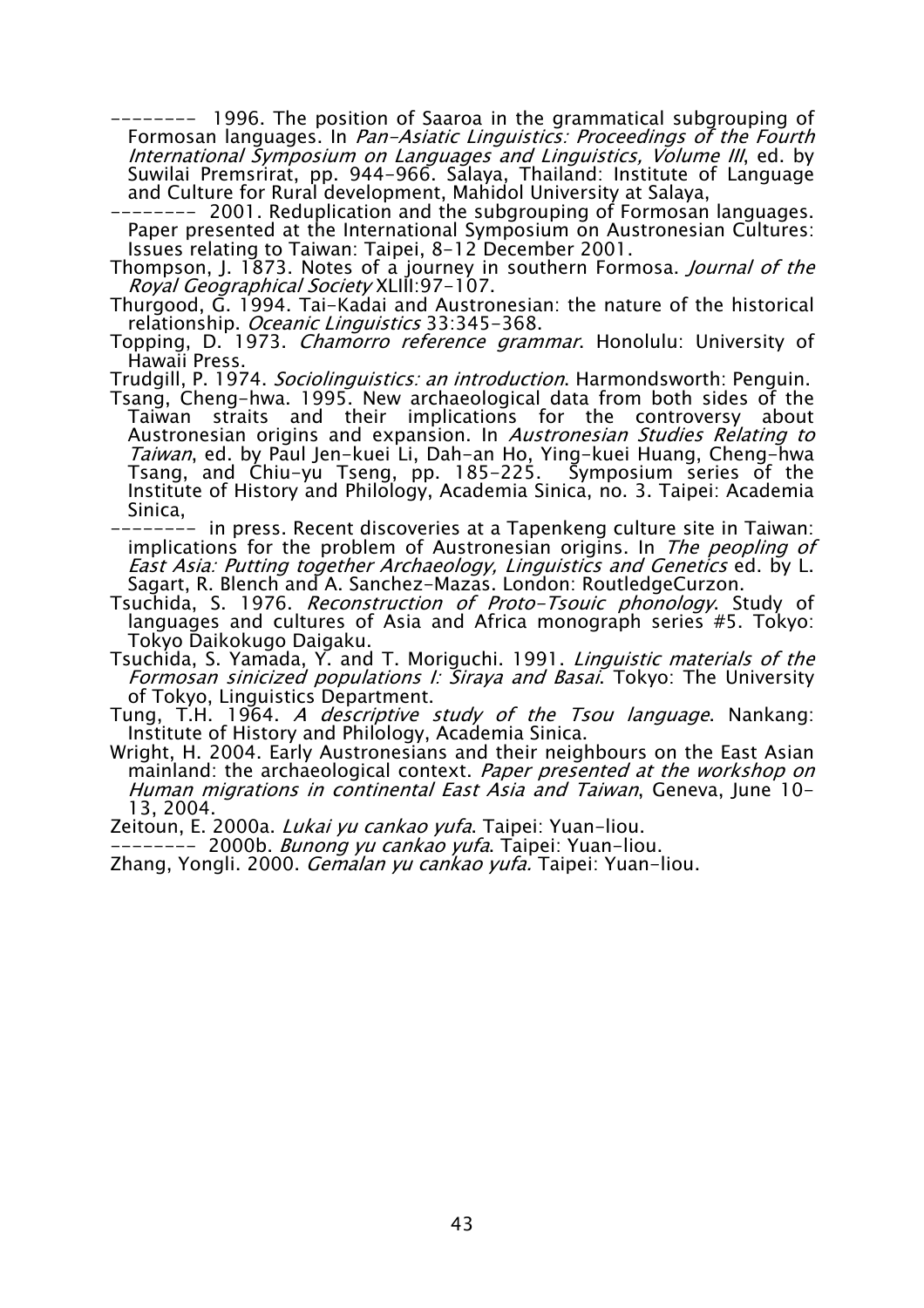-------- 1996. The position of Saaroa in the grammatical subgrouping of Formosan languages. In *Pan-Asiatic Linguistics: Proceedings of the Fourth International Symposium on Languages and Linguistics, Volume III*, ed. by Suwilai Premsrirat, pp. 944-966. Salaya, Thailand: Institute of Language and Culture for Rural development, Mahidol University at Salaya,

-------- 2001. Reduplication and the subgrouping of Formosan languages. Paper presented at the International Symposium on Austronesian Cultures: Issues relating to Taiwan: Taipei, 8-12 December 2001.

Thompson, J. 1873. Notes of a journey in southern Formosa. *Journal of the Royal Geographical Society* XLIII:97-107.

Thurgood, G. 1994. Tai-Kadai and Austronesian: the nature of the historical relationship. *Oceanic Linguistics* 33:345-368.

Topping, D. 1973. *Chamorro reference grammar*. Honolulu: University of Hawaii Press.

Trudgill, P. 1974. *Sociolinguistics: an introduction*. Harmondsworth: Penguin.

Tsang, Cheng-hwa. 1995. New archaeological data from both sides of the Taiwan straits and their implications for the controversy about Austronesian origins and expansion. In *Austronesian Studies Relating to Taiwan*, ed. by Paul Jen-kuei Li, Dah-an Ho, Ying-kuei Huang, Cheng-hwa Tsang, and Chiu-yu Tseng, pp. 185-225. Symposium series of the Institute of History and Philology, Academia Sinica, no. 3. Taipei: Academia Sinica,

-------- in press. Recent discoveries at a Tapenkeng culture site in Taiwan: implications for the problem of Austronesian origins. In *The peopling of East Asia: Putting together Archaeology, Linguistics and Genetics* ed. by L. Sagart, R. Blench and A. Sanchez-Mazas. London: RoutledgeCurzon.

Tsuchida, S. 1976. *Reconstruction of Proto-Tsouic phonology*. Study of languages and cultures of Asia and Africa monograph series #5. Tokyo: Tokyo Daikokugo Daigaku.

Tsuchida, S. Yamada, Y. and T. Moriguchi. 1991. *Linguistic materials of the Formosan sinicized populations I: Siraya and Basai*. Tokyo: The University of Tokyo, Linguistics Department.

Tung, T.H. 1964. *A descriptive study of the Tsou language*. Nankang: Institute of History and Philology, Academia Sinica.

Wright, H. 2004. Early Austronesians and their neighbours on the East Asian mainland: the archaeological context. *Paper presented at the workshop on Human migrations in continental East Asia and Taiwan*, Geneva, June 10-13, 2004.

Zeitoun, E. 2000a. *Lukai yu cankao yufa*. Taipei: Yuan-liou.

-------- 2000b. *Bunong yu cankao yufa*. Taipei: Yuan-liou.

Zhang, Yongli. 2000. *Gemalan yu cankao yufa.* Taipei: Yuan-liou.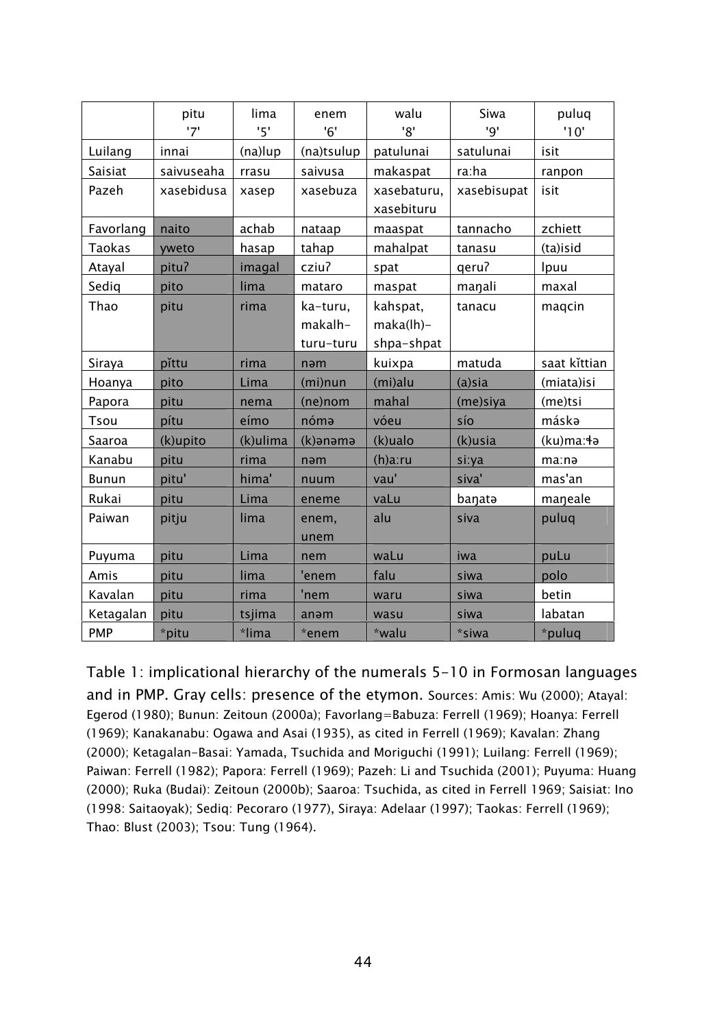|  | pitu '7' | lima '5' | enem '6' | walu '8' | Siwa '9' | puluq '10' |
|---|---|---|---|---|---|---|
| Luilang | innai | (na)lup | (na)tsulup | patulunai | satulunai | isit |
| Saisiat | saivuseaha | rrasu | saivusa | makaspat | ra:ha | ranpon |
| Pazeh | xasebidusa | xasep | xasebuza | xasebaturu, xasebituru | xasebisupat | isit |
| Favorlang | naito | achab | nataap | maaspat | tannacho | zchiett |
| Taokas | yweto | hasap | tahap | mahalpat | tanasu | (ta)isid |
| Atayal | pituʔ | imagal | cziuʔ | spat | qeruʔ | lpuu |
| Sediq | pito | lima | mataro | maspat | maŋali | maxal |
| Thao | pitu | rima | ka-turu, makalh-turu-turu | kahspat, maka(lh)-shpa-shpat | tanacu | maqcin |
| Siraya | pĭttu | rima | nəm | kuixpa | matuda | saat kĭttian |
| Hoanya | pito | Lima | (mi)nun | (mi)alu | (a)sia | (miata)isi |
| Papora | pitu | nema | (ne)nom | mahal | (me)siya | (me)tsi |
| Tsou | pítu | eímo | nómə | vóeu | sío | máskə |
| Saaroa | (k)upito | (k)ulima | (k)ənəmə | (k)ualo | (k)usia | (ku)ma:ɬə |
| Kanabu | pitu | rima | nəm | (h)a:ru | si:ya | ma:nə |
| Bunun | pitu' | hima' | nuum | vau' | siva' | mas'an |
| Rukai | pitu | Lima | eneme | vaLu | baŋatə | maŋeale |
| Paiwan | pitju | lima | enem, unem | alu | siva | puluq |
| Puyuma | pitu | Lima | nem | waLu | iwa | puLu |
| Amis | pitu | lima | 'enem | falu | siwa | polo |
| Kavalan | pitu | rima | 'nem | waru | siwa | betin |
| Ketagalan | pitu | tsjima | anəm | wasu | siwa | labatan |
| PMP | *pitu | *lima | *enem | *walu | *siwa | *puluq |

Table 1: implicational hierarchy of the numerals 5-10 in Formosan languages and in PMP. Gray cells: presence of the etymon. Sources: Amis: Wu (2000); Atayal: Egerod (1980); Bunun: Zeitoun (2000a); Favorlang=Babuza: Ferrell (1969); Hoanya: Ferrell (1969); Kanakanabu: Ogawa and Asai (1935), as cited in Ferrell (1969); Kavalan: Zhang (2000); Ketagalan-Basai: Yamada, Tsuchida and Moriguchi (1991); Luilang: Ferrell (1969); Paiwan: Ferrell (1982); Papora: Ferrell (1969); Pazeh: Li and Tsuchida (2001); Puyuma: Huang (2000); Ruka (Budai): Zeitoun (2000b); Saaroa: Tsuchida, as cited in Ferrell 1969; Saisiat: Ino (1998: Saitaoyak); Sediq: Pecoraro (1977), Siraya: Adelaar (1997); Taokas: Ferrell (1969); Thao: Blust (2003); Tsou: Tung (1964).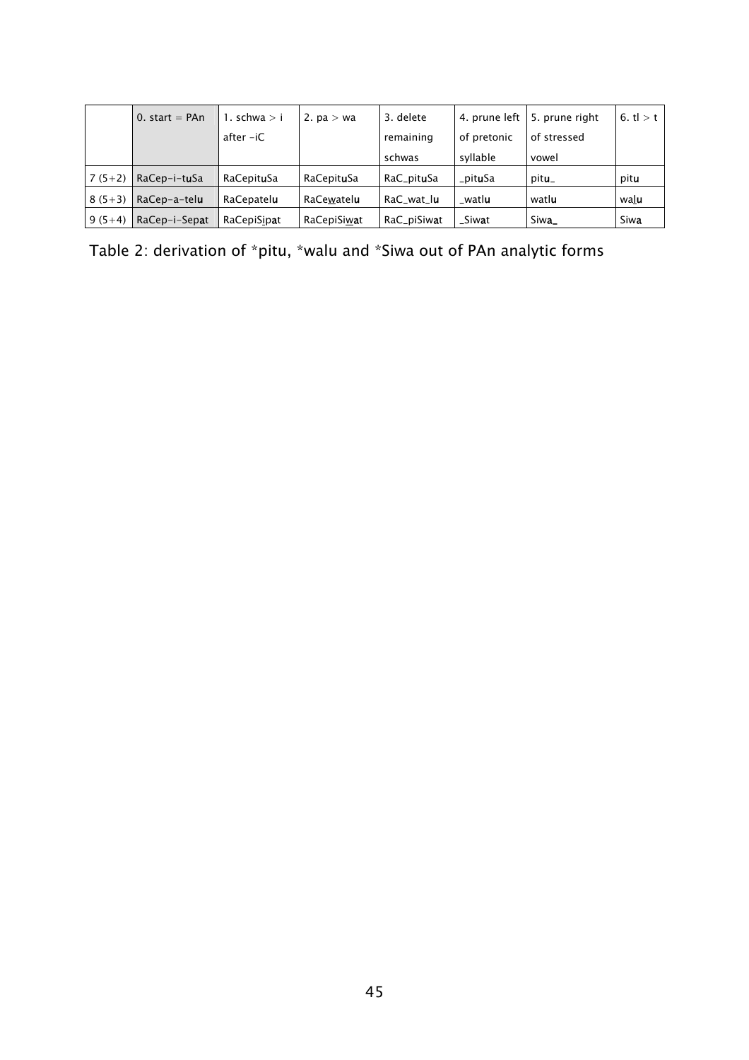| | 0. start = PAn | 1. schwa > i after -iC | 2. pa > wa | 3. delete remaining schwas | 4. prune left of pretonic syllable | 5. prune right of stressed vowel | 6. tl > t |
|---|---|---|---|---|---|---|---|
| 7 (5+2) | RaCep-i-t**u**Sa | RaCepit**u**Sa | RaCepit**u**Sa | RaC_pit**u**Sa | _pit**u**Sa | pit**u**_ | pit**u** |
| 8 (5+3) | RaCep-a-tel**u** | RaCepatel**u** | RaCewatel**u** | RaC_wat_l**u** | _watl**u** | watl**u** | wal**u** |
| 9 (5+4) | RaCep-i-Sep**a**t | RaCepiSip**a**t | RaCepiSiw**a**t | RaC_piSiw**a**t | _Siw**a**t | Siw**a**_ | Siw**a** |

Table 2: derivation of *pitu, *walu and *Siwa out of PAn analytic forms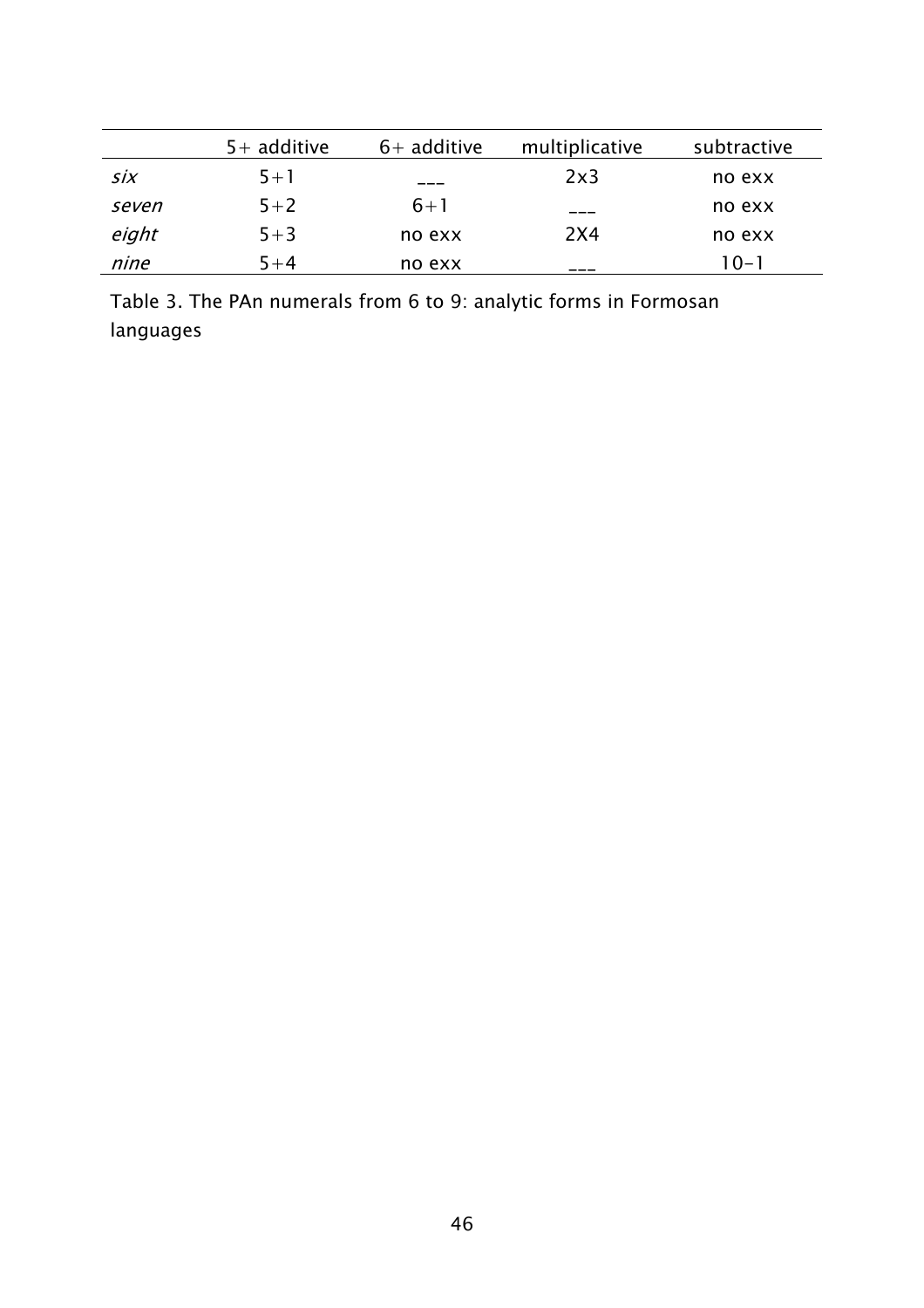| | 5+ additive | 6+ additive | multiplicative | subtractive |
|---|---|---|---|---|
| *six* | 5+1 | ___ | 2x3 | no exx |
| *seven* | 5+2 | 6+1 | ___ | no exx |
| *eight* | 5+3 | no exx | 2X4 | no exx |
| *nine* | 5+4 | no exx | ___ | 10-1 |

Table 3. The PAn numerals from 6 to 9: analytic forms in Formosan languages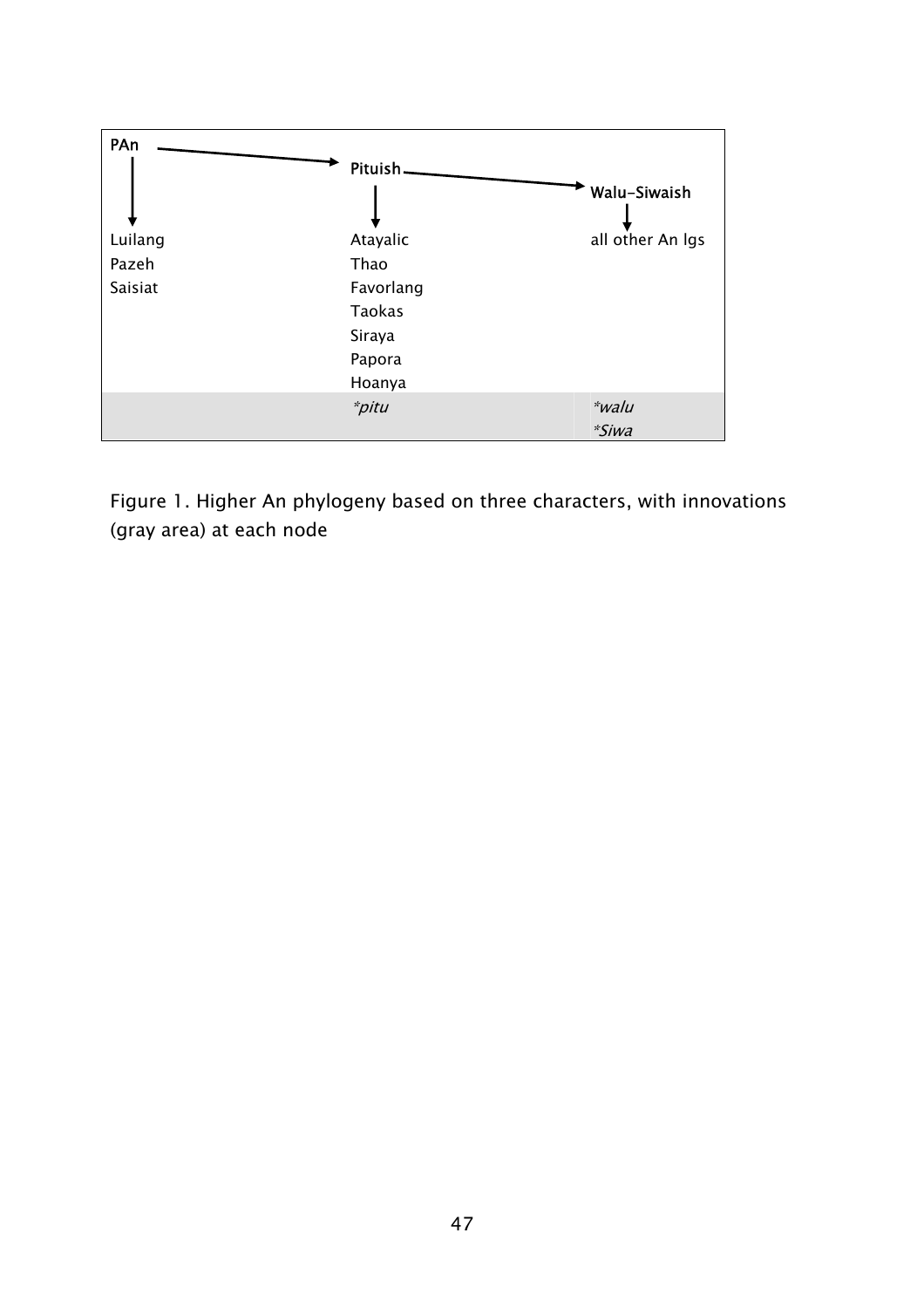| PAn | Pituish | Walu-Siwaish |
| --- | --- | --- |
| Luilang | Atayalic | all other An lgs |
| Pazeh | Thao | |
| Saisiat | Favorlang | |
| | Taokas | |
| | Siraya | |
| | Papora | |
| | Hoanya | |
| | *\*pitu* | *\*walu* |
| | | *\*Siwa* |

Figure 1. Higher An phylogeny based on three characters, with innovations (gray area) at each node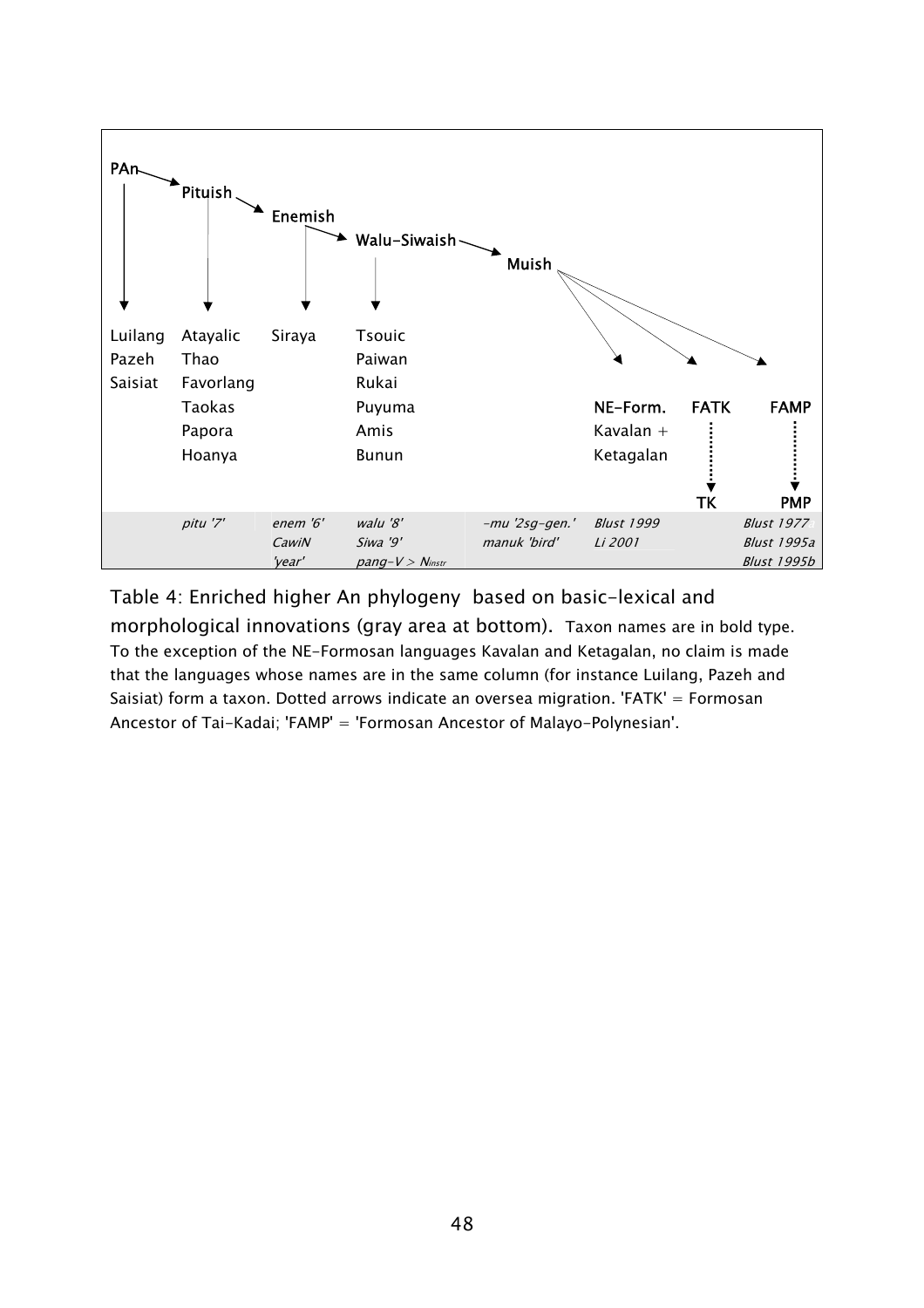| PAn | Pituish | Enemish | Walu-Siwaish | Muish | | | |
|---|---|---|---|---|---|---|---|
| Luilang | Atayalic | Siraya | Tsouic | | | | |
| Pazeh | Thao | | Paiwan | | | | |
| Saisiat | Favorlang | | Rukai | | | | |
| | Taokas | | Puyuma | | **NE-Form.** | **FATK** | **FAMP** |
| | Papora | | Amis | | Kavalan + | | |
| | Hoanya | | Bunun | | Ketagalan | | |
| | | | | | | **TK** | **PMP** |
| | *pitu '7'* | *enem '6'* | *walu '8'* | *-mu '2sg-gen.'* | *Blust 1999* | | *Blust 1977* |
| | | *CawiN* | *Siwa '9'* | *manuk 'bird'* | *Li 2001* | | *Blust 1995a* |
| | | *'year'* | *pang-V > $N_{instr}$* | | | | *Blust 1995b* |

Table 4: Enriched higher An phylogeny based on basic-lexical and morphological innovations (gray area at bottom). Taxon names are in bold type. To the exception of the NE-Formosan languages Kavalan and Ketagalan, no claim is made that the languages whose names are in the same column (for instance Luilang, Pazeh and Saisiat) form a taxon. Dotted arrows indicate an oversea migration. 'FATK' = Formosan Ancestor of Tai-Kadai; 'FAMP' = 'Formosan Ancestor of Malayo-Polynesian'.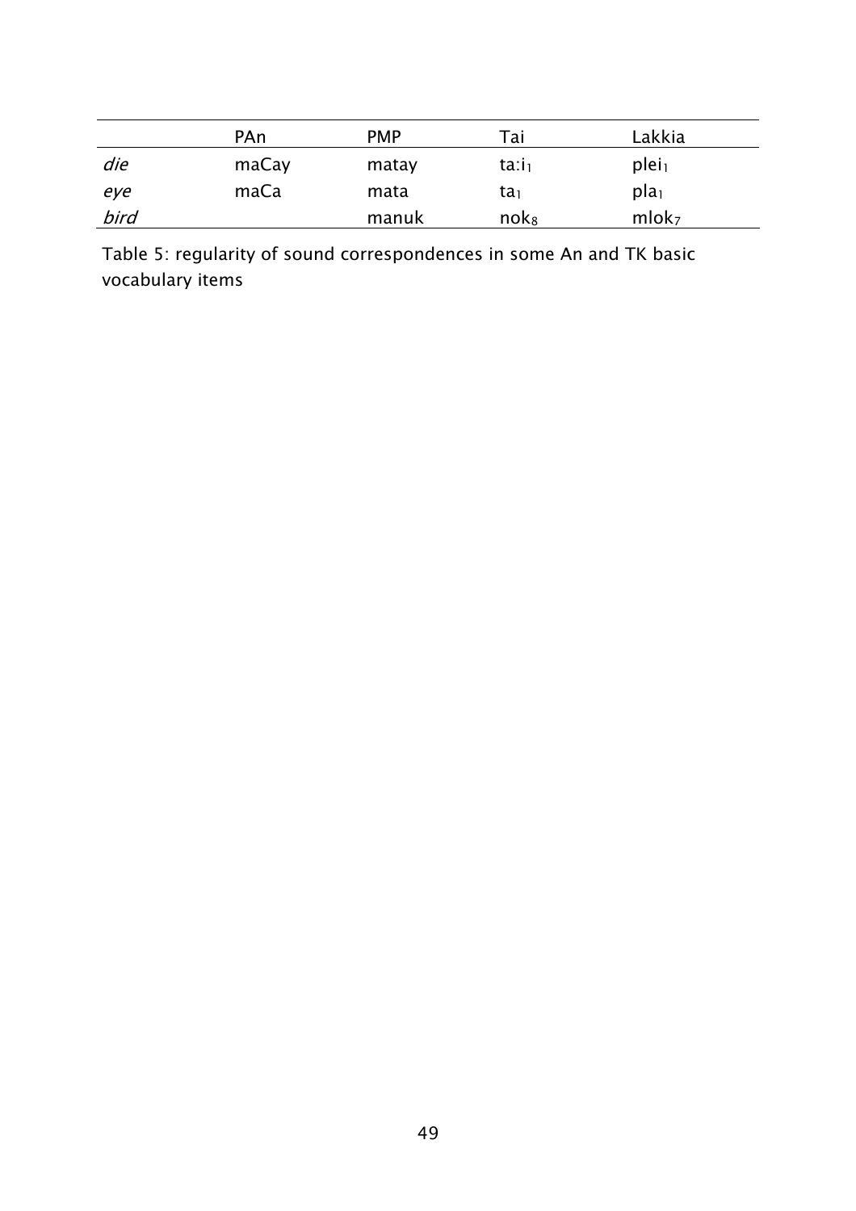| | PAn | PMP | Tai | Lakkia |
|---|---|---|---|---|
| *die* | maCay | matay | ta:i$_1$ | plei$_1$ |
| *eye* | maCa | mata | ta$_1$ | pla$_1$ |
| *bird* | | manuk | nok$_8$ | mlok$_7$ |

Table 5: regularity of sound correspondences in some An and TK basic vocabulary items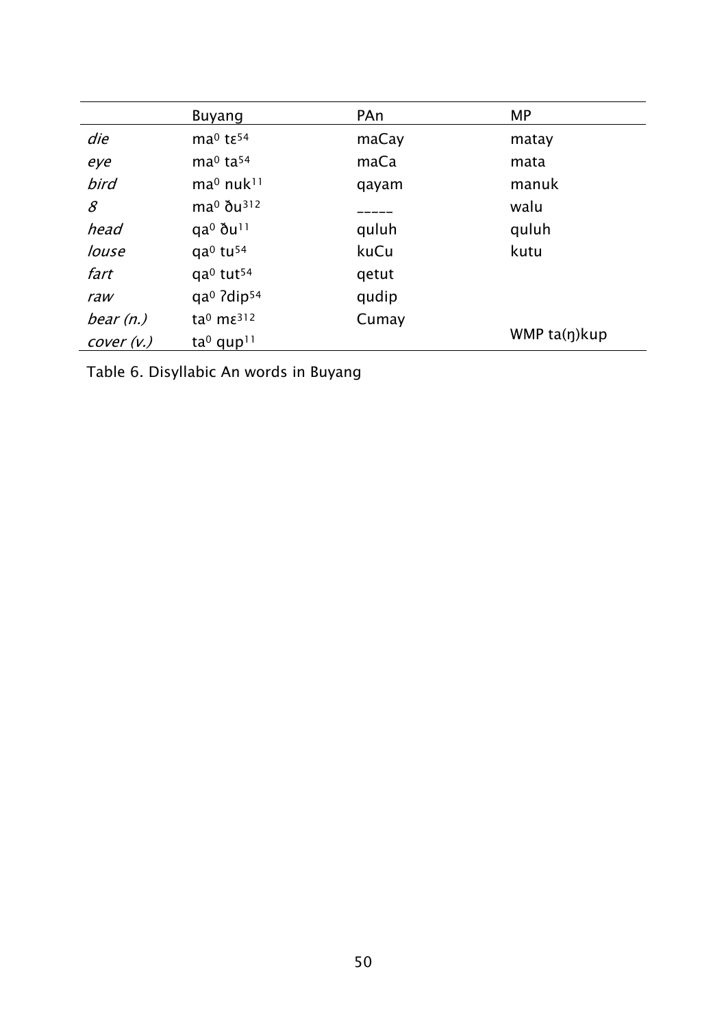| | Buyang | PAn | MP |
|---|---|---|---|
| *die* | ma$^{0}$ tɛ$^{54}$ | maCay | matay |
| *eye* | ma$^{0}$ ta$^{54}$ | maCa | mata |
| *bird* | ma$^{0}$ nuk$^{11}$ | qayam | manuk |
| *8* | ma$^{0}$ ðu$^{312}$ | _____ | walu |
| *head* | qa$^{0}$ ðu$^{11}$ | quluh | quluh |
| *louse* | qa$^{0}$ tu$^{54}$ | kuCu | kutu |
| *fart* | qa$^{0}$ tut$^{54}$ | qetut | |
| *raw* | qa$^{0}$ ʔdip$^{54}$ | qudip | |
| *bear (n.)* | ta$^{0}$ mɛ$^{312}$ | Cumay | |
| *cover (v.)* | ta$^{0}$ qup$^{11}$ | | WMP ta(ŋ)kup |

Table 6. Disyllabic An words in Buyang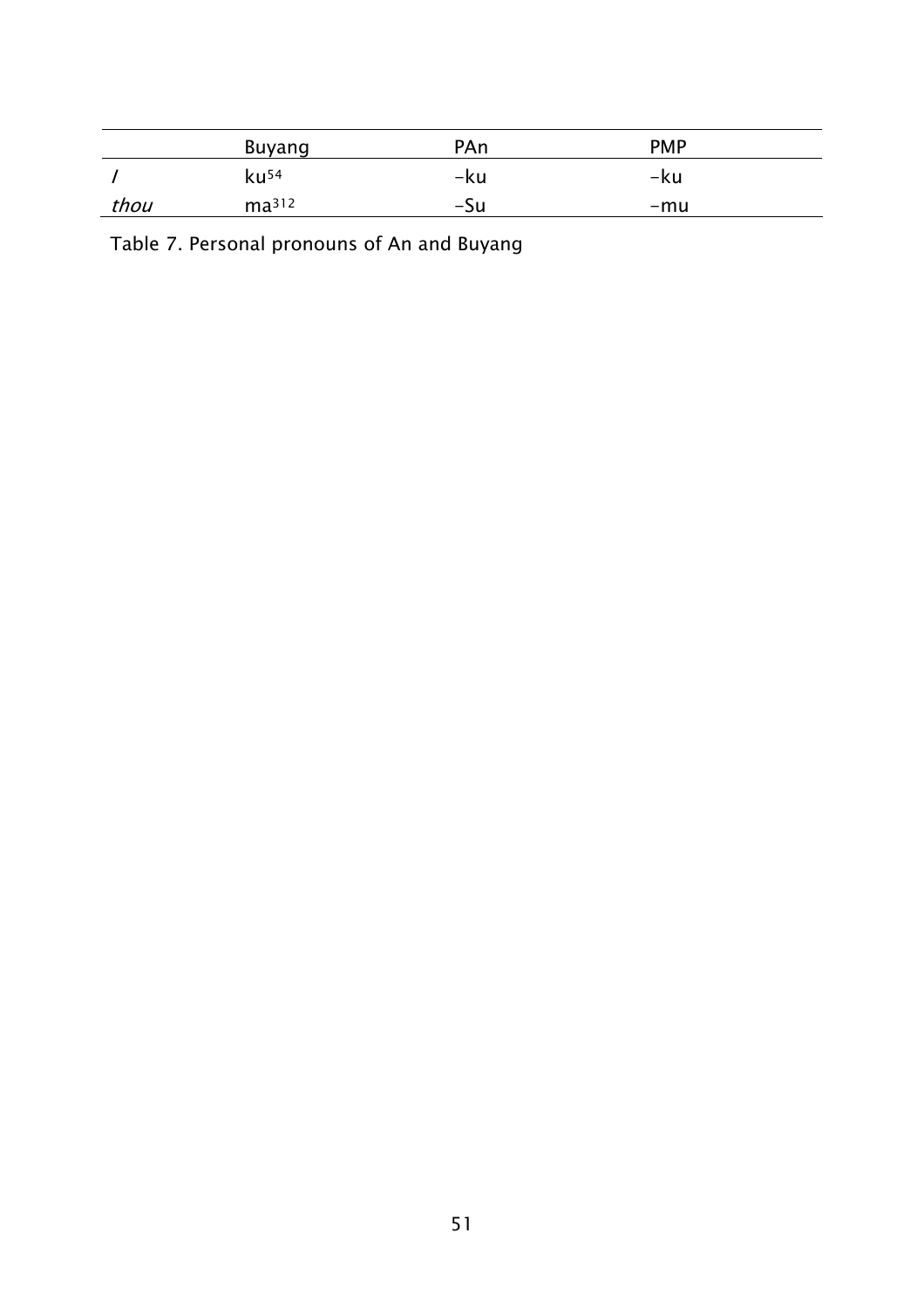| | Buyang | PAn | PMP |
|---|---|---|---|
| *I* | $ku^{54}$ | -ku | -ku |
| *thou* | $ma^{312}$ | -Su | -mu |

Table 7. Personal pronouns of An and Buyang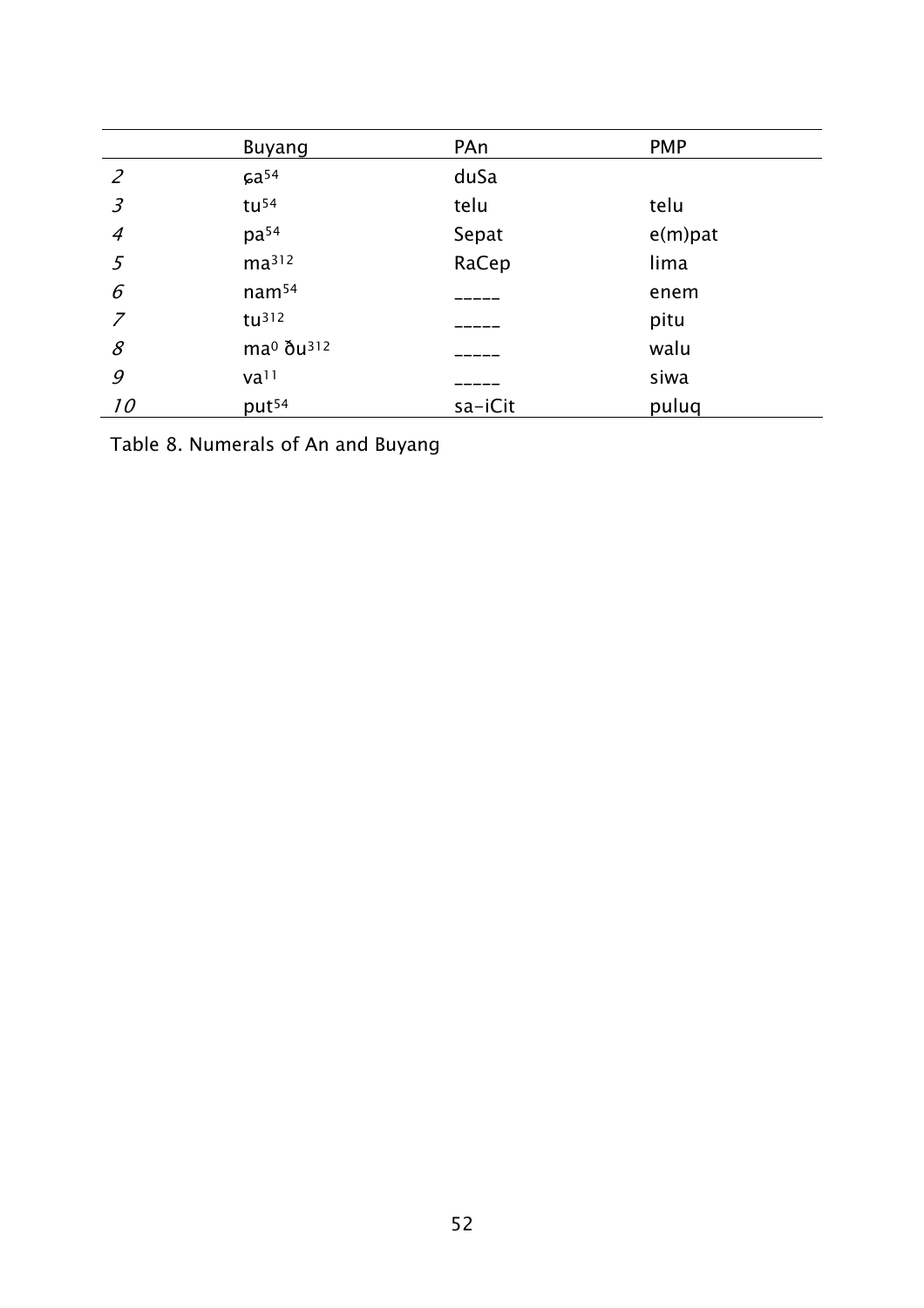| | Buyang | PAn | PMP |
|---|---|---|---|
| *2* | ɕa[54] | duSa | |
| *3* | tu[54] | telu | telu |
| *4* | pa[54] | Sepat | e(m)pat |
| *5* | ma[312] | RaCep | lima |
| *6* | nam[54] | _____ | enem |
| *7* | tu[312] | _____ | pitu |
| *8* | ma[0] ðu[312] | _____ | walu |
| *9* | va[11] | _____ | siwa |
| *10* | put[54] | sa-iCit | puluq |

Table 8. Numerals of An and Buyang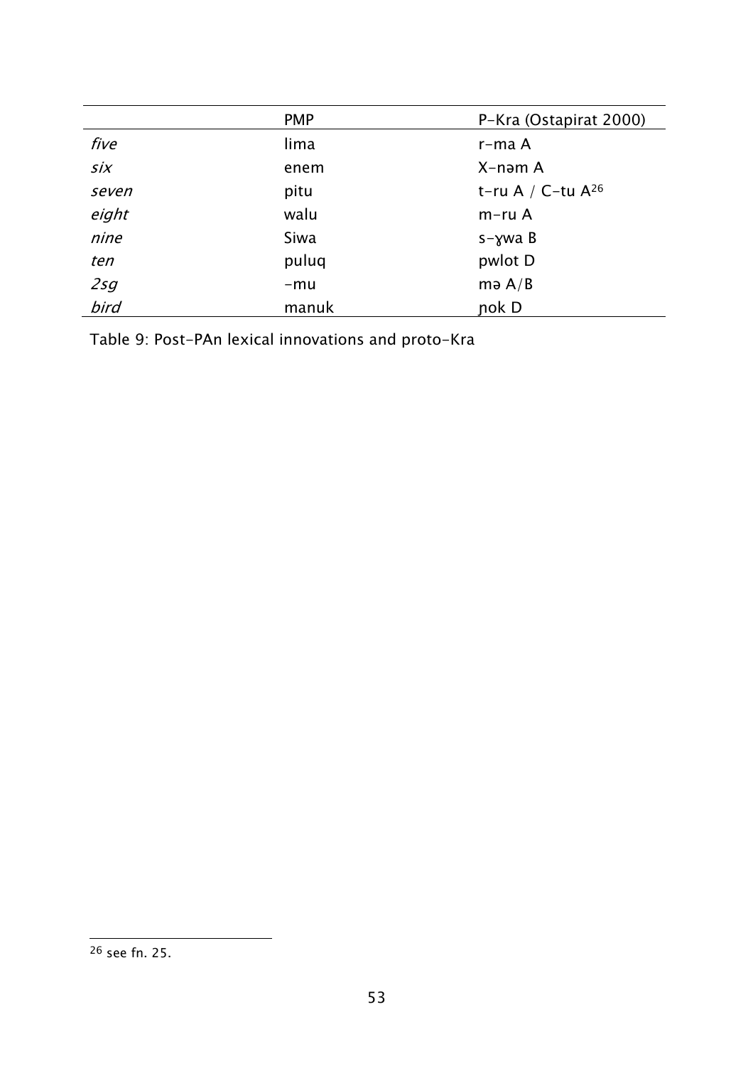| | PMP | P-Kra (Ostapirat 2000) |
|---|---|---|
| *five* | lima | r-ma A |
| *six* | enem | X-nəm A |
| *seven* | pitu | t-ru A / C-tu A[26] |
| *eight* | walu | m-ru A |
| *nine* | Siwa | s-ɣwa B |
| *ten* | puluq | pwlot D |
| *2sg* | -mu | mə A/B |
| *bird* | manuk | ɲok D |

Table 9: Post-PAn lexical innovations and proto-Kra

[26] see fn. 25.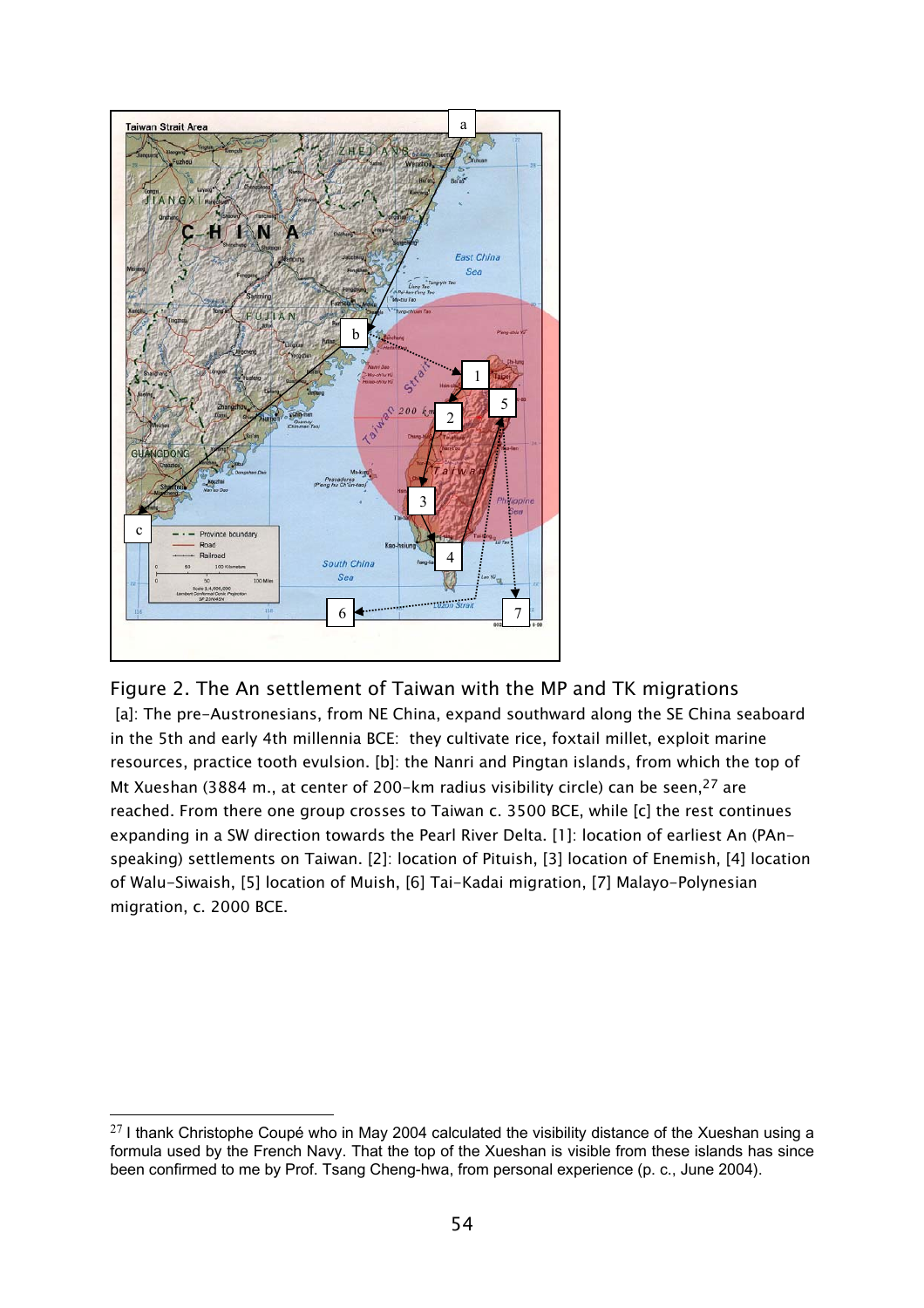Figure 2. The An settlement of Taiwan with the MP and TK migrations

[a]: The pre-Austronesians, from NE China, expand southward along the SE China seaboard in the 5th and early 4th millennia BCE: they cultivate rice, foxtail millet, exploit marine resources, practice tooth evulsion. [b]: the Nanri and Pingtan islands, from which the top of Mt Xueshan (3884 m., at center of 200-km radius visibility circle) can be seen,[27] are reached. From there one group crosses to Taiwan c. 3500 BCE, while [c] the rest continues expanding in a SW direction towards the Pearl River Delta. [1]: location of earliest An (PAn-speaking) settlements on Taiwan. [2]: location of Pituish, [3] location of Enemish, [4] location of Walu-Siwaish, [5] location of Muish, [6] Tai-Kadai migration, [7] Malayo-Polynesian migration, c. 2000 BCE.

[27] I thank Christophe Coupé who in May 2004 calculated the visibility distance of the Xueshan using a formula used by the French Navy. That the top of the Xueshan is visible from these islands has since been confirmed to me by Prof. Tsang Cheng-hwa, from personal experience (p. c., June 2004).